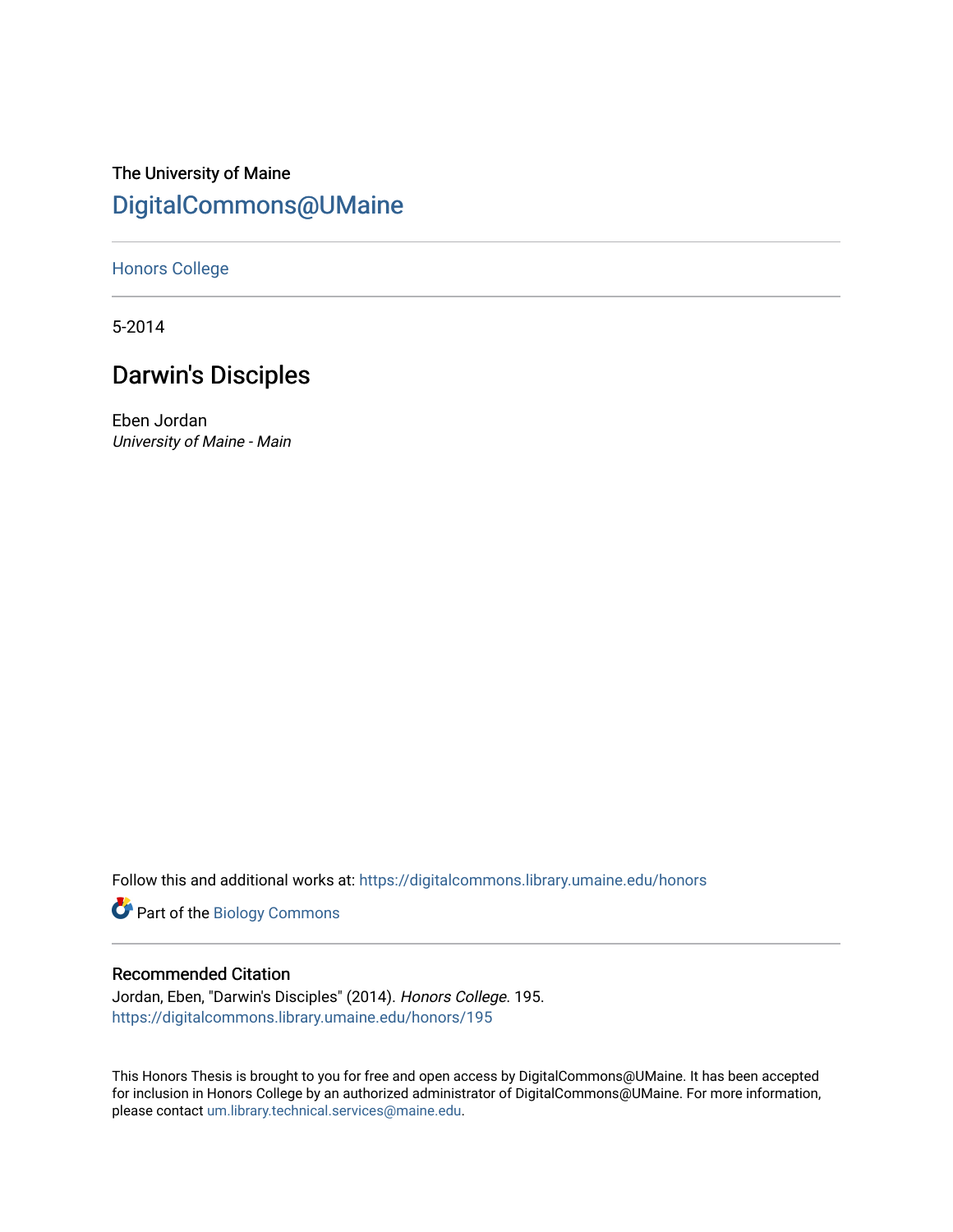The University of Maine

# DigitalCommons@UMaine

Honors College

5-2014

## Darwin's Disciples

Eben Jordan

*University of Maine - Main*

Follow this and additional works at: https://digitalcommons.library.umaine.edu/honors

Part of the Biology Commons

### Recommended Citation

Jordan, Eben, "Darwin's Disciples" (2014). *Honors College*. 195.
https://digitalcommons.library.umaine.edu/honors/195

This Honors Thesis is brought to you for free and open access by DigitalCommons@UMaine. It has been accepted for inclusion in Honors College by an authorized administrator of DigitalCommons@UMaine. For more information, please contact um.library.technical.services@maine.edu.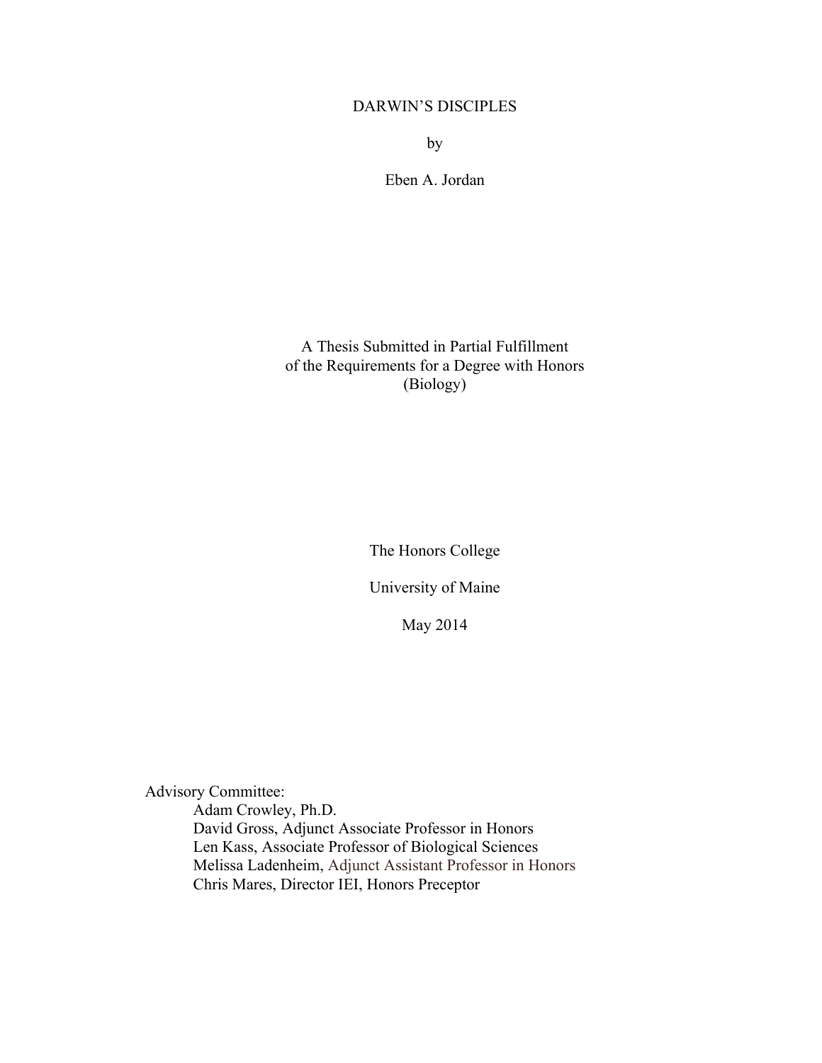# DARWIN'S DISCIPLES

by

Eben A. Jordan

A Thesis Submitted in Partial Fulfillment
of the Requirements for a Degree with Honors
(Biology)

The Honors College

University of Maine

May 2014

Advisory Committee:

Adam Crowley, Ph.D.
David Gross, Adjunct Associate Professor in Honors
Len Kass, Associate Professor of Biological Sciences
Melissa Ladenheim, Adjunct Assistant Professor in Honors
Chris Mares, Director IEI, Honors Preceptor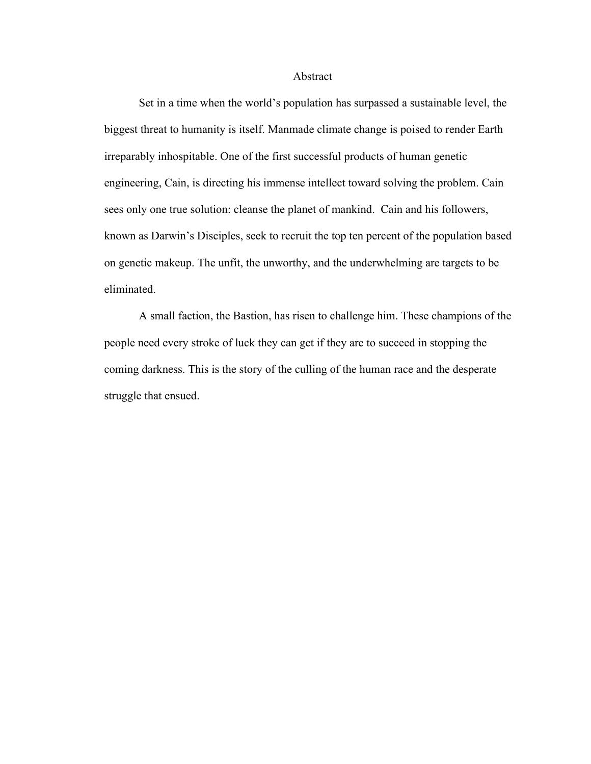# Abstract

Set in a time when the world's population has surpassed a sustainable level, the biggest threat to humanity is itself. Manmade climate change is poised to render Earth irreparably inhospitable. One of the first successful products of human genetic engineering, Cain, is directing his immense intellect toward solving the problem. Cain sees only one true solution: cleanse the planet of mankind. Cain and his followers, known as Darwin's Disciples, seek to recruit the top ten percent of the population based on genetic makeup. The unfit, the unworthy, and the underwhelming are targets to be eliminated.

A small faction, the Bastion, has risen to challenge him. These champions of the people need every stroke of luck they can get if they are to succeed in stopping the coming darkness. This is the story of the culling of the human race and the desperate struggle that ensued.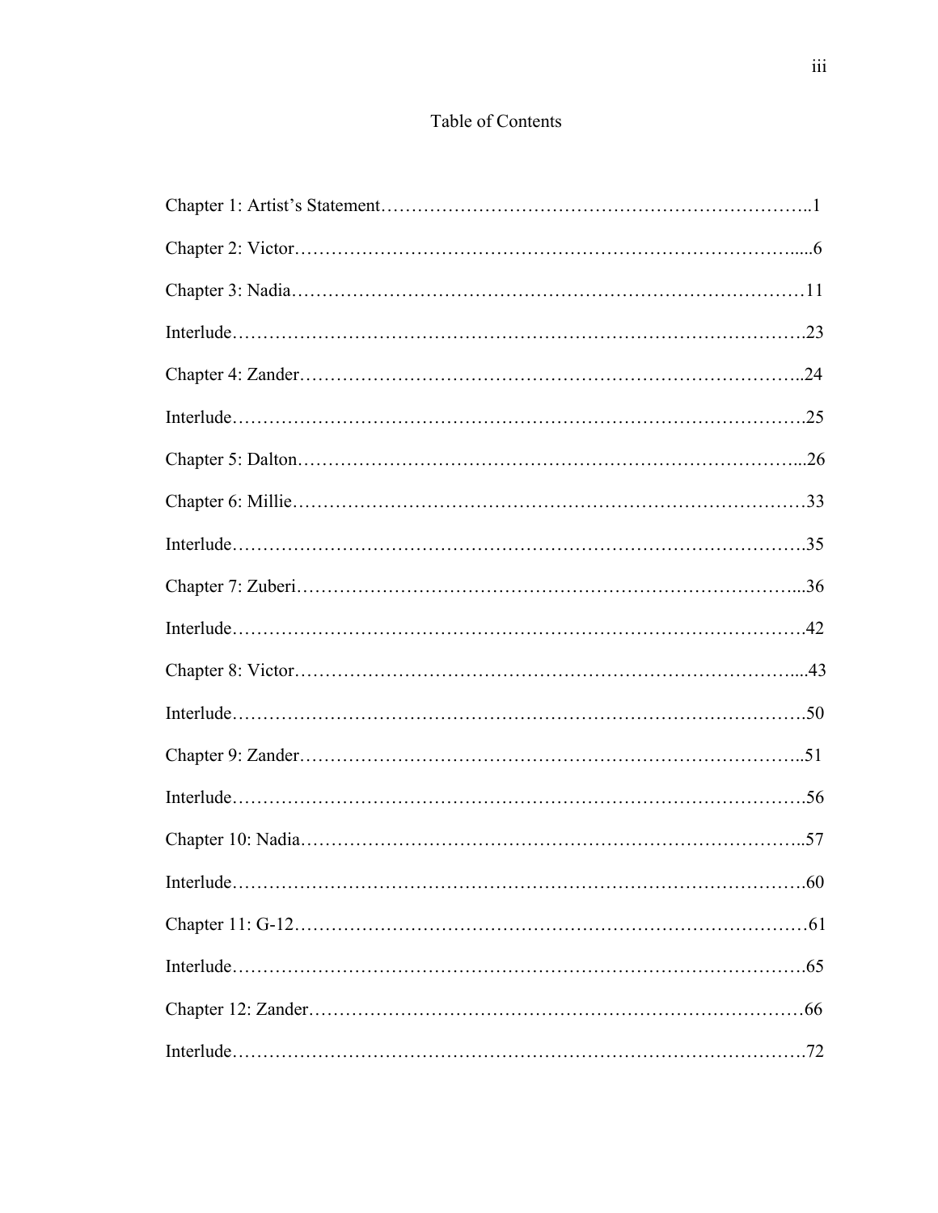# Table of Contents

Chapter 1: Artist's Statement……………………………………………………………..1

Chapter 2: Victor…………………………………………………………………….....6

Chapter 3: Nadia……………………………………………………………………….11

Interlude……………………………………………………………………………….23

Chapter 4: Zander……………………………………………………………………..24

Interlude……………………………………………………………………………….25

Chapter 5: Dalton……………………………………………………………………...26

Chapter 6: Millie……………………………………………………………………….33

Interlude……………………………………………………………………………….35

Chapter 7: Zuberi……………………………………………………………………...36

Interlude……………………………………………………………………………….42

Chapter 8: Victor……………………………………………………………………....43

Interlude……………………………………………………………………………….50

Chapter 9: Zander……………………………………………………………………..51

Interlude……………………………………………………………………………….56

Chapter 10: Nadia……………………………………………………………………..57

Interlude……………………………………………………………………………….60

Chapter 11: G-12………………………………………………………………………61

Interlude……………………………………………………………………………….65

Chapter 12: Zander…………………………………………………………………….66

Interlude……………………………………………………………………………….72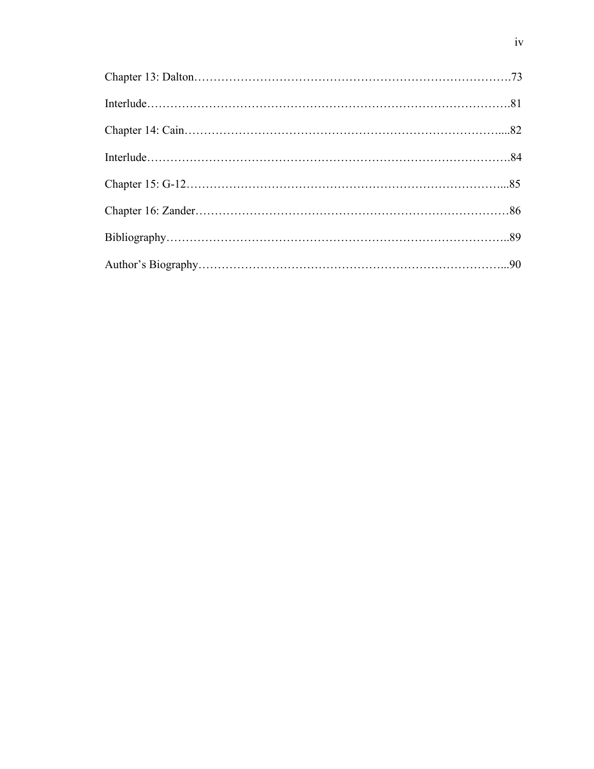Chapter 13: Dalton……………………………………………………………………….73

Interlude……………………………………………………………………………….81

Chapter 14: Cain………………………………………………………………………...82

Interlude……………………………………………………………………………….84

Chapter 15: G-12………………………………………………………………………...85

Chapter 16: Zander………………………………………………………………………86

Bibliography……………………………………………………………………………..89

Author's Biography……………………………………………………………………...90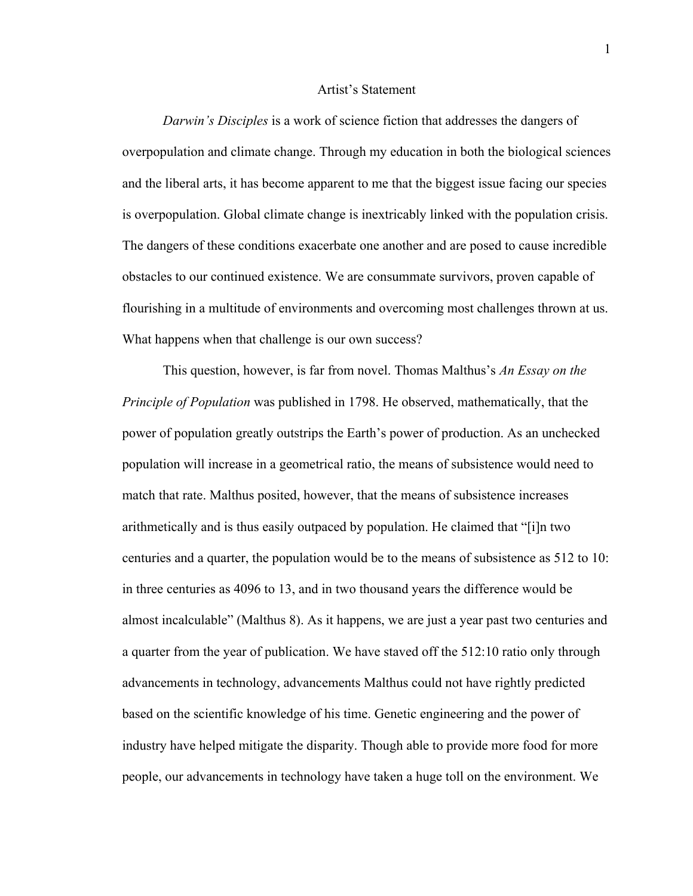# Artist's Statement

*Darwin's Disciples* is a work of science fiction that addresses the dangers of overpopulation and climate change. Through my education in both the biological sciences and the liberal arts, it has become apparent to me that the biggest issue facing our species is overpopulation. Global climate change is inextricably linked with the population crisis. The dangers of these conditions exacerbate one another and are posed to cause incredible obstacles to our continued existence. We are consummate survivors, proven capable of flourishing in a multitude of environments and overcoming most challenges thrown at us. What happens when that challenge is our own success?

This question, however, is far from novel. Thomas Malthus's *An Essay on the Principle of Population* was published in 1798. He observed, mathematically, that the power of population greatly outstrips the Earth's power of production. As an unchecked population will increase in a geometrical ratio, the means of subsistence would need to match that rate. Malthus posited, however, that the means of subsistence increases arithmetically and is thus easily outpaced by population. He claimed that "[i]n two centuries and a quarter, the population would be to the means of subsistence as 512 to 10: in three centuries as 4096 to 13, and in two thousand years the difference would be almost incalculable" (Malthus 8). As it happens, we are just a year past two centuries and a quarter from the year of publication. We have staved off the 512:10 ratio only through advancements in technology, advancements Malthus could not have rightly predicted based on the scientific knowledge of his time. Genetic engineering and the power of industry have helped mitigate the disparity. Though able to provide more food for more people, our advancements in technology have taken a huge toll on the environment. We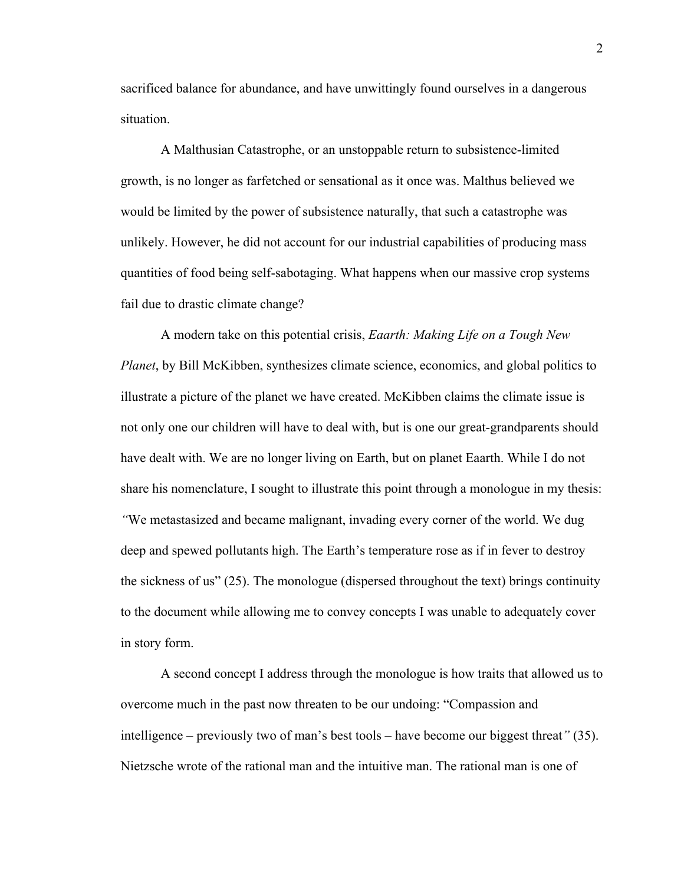sacrificed balance for abundance, and have unwittingly found ourselves in a dangerous situation.

A Malthusian Catastrophe, or an unstoppable return to subsistence-limited growth, is no longer as farfetched or sensational as it once was. Malthus believed we would be limited by the power of subsistence naturally, that such a catastrophe was unlikely. However, he did not account for our industrial capabilities of producing mass quantities of food being self-sabotaging. What happens when our massive crop systems fail due to drastic climate change?

A modern take on this potential crisis, *Eaarth: Making Life on a Tough New Planet*, by Bill McKibben, synthesizes climate science, economics, and global politics to illustrate a picture of the planet we have created. McKibben claims the climate issue is not only one our children will have to deal with, but is one our great-grandparents should have dealt with. We are no longer living on Earth, but on planet Eaarth. While I do not share his nomenclature, I sought to illustrate this point through a monologue in my thesis: *"*We metastasized and became malignant, invading every corner of the world. We dug deep and spewed pollutants high. The Earth's temperature rose as if in fever to destroy the sickness of us" (25). The monologue (dispersed throughout the text) brings continuity to the document while allowing me to convey concepts I was unable to adequately cover in story form.

A second concept I address through the monologue is how traits that allowed us to overcome much in the past now threaten to be our undoing: "Compassion and intelligence – previously two of man's best tools – have become our biggest threat*"* (35). Nietzsche wrote of the rational man and the intuitive man. The rational man is one of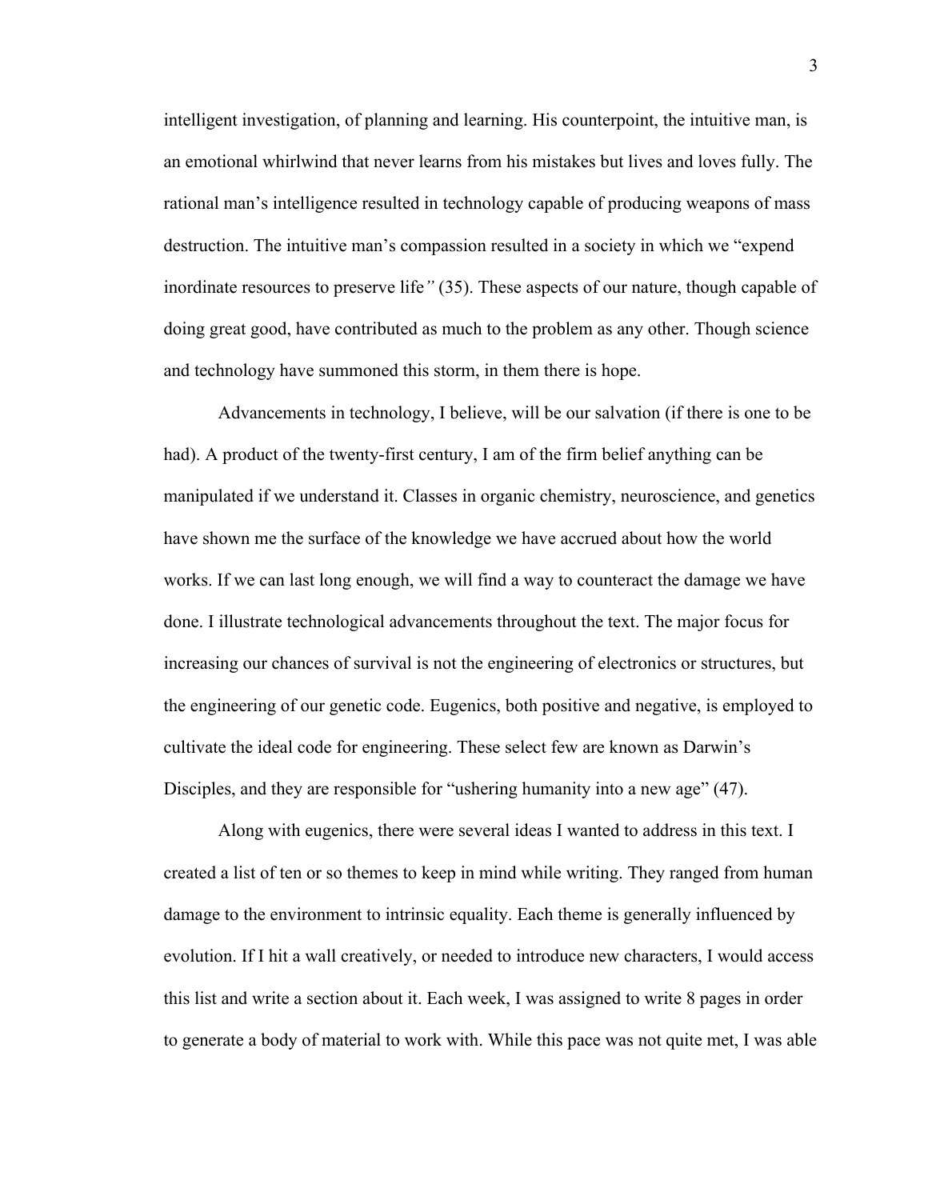intelligent investigation, of planning and learning. His counterpoint, the intuitive man, is an emotional whirlwind that never learns from his mistakes but lives and loves fully. The rational man's intelligence resulted in technology capable of producing weapons of mass destruction. The intuitive man's compassion resulted in a society in which we "expend inordinate resources to preserve life*"* (35). These aspects of our nature, though capable of doing great good, have contributed as much to the problem as any other. Though science and technology have summoned this storm, in them there is hope.

Advancements in technology, I believe, will be our salvation (if there is one to be had). A product of the twenty-first century, I am of the firm belief anything can be manipulated if we understand it. Classes in organic chemistry, neuroscience, and genetics have shown me the surface of the knowledge we have accrued about how the world works. If we can last long enough, we will find a way to counteract the damage we have done. I illustrate technological advancements throughout the text. The major focus for increasing our chances of survival is not the engineering of electronics or structures, but the engineering of our genetic code. Eugenics, both positive and negative, is employed to cultivate the ideal code for engineering. These select few are known as Darwin's Disciples, and they are responsible for "ushering humanity into a new age" (47).

Along with eugenics, there were several ideas I wanted to address in this text. I created a list of ten or so themes to keep in mind while writing. They ranged from human damage to the environment to intrinsic equality. Each theme is generally influenced by evolution. If I hit a wall creatively, or needed to introduce new characters, I would access this list and write a section about it. Each week, I was assigned to write 8 pages in order to generate a body of material to work with. While this pace was not quite met, I was able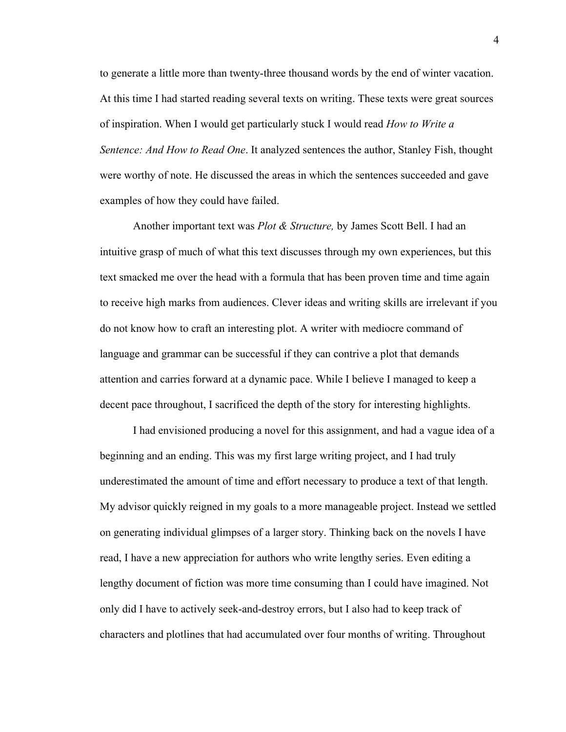to generate a little more than twenty-three thousand words by the end of winter vacation. At this time I had started reading several texts on writing. These texts were great sources of inspiration. When I would get particularly stuck I would read *How to Write a Sentence: And How to Read One*. It analyzed sentences the author, Stanley Fish, thought were worthy of note. He discussed the areas in which the sentences succeeded and gave examples of how they could have failed.

Another important text was *Plot & Structure,* by James Scott Bell. I had an intuitive grasp of much of what this text discusses through my own experiences, but this text smacked me over the head with a formula that has been proven time and time again to receive high marks from audiences. Clever ideas and writing skills are irrelevant if you do not know how to craft an interesting plot. A writer with mediocre command of language and grammar can be successful if they can contrive a plot that demands attention and carries forward at a dynamic pace. While I believe I managed to keep a decent pace throughout, I sacrificed the depth of the story for interesting highlights.

I had envisioned producing a novel for this assignment, and had a vague idea of a beginning and an ending. This was my first large writing project, and I had truly underestimated the amount of time and effort necessary to produce a text of that length. My advisor quickly reigned in my goals to a more manageable project. Instead we settled on generating individual glimpses of a larger story. Thinking back on the novels I have read, I have a new appreciation for authors who write lengthy series. Even editing a lengthy document of fiction was more time consuming than I could have imagined. Not only did I have to actively seek-and-destroy errors, but I also had to keep track of characters and plotlines that had accumulated over four months of writing. Throughout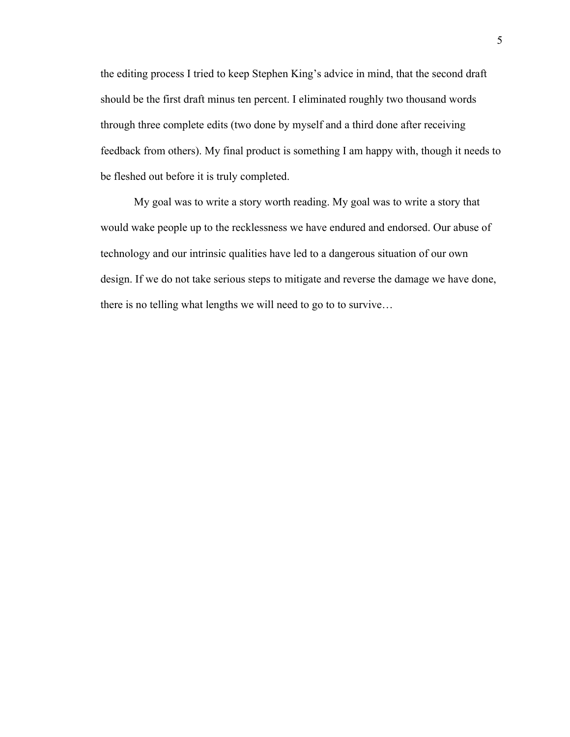the editing process I tried to keep Stephen King's advice in mind, that the second draft should be the first draft minus ten percent. I eliminated roughly two thousand words through three complete edits (two done by myself and a third done after receiving feedback from others). My final product is something I am happy with, though it needs to be fleshed out before it is truly completed.

My goal was to write a story worth reading. My goal was to write a story that would wake people up to the recklessness we have endured and endorsed. Our abuse of technology and our intrinsic qualities have led to a dangerous situation of our own design. If we do not take serious steps to mitigate and reverse the damage we have done, there is no telling what lengths we will need to go to to survive…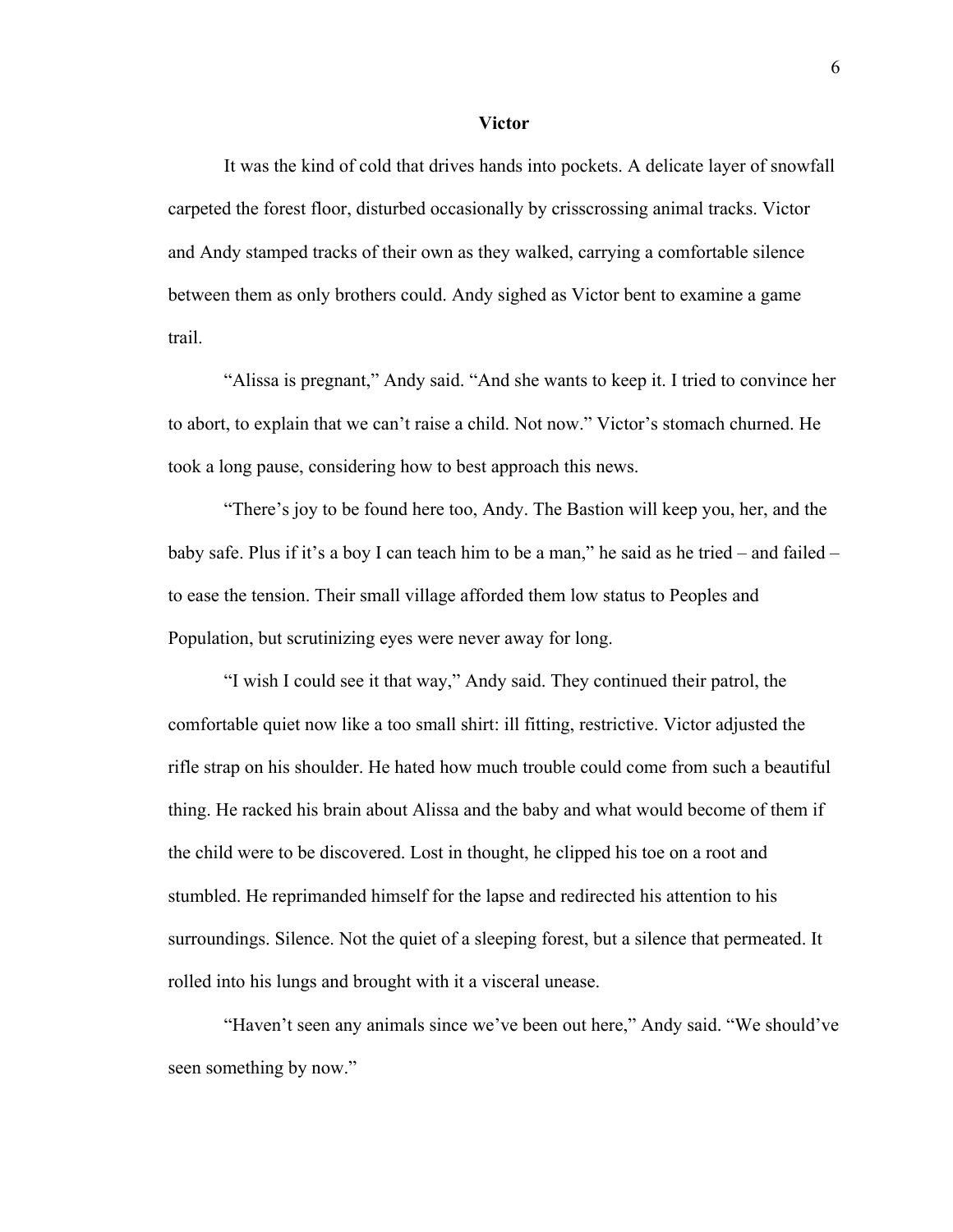## Victor

It was the kind of cold that drives hands into pockets. A delicate layer of snowfall carpeted the forest floor, disturbed occasionally by crisscrossing animal tracks. Victor and Andy stamped tracks of their own as they walked, carrying a comfortable silence between them as only brothers could. Andy sighed as Victor bent to examine a game trail.

"Alissa is pregnant," Andy said. "And she wants to keep it. I tried to convince her to abort, to explain that we can't raise a child. Not now." Victor's stomach churned. He took a long pause, considering how to best approach this news.

"There's joy to be found here too, Andy. The Bastion will keep you, her, and the baby safe. Plus if it's a boy I can teach him to be a man," he said as he tried – and failed – to ease the tension. Their small village afforded them low status to Peoples and Population, but scrutinizing eyes were never away for long.

"I wish I could see it that way," Andy said. They continued their patrol, the comfortable quiet now like a too small shirt: ill fitting, restrictive. Victor adjusted the rifle strap on his shoulder. He hated how much trouble could come from such a beautiful thing. He racked his brain about Alissa and the baby and what would become of them if the child were to be discovered. Lost in thought, he clipped his toe on a root and stumbled. He reprimanded himself for the lapse and redirected his attention to his surroundings. Silence. Not the quiet of a sleeping forest, but a silence that permeated. It rolled into his lungs and brought with it a visceral unease.

"Haven't seen any animals since we've been out here," Andy said. "We should've seen something by now."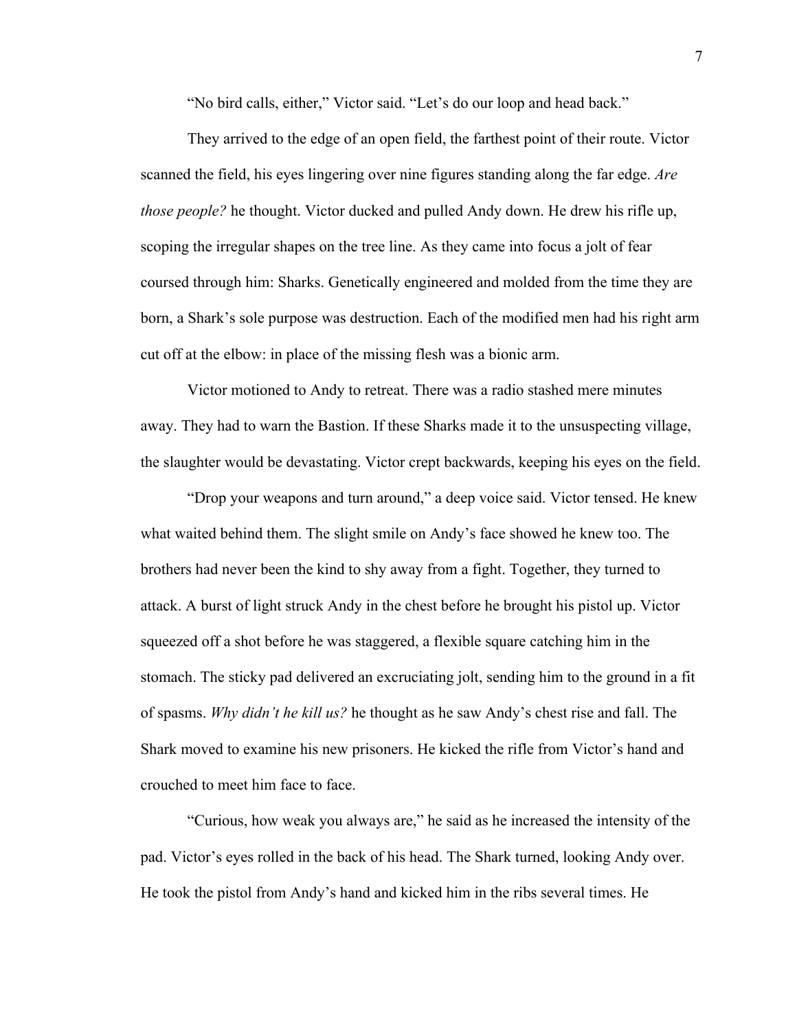"No bird calls, either," Victor said. "Let's do our loop and head back."

They arrived to the edge of an open field, the farthest point of their route. Victor scanned the field, his eyes lingering over nine figures standing along the far edge. *Are those people?* he thought. Victor ducked and pulled Andy down. He drew his rifle up, scoping the irregular shapes on the tree line. As they came into focus a jolt of fear coursed through him: Sharks. Genetically engineered and molded from the time they are born, a Shark's sole purpose was destruction. Each of the modified men had his right arm cut off at the elbow: in place of the missing flesh was a bionic arm.

Victor motioned to Andy to retreat. There was a radio stashed mere minutes away. They had to warn the Bastion. If these Sharks made it to the unsuspecting village, the slaughter would be devastating. Victor crept backwards, keeping his eyes on the field.

"Drop your weapons and turn around," a deep voice said. Victor tensed. He knew what waited behind them. The slight smile on Andy's face showed he knew too. The brothers had never been the kind to shy away from a fight. Together, they turned to attack. A burst of light struck Andy in the chest before he brought his pistol up. Victor squeezed off a shot before he was staggered, a flexible square catching him in the stomach. The sticky pad delivered an excruciating jolt, sending him to the ground in a fit of spasms. *Why didn't he kill us?* he thought as he saw Andy's chest rise and fall. The Shark moved to examine his new prisoners. He kicked the rifle from Victor's hand and crouched to meet him face to face.

"Curious, how weak you always are," he said as he increased the intensity of the pad. Victor's eyes rolled in the back of his head. The Shark turned, looking Andy over. He took the pistol from Andy's hand and kicked him in the ribs several times. He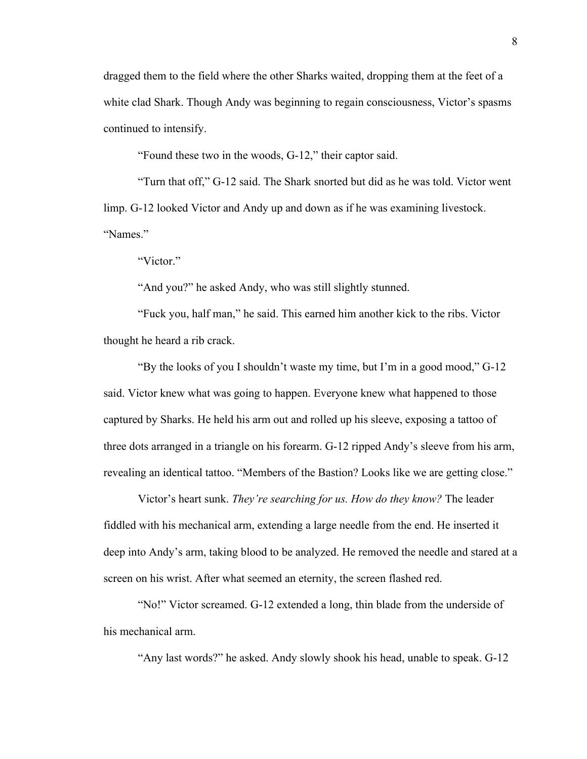dragged them to the field where the other Sharks waited, dropping them at the feet of a white clad Shark. Though Andy was beginning to regain consciousness, Victor's spasms continued to intensify.

"Found these two in the woods, G-12," their captor said.

"Turn that off," G-12 said. The Shark snorted but did as he was told. Victor went limp. G-12 looked Victor and Andy up and down as if he was examining livestock. "Names."

"Victor."

"And you?" he asked Andy, who was still slightly stunned.

"Fuck you, half man," he said. This earned him another kick to the ribs. Victor thought he heard a rib crack.

"By the looks of you I shouldn't waste my time, but I'm in a good mood," G-12 said. Victor knew what was going to happen. Everyone knew what happened to those captured by Sharks. He held his arm out and rolled up his sleeve, exposing a tattoo of three dots arranged in a triangle on his forearm. G-12 ripped Andy's sleeve from his arm, revealing an identical tattoo. "Members of the Bastion? Looks like we are getting close."

Victor's heart sunk. *They're searching for us. How do they know?* The leader fiddled with his mechanical arm, extending a large needle from the end. He inserted it deep into Andy's arm, taking blood to be analyzed. He removed the needle and stared at a screen on his wrist. After what seemed an eternity, the screen flashed red.

"No!" Victor screamed. G-12 extended a long, thin blade from the underside of his mechanical arm.

"Any last words?" he asked. Andy slowly shook his head, unable to speak. G-12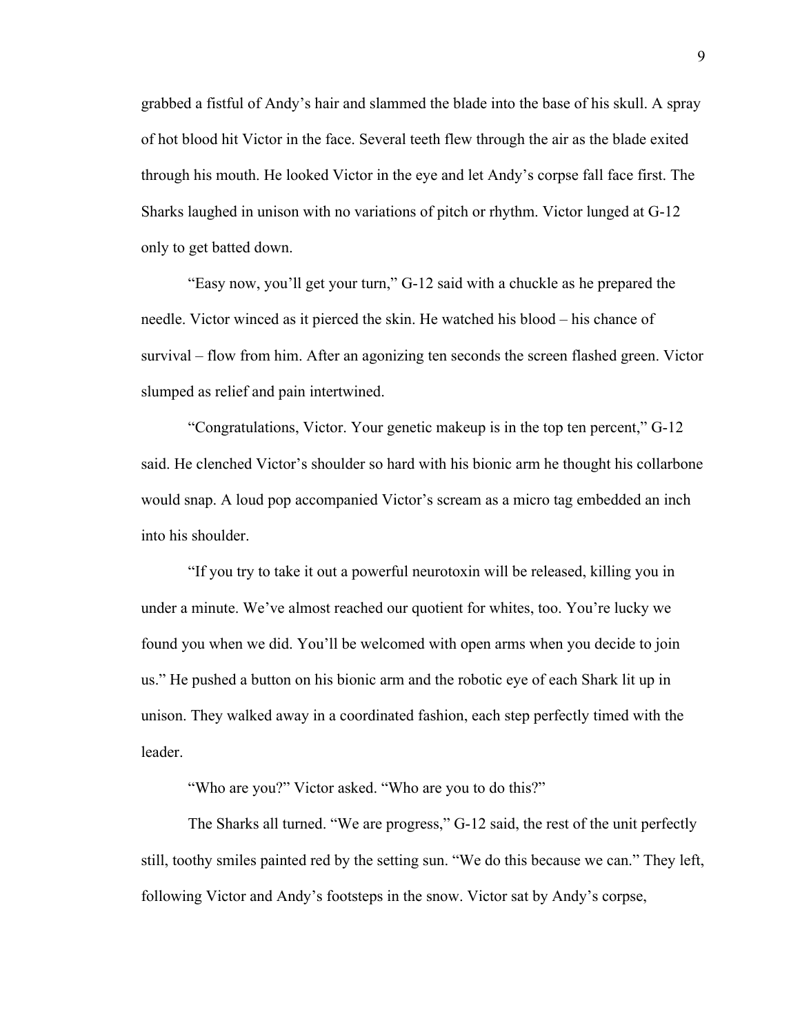grabbed a fistful of Andy's hair and slammed the blade into the base of his skull. A spray of hot blood hit Victor in the face. Several teeth flew through the air as the blade exited through his mouth. He looked Victor in the eye and let Andy's corpse fall face first. The Sharks laughed in unison with no variations of pitch or rhythm. Victor lunged at G-12 only to get batted down.

"Easy now, you'll get your turn," G-12 said with a chuckle as he prepared the needle. Victor winced as it pierced the skin. He watched his blood – his chance of survival – flow from him. After an agonizing ten seconds the screen flashed green. Victor slumped as relief and pain intertwined.

"Congratulations, Victor. Your genetic makeup is in the top ten percent," G-12 said. He clenched Victor's shoulder so hard with his bionic arm he thought his collarbone would snap. A loud pop accompanied Victor's scream as a micro tag embedded an inch into his shoulder.

"If you try to take it out a powerful neurotoxin will be released, killing you in under a minute. We've almost reached our quotient for whites, too. You're lucky we found you when we did. You'll be welcomed with open arms when you decide to join us." He pushed a button on his bionic arm and the robotic eye of each Shark lit up in unison. They walked away in a coordinated fashion, each step perfectly timed with the leader.

"Who are you?" Victor asked. "Who are you to do this?"

The Sharks all turned. "We are progress," G-12 said, the rest of the unit perfectly still, toothy smiles painted red by the setting sun. "We do this because we can." They left, following Victor and Andy's footsteps in the snow. Victor sat by Andy's corpse,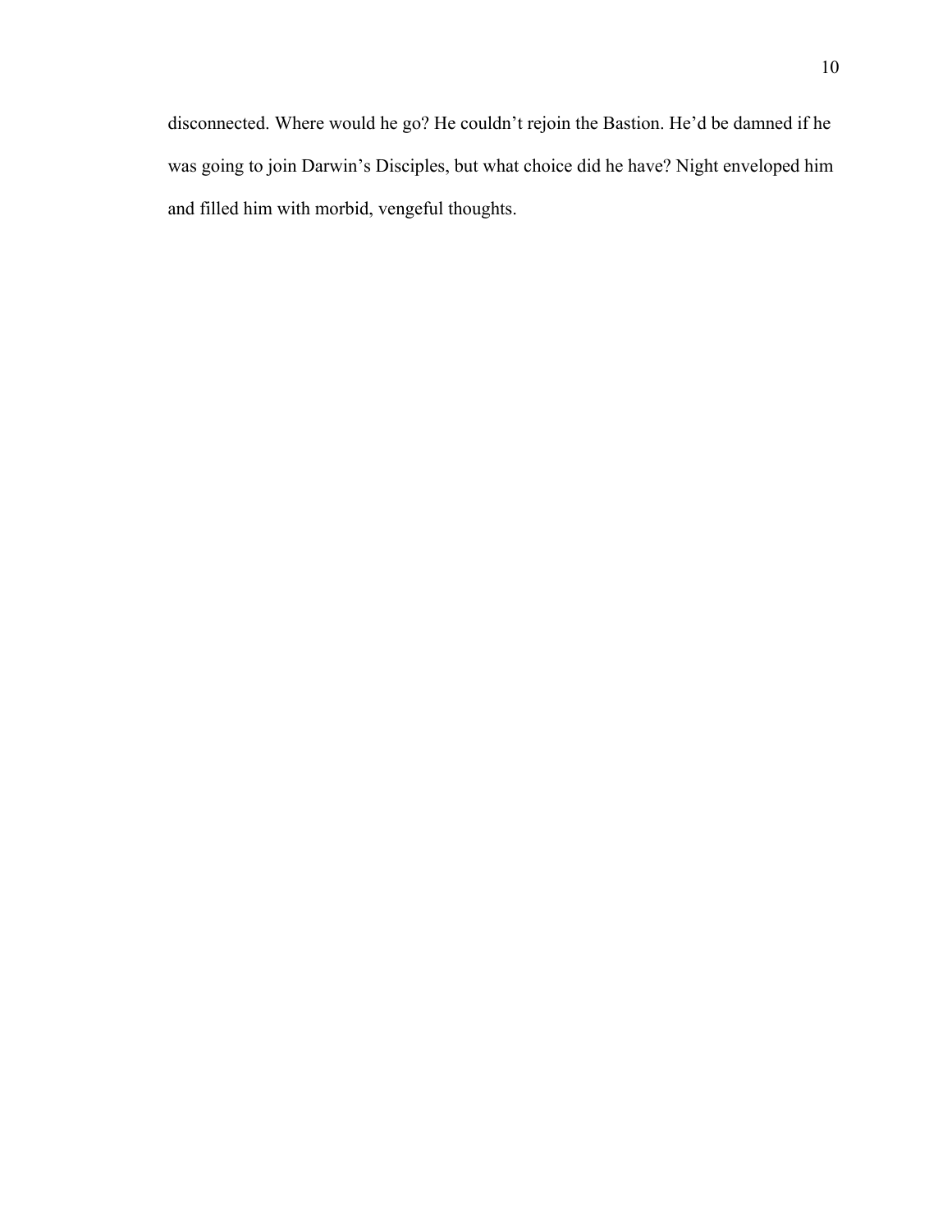disconnected. Where would he go? He couldn’t rejoin the Bastion. He’d be damned if he was going to join Darwin’s Disciples, but what choice did he have? Night enveloped him and filled him with morbid, vengeful thoughts.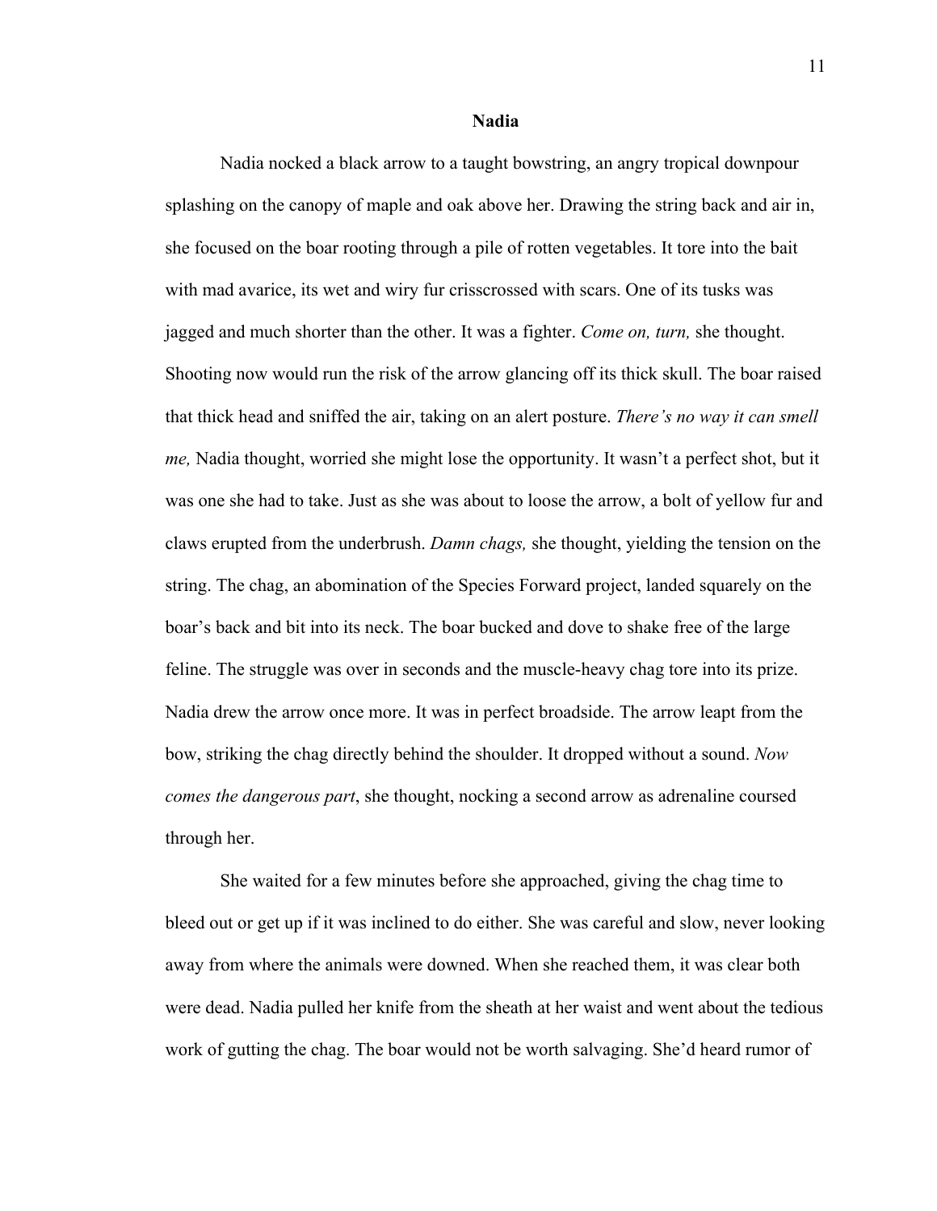## Nadia

Nadia nocked a black arrow to a taught bowstring, an angry tropical downpour splashing on the canopy of maple and oak above her. Drawing the string back and air in, she focused on the boar rooting through a pile of rotten vegetables. It tore into the bait with mad avarice, its wet and wiry fur crisscrossed with scars. One of its tusks was jagged and much shorter than the other. It was a fighter. *Come on, turn,* she thought. Shooting now would run the risk of the arrow glancing off its thick skull. The boar raised that thick head and sniffed the air, taking on an alert posture. *There's no way it can smell me,* Nadia thought, worried she might lose the opportunity. It wasn't a perfect shot, but it was one she had to take. Just as she was about to loose the arrow, a bolt of yellow fur and claws erupted from the underbrush. *Damn chags,* she thought, yielding the tension on the string. The chag, an abomination of the Species Forward project, landed squarely on the boar's back and bit into its neck. The boar bucked and dove to shake free of the large feline. The struggle was over in seconds and the muscle-heavy chag tore into its prize. Nadia drew the arrow once more. It was in perfect broadside. The arrow leapt from the bow, striking the chag directly behind the shoulder. It dropped without a sound. *Now comes the dangerous part*, she thought, nocking a second arrow as adrenaline coursed through her.

She waited for a few minutes before she approached, giving the chag time to bleed out or get up if it was inclined to do either. She was careful and slow, never looking away from where the animals were downed. When she reached them, it was clear both were dead. Nadia pulled her knife from the sheath at her waist and went about the tedious work of gutting the chag. The boar would not be worth salvaging. She'd heard rumor of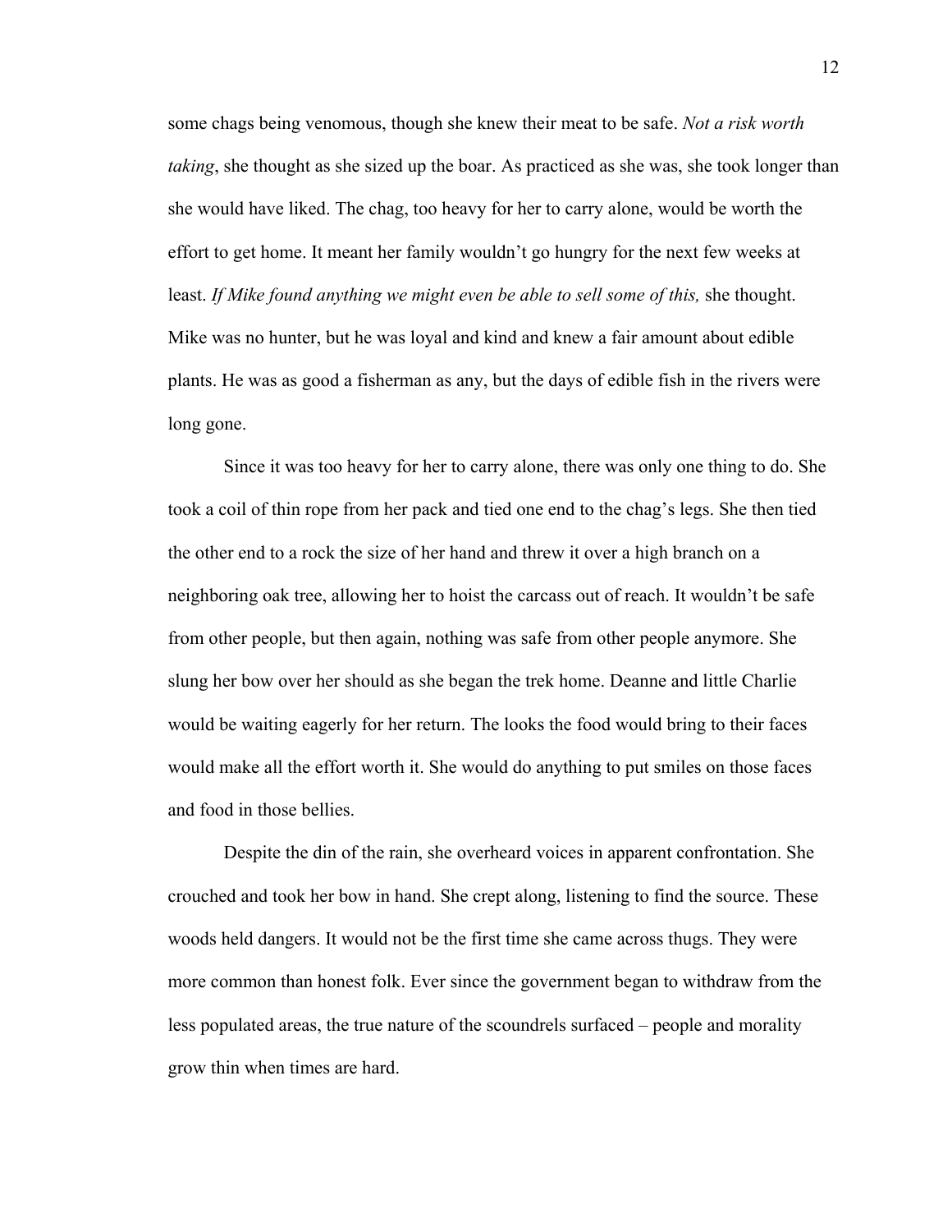some chags being venomous, though she knew their meat to be safe. *Not a risk worth taking*, she thought as she sized up the boar. As practiced as she was, she took longer than she would have liked. The chag, too heavy for her to carry alone, would be worth the effort to get home. It meant her family wouldn't go hungry for the next few weeks at least. *If Mike found anything we might even be able to sell some of this,* she thought. Mike was no hunter, but he was loyal and kind and knew a fair amount about edible plants. He was as good a fisherman as any, but the days of edible fish in the rivers were long gone.

Since it was too heavy for her to carry alone, there was only one thing to do. She took a coil of thin rope from her pack and tied one end to the chag's legs. She then tied the other end to a rock the size of her hand and threw it over a high branch on a neighboring oak tree, allowing her to hoist the carcass out of reach. It wouldn't be safe from other people, but then again, nothing was safe from other people anymore. She slung her bow over her should as she began the trek home. Deanne and little Charlie would be waiting eagerly for her return. The looks the food would bring to their faces would make all the effort worth it. She would do anything to put smiles on those faces and food in those bellies.

Despite the din of the rain, she overheard voices in apparent confrontation. She crouched and took her bow in hand. She crept along, listening to find the source. These woods held dangers. It would not be the first time she came across thugs. They were more common than honest folk. Ever since the government began to withdraw from the less populated areas, the true nature of the scoundrels surfaced – people and morality grow thin when times are hard.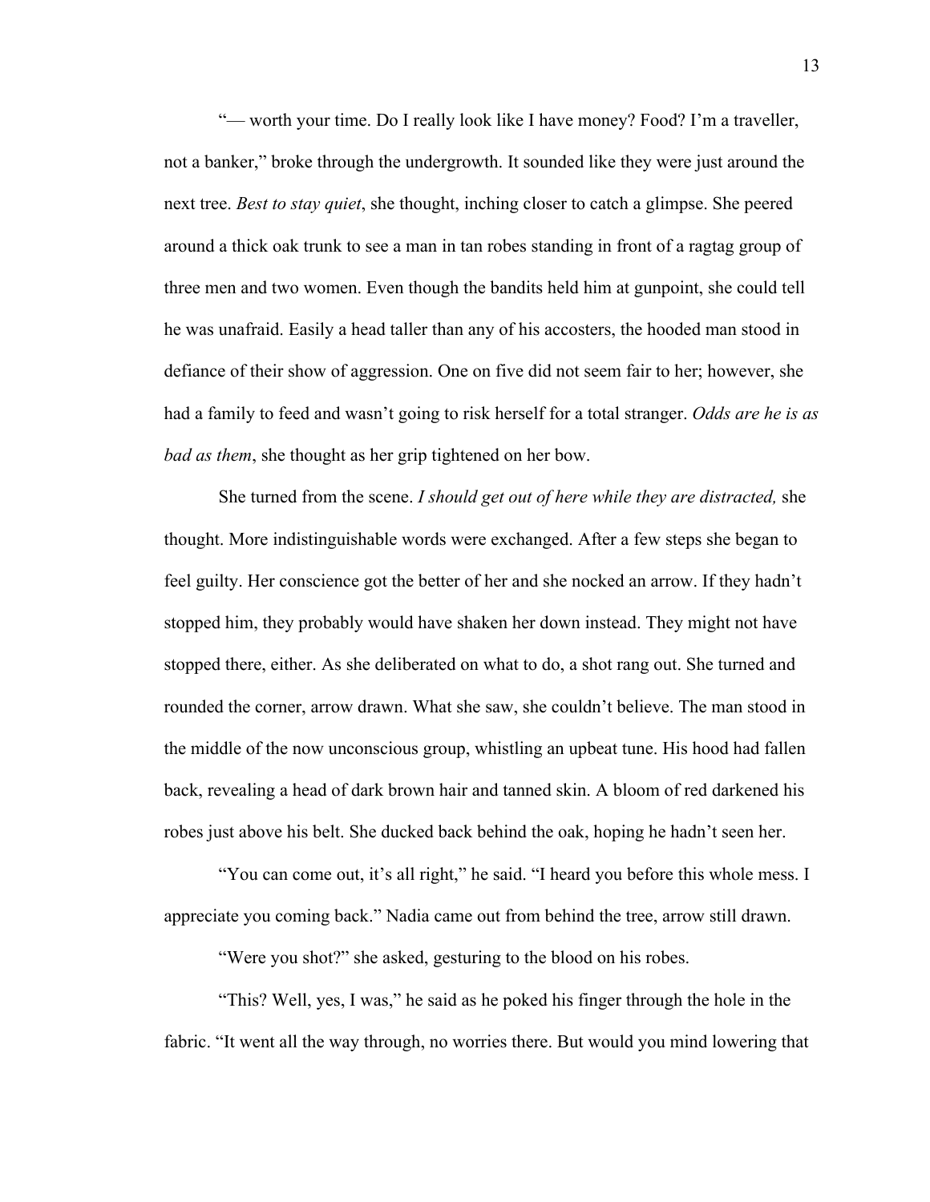"— worth your time. Do I really look like I have money? Food? I'm a traveller, not a banker," broke through the undergrowth. It sounded like they were just around the next tree. *Best to stay quiet*, she thought, inching closer to catch a glimpse. She peered around a thick oak trunk to see a man in tan robes standing in front of a ragtag group of three men and two women. Even though the bandits held him at gunpoint, she could tell he was unafraid. Easily a head taller than any of his accosters, the hooded man stood in defiance of their show of aggression. One on five did not seem fair to her; however, she had a family to feed and wasn't going to risk herself for a total stranger. *Odds are he is as bad as them*, she thought as her grip tightened on her bow.

She turned from the scene. *I should get out of here while they are distracted,* she thought. More indistinguishable words were exchanged. After a few steps she began to feel guilty. Her conscience got the better of her and she nocked an arrow. If they hadn't stopped him, they probably would have shaken her down instead. They might not have stopped there, either. As she deliberated on what to do, a shot rang out. She turned and rounded the corner, arrow drawn. What she saw, she couldn't believe. The man stood in the middle of the now unconscious group, whistling an upbeat tune. His hood had fallen back, revealing a head of dark brown hair and tanned skin. A bloom of red darkened his robes just above his belt. She ducked back behind the oak, hoping he hadn't seen her.

"You can come out, it's all right," he said. "I heard you before this whole mess. I appreciate you coming back." Nadia came out from behind the tree, arrow still drawn.

"Were you shot?" she asked, gesturing to the blood on his robes.

"This? Well, yes, I was," he said as he poked his finger through the hole in the fabric. "It went all the way through, no worries there. But would you mind lowering that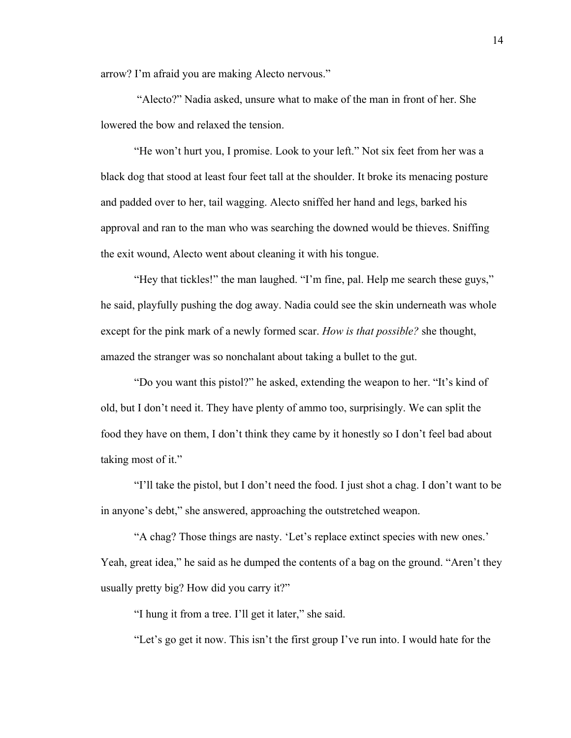arrow? I'm afraid you are making Alecto nervous."

"Alecto?" Nadia asked, unsure what to make of the man in front of her. She lowered the bow and relaxed the tension.

"He won't hurt you, I promise. Look to your left." Not six feet from her was a black dog that stood at least four feet tall at the shoulder. It broke its menacing posture and padded over to her, tail wagging. Alecto sniffed her hand and legs, barked his approval and ran to the man who was searching the downed would be thieves. Sniffing the exit wound, Alecto went about cleaning it with his tongue.

"Hey that tickles!" the man laughed. "I'm fine, pal. Help me search these guys," he said, playfully pushing the dog away. Nadia could see the skin underneath was whole except for the pink mark of a newly formed scar. *How is that possible?* she thought, amazed the stranger was so nonchalant about taking a bullet to the gut.

"Do you want this pistol?" he asked, extending the weapon to her. "It's kind of old, but I don't need it. They have plenty of ammo too, surprisingly. We can split the food they have on them, I don't think they came by it honestly so I don't feel bad about taking most of it."

"I'll take the pistol, but I don't need the food. I just shot a chag. I don't want to be in anyone's debt," she answered, approaching the outstretched weapon.

"A chag? Those things are nasty. 'Let's replace extinct species with new ones.' Yeah, great idea," he said as he dumped the contents of a bag on the ground. "Aren't they usually pretty big? How did you carry it?"

"I hung it from a tree. I'll get it later," she said.

"Let's go get it now. This isn't the first group I've run into. I would hate for the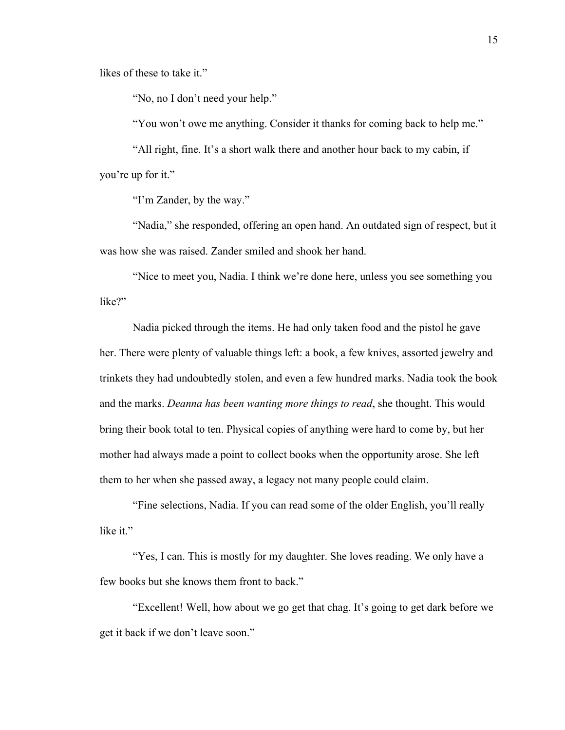likes of these to take it."

"No, no I don't need your help."

"You won't owe me anything. Consider it thanks for coming back to help me."

"All right, fine. It's a short walk there and another hour back to my cabin, if you're up for it."

"I'm Zander, by the way."

"Nadia," she responded, offering an open hand. An outdated sign of respect, but it was how she was raised. Zander smiled and shook her hand.

"Nice to meet you, Nadia. I think we're done here, unless you see something you like?"

Nadia picked through the items. He had only taken food and the pistol he gave her. There were plenty of valuable things left: a book, a few knives, assorted jewelry and trinkets they had undoubtedly stolen, and even a few hundred marks. Nadia took the book and the marks. *Deanna has been wanting more things to read*, she thought. This would bring their book total to ten. Physical copies of anything were hard to come by, but her mother had always made a point to collect books when the opportunity arose. She left them to her when she passed away, a legacy not many people could claim.

"Fine selections, Nadia. If you can read some of the older English, you'll really like it."

"Yes, I can. This is mostly for my daughter. She loves reading. We only have a few books but she knows them front to back."

"Excellent! Well, how about we go get that chag. It's going to get dark before we get it back if we don't leave soon."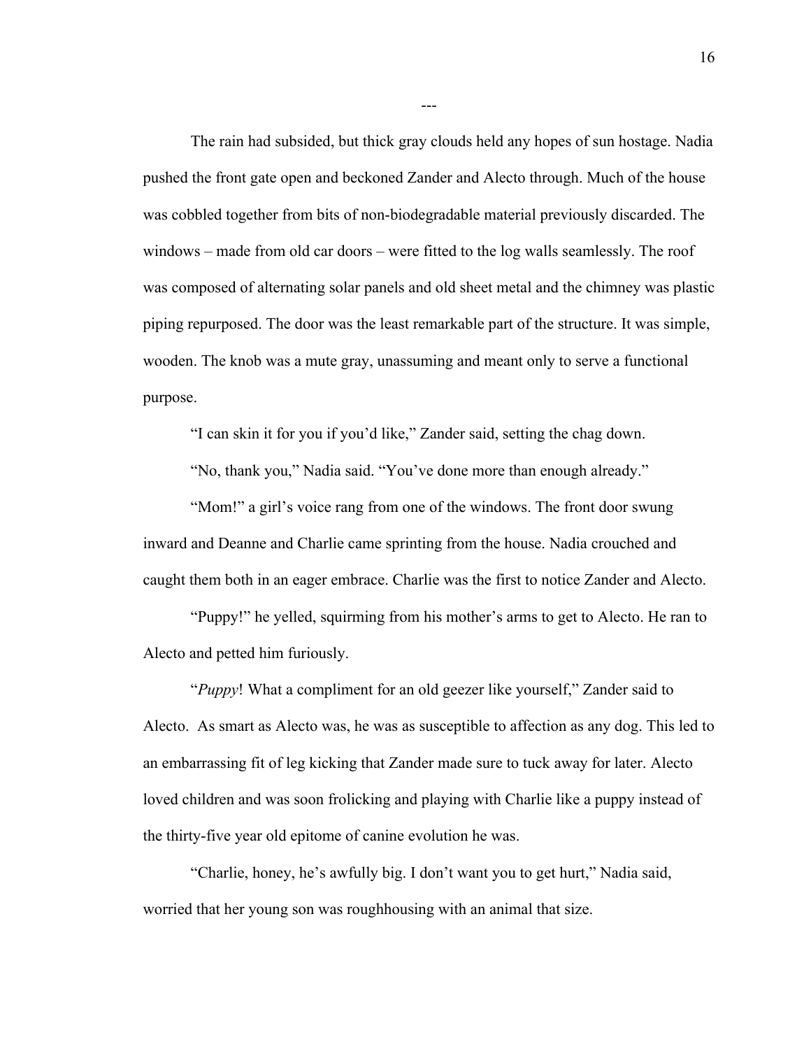---

The rain had subsided, but thick gray clouds held any hopes of sun hostage. Nadia pushed the front gate open and beckoned Zander and Alecto through. Much of the house was cobbled together from bits of non-biodegradable material previously discarded. The windows – made from old car doors – were fitted to the log walls seamlessly. The roof was composed of alternating solar panels and old sheet metal and the chimney was plastic piping repurposed. The door was the least remarkable part of the structure. It was simple, wooden. The knob was a mute gray, unassuming and meant only to serve a functional purpose.

"I can skin it for you if you'd like," Zander said, setting the chag down.

"No, thank you," Nadia said. "You've done more than enough already."

"Mom!" a girl's voice rang from one of the windows. The front door swung inward and Deanne and Charlie came sprinting from the house. Nadia crouched and caught them both in an eager embrace. Charlie was the first to notice Zander and Alecto.

"Puppy!" he yelled, squirming from his mother's arms to get to Alecto. He ran to Alecto and petted him furiously.

"*Puppy*! What a compliment for an old geezer like yourself," Zander said to Alecto. As smart as Alecto was, he was as susceptible to affection as any dog. This led to an embarrassing fit of leg kicking that Zander made sure to tuck away for later. Alecto loved children and was soon frolicking and playing with Charlie like a puppy instead of the thirty-five year old epitome of canine evolution he was.

"Charlie, honey, he's awfully big. I don't want you to get hurt," Nadia said, worried that her young son was roughhousing with an animal that size.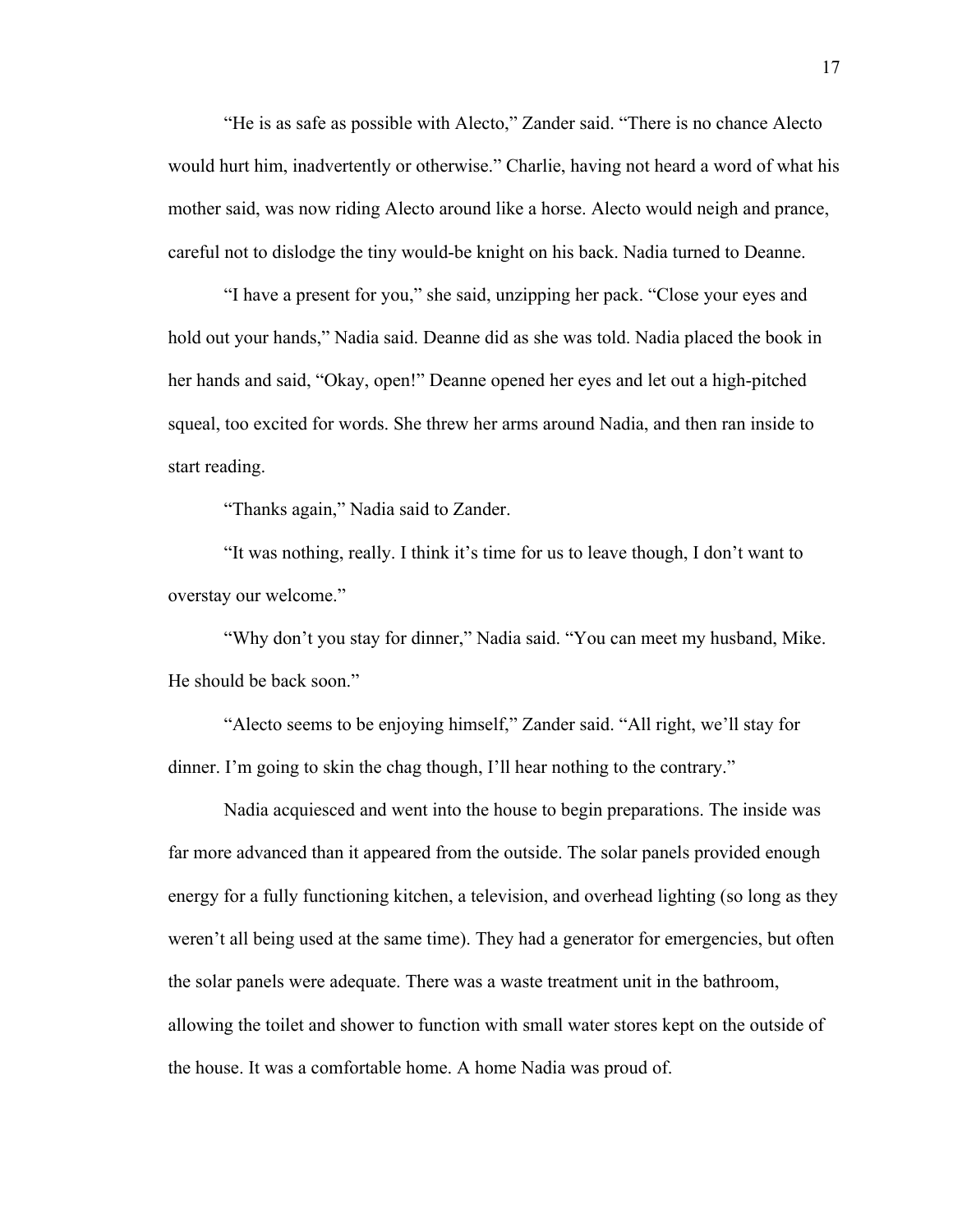"He is as safe as possible with Alecto," Zander said. "There is no chance Alecto would hurt him, inadvertently or otherwise." Charlie, having not heard a word of what his mother said, was now riding Alecto around like a horse. Alecto would neigh and prance, careful not to dislodge the tiny would-be knight on his back. Nadia turned to Deanne.

"I have a present for you," she said, unzipping her pack. "Close your eyes and hold out your hands," Nadia said. Deanne did as she was told. Nadia placed the book in her hands and said, "Okay, open!" Deanne opened her eyes and let out a high-pitched squeal, too excited for words. She threw her arms around Nadia, and then ran inside to start reading.

"Thanks again," Nadia said to Zander.

"It was nothing, really. I think it's time for us to leave though, I don't want to overstay our welcome."

"Why don't you stay for dinner," Nadia said. "You can meet my husband, Mike. He should be back soon."

"Alecto seems to be enjoying himself," Zander said. "All right, we'll stay for dinner. I'm going to skin the chag though, I'll hear nothing to the contrary."

Nadia acquiesced and went into the house to begin preparations. The inside was far more advanced than it appeared from the outside. The solar panels provided enough energy for a fully functioning kitchen, a television, and overhead lighting (so long as they weren't all being used at the same time). They had a generator for emergencies, but often the solar panels were adequate. There was a waste treatment unit in the bathroom, allowing the toilet and shower to function with small water stores kept on the outside of the house. It was a comfortable home. A home Nadia was proud of.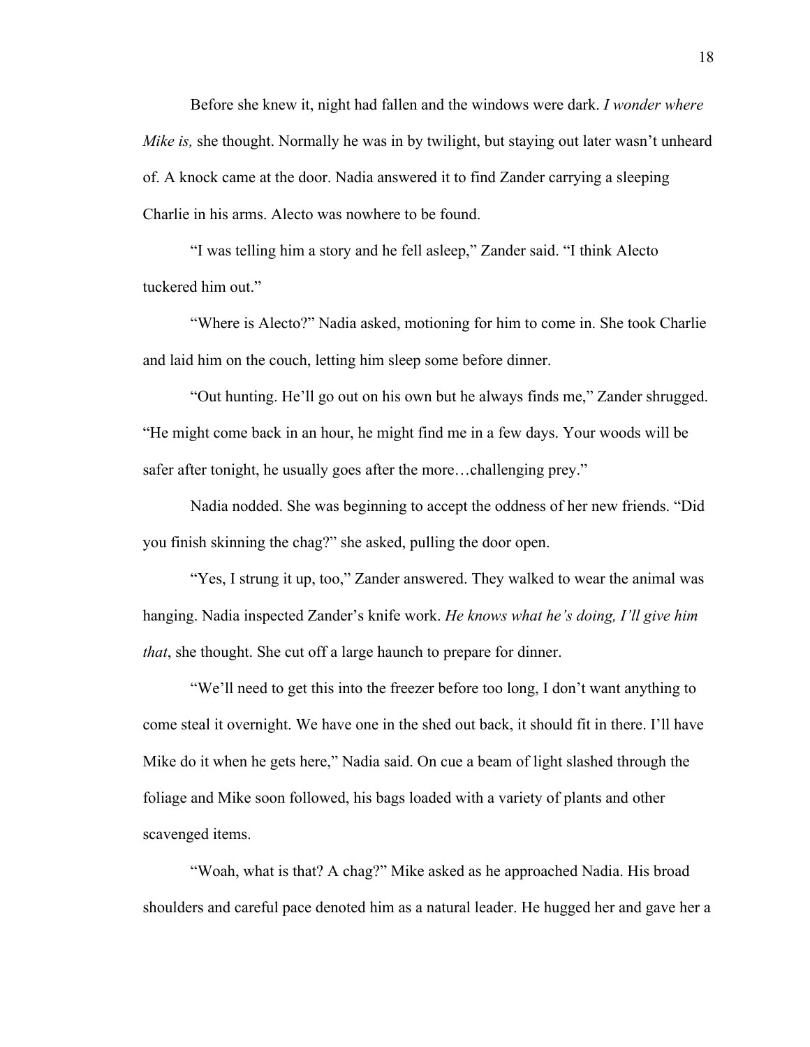Before she knew it, night had fallen and the windows were dark. *I wonder where Mike is,* she thought. Normally he was in by twilight, but staying out later wasn't unheard of. A knock came at the door. Nadia answered it to find Zander carrying a sleeping Charlie in his arms. Alecto was nowhere to be found.

"I was telling him a story and he fell asleep," Zander said. "I think Alecto tuckered him out."

"Where is Alecto?" Nadia asked, motioning for him to come in. She took Charlie and laid him on the couch, letting him sleep some before dinner.

"Out hunting. He'll go out on his own but he always finds me," Zander shrugged. "He might come back in an hour, he might find me in a few days. Your woods will be safer after tonight, he usually goes after the more…challenging prey."

Nadia nodded. She was beginning to accept the oddness of her new friends. "Did you finish skinning the chag?" she asked, pulling the door open.

"Yes, I strung it up, too," Zander answered. They walked to wear the animal was hanging. Nadia inspected Zander's knife work. *He knows what he's doing, I'll give him that*, she thought. She cut off a large haunch to prepare for dinner.

"We'll need to get this into the freezer before too long, I don't want anything to come steal it overnight. We have one in the shed out back, it should fit in there. I'll have Mike do it when he gets here," Nadia said. On cue a beam of light slashed through the foliage and Mike soon followed, his bags loaded with a variety of plants and other scavenged items.

"Woah, what is that? A chag?" Mike asked as he approached Nadia. His broad shoulders and careful pace denoted him as a natural leader. He hugged her and gave her a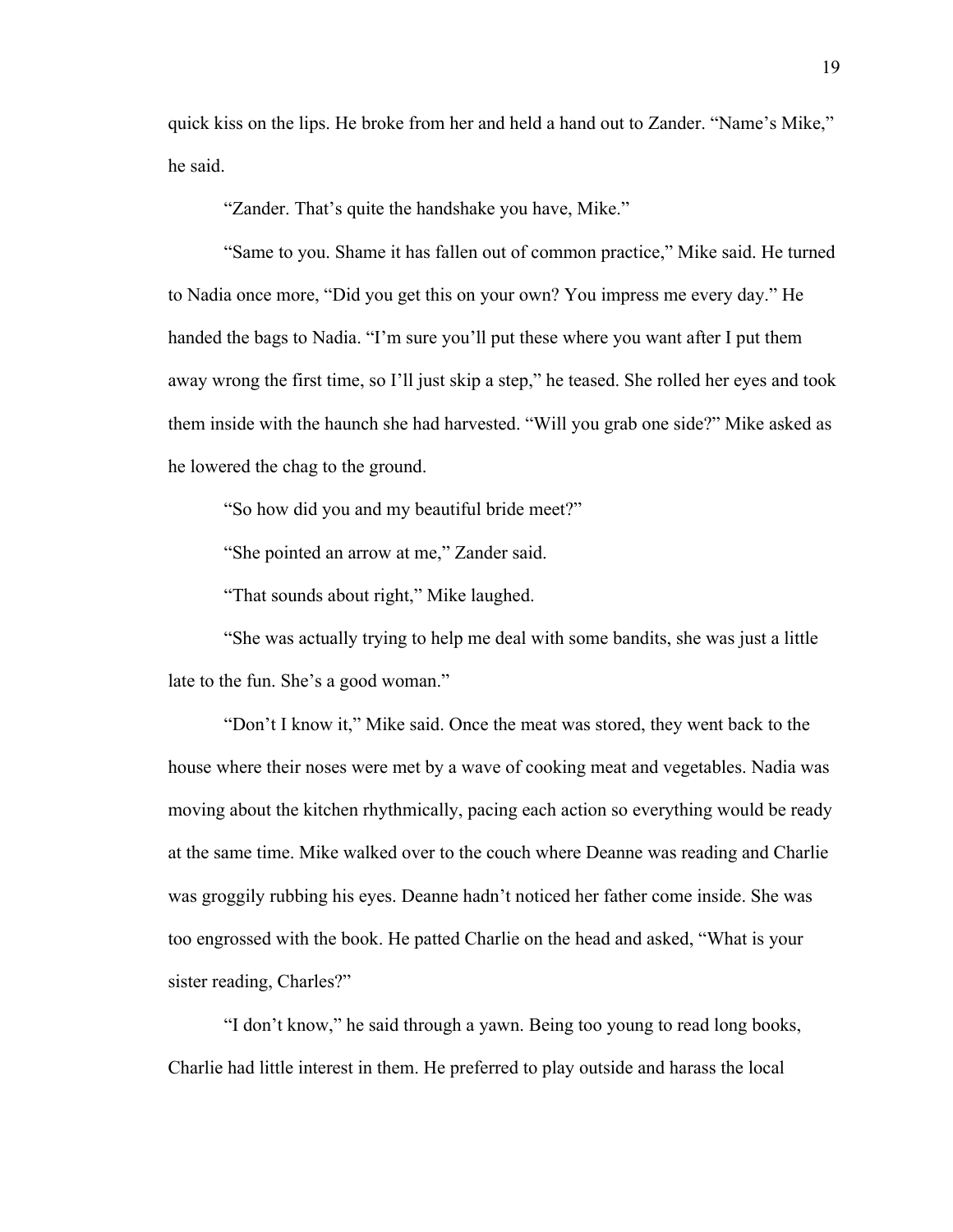quick kiss on the lips. He broke from her and held a hand out to Zander. "Name's Mike," he said.

"Zander. That's quite the handshake you have, Mike."

"Same to you. Shame it has fallen out of common practice," Mike said. He turned to Nadia once more, "Did you get this on your own? You impress me every day." He handed the bags to Nadia. "I'm sure you'll put these where you want after I put them away wrong the first time, so I'll just skip a step," he teased. She rolled her eyes and took them inside with the haunch she had harvested. "Will you grab one side?" Mike asked as he lowered the chag to the ground.

"So how did you and my beautiful bride meet?"

"She pointed an arrow at me," Zander said.

"That sounds about right," Mike laughed.

"She was actually trying to help me deal with some bandits, she was just a little late to the fun. She's a good woman."

"Don't I know it," Mike said. Once the meat was stored, they went back to the house where their noses were met by a wave of cooking meat and vegetables. Nadia was moving about the kitchen rhythmically, pacing each action so everything would be ready at the same time. Mike walked over to the couch where Deanne was reading and Charlie was groggily rubbing his eyes. Deanne hadn't noticed her father come inside. She was too engrossed with the book. He patted Charlie on the head and asked, "What is your sister reading, Charles?"

"I don't know," he said through a yawn. Being too young to read long books, Charlie had little interest in them. He preferred to play outside and harass the local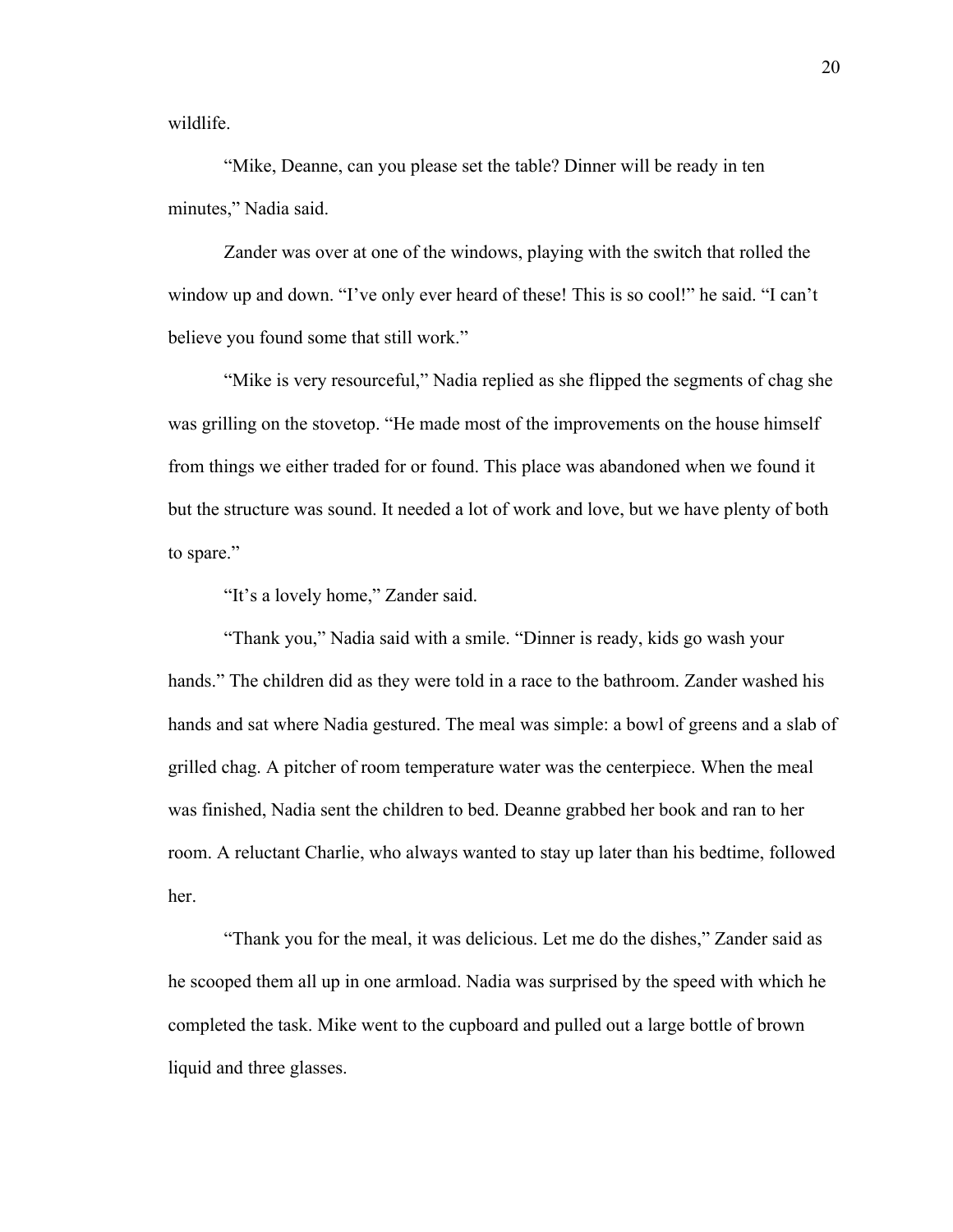wildlife.

"Mike, Deanne, can you please set the table? Dinner will be ready in ten minutes," Nadia said.

Zander was over at one of the windows, playing with the switch that rolled the window up and down. "I've only ever heard of these! This is so cool!" he said. "I can't believe you found some that still work."

"Mike is very resourceful," Nadia replied as she flipped the segments of chag she was grilling on the stovetop. "He made most of the improvements on the house himself from things we either traded for or found. This place was abandoned when we found it but the structure was sound. It needed a lot of work and love, but we have plenty of both to spare."

"It's a lovely home," Zander said.

"Thank you," Nadia said with a smile. "Dinner is ready, kids go wash your hands." The children did as they were told in a race to the bathroom. Zander washed his hands and sat where Nadia gestured. The meal was simple: a bowl of greens and a slab of grilled chag. A pitcher of room temperature water was the centerpiece. When the meal was finished, Nadia sent the children to bed. Deanne grabbed her book and ran to her room. A reluctant Charlie, who always wanted to stay up later than his bedtime, followed her.

"Thank you for the meal, it was delicious. Let me do the dishes," Zander said as he scooped them all up in one armload. Nadia was surprised by the speed with which he completed the task. Mike went to the cupboard and pulled out a large bottle of brown liquid and three glasses.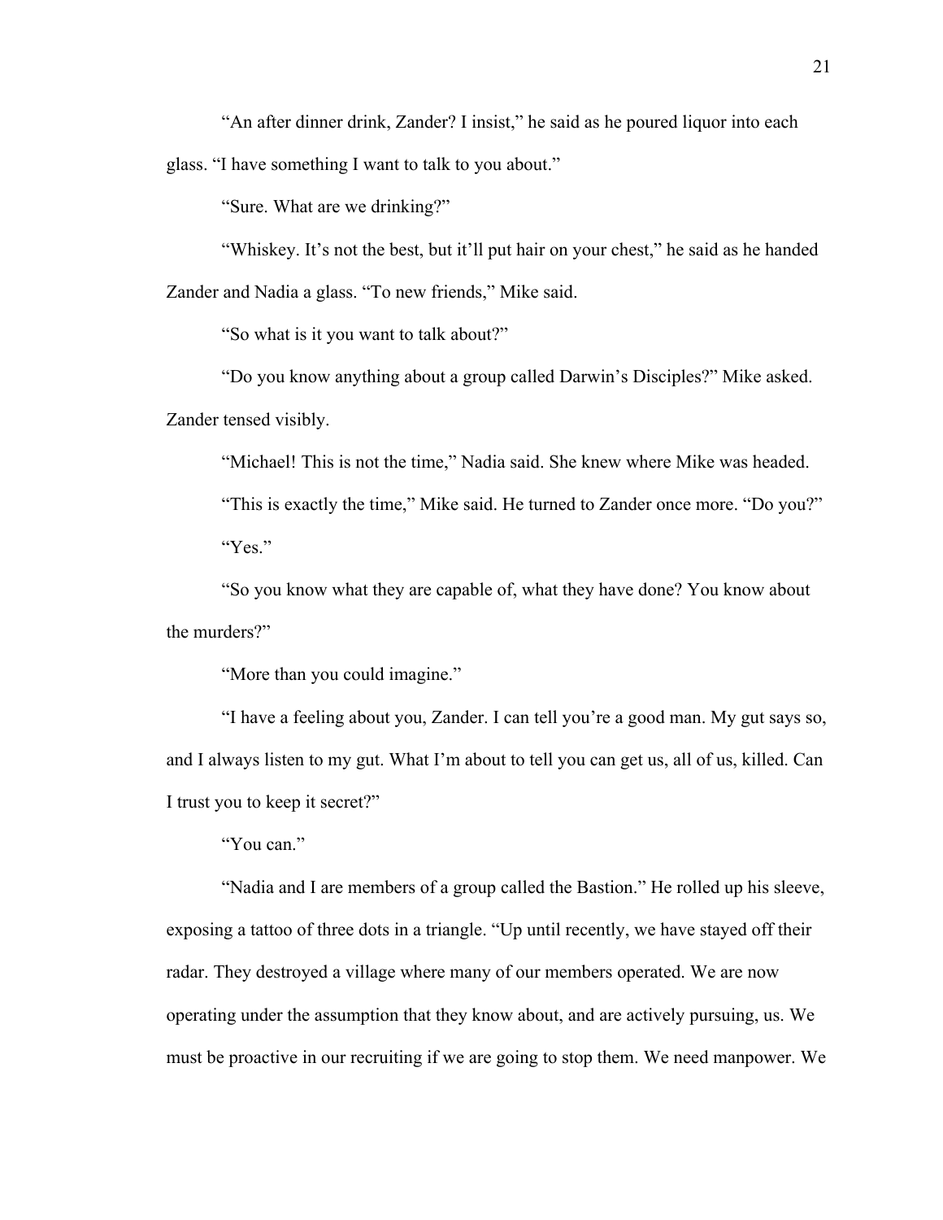"An after dinner drink, Zander? I insist," he said as he poured liquor into each glass. "I have something I want to talk to you about."

"Sure. What are we drinking?"

"Whiskey. It's not the best, but it'll put hair on your chest," he said as he handed Zander and Nadia a glass. "To new friends," Mike said.

"So what is it you want to talk about?"

"Do you know anything about a group called Darwin's Disciples?" Mike asked. Zander tensed visibly.

"Michael! This is not the time," Nadia said. She knew where Mike was headed.

"This is exactly the time," Mike said. He turned to Zander once more. "Do you?"

"Yes."

"So you know what they are capable of, what they have done? You know about the murders?"

"More than you could imagine."

"I have a feeling about you, Zander. I can tell you're a good man. My gut says so, and I always listen to my gut. What I'm about to tell you can get us, all of us, killed. Can I trust you to keep it secret?"

"You can."

"Nadia and I are members of a group called the Bastion." He rolled up his sleeve, exposing a tattoo of three dots in a triangle. "Up until recently, we have stayed off their radar. They destroyed a village where many of our members operated. We are now operating under the assumption that they know about, and are actively pursuing, us. We must be proactive in our recruiting if we are going to stop them. We need manpower. We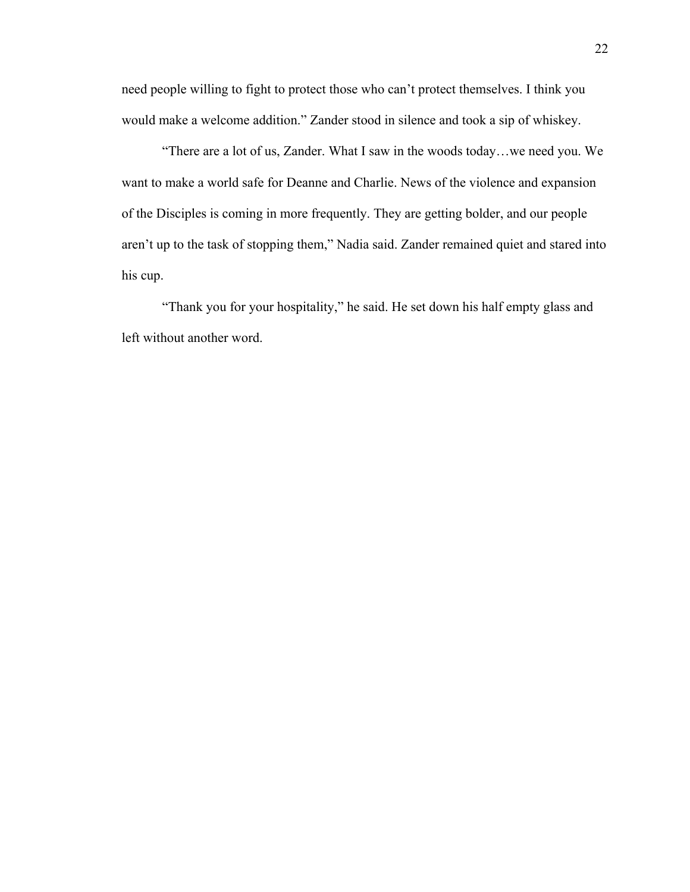need people willing to fight to protect those who can't protect themselves. I think you would make a welcome addition." Zander stood in silence and took a sip of whiskey.

"There are a lot of us, Zander. What I saw in the woods today…we need you. We want to make a world safe for Deanne and Charlie. News of the violence and expansion of the Disciples is coming in more frequently. They are getting bolder, and our people aren't up to the task of stopping them," Nadia said. Zander remained quiet and stared into his cup.

"Thank you for your hospitality," he said. He set down his half empty glass and left without another word.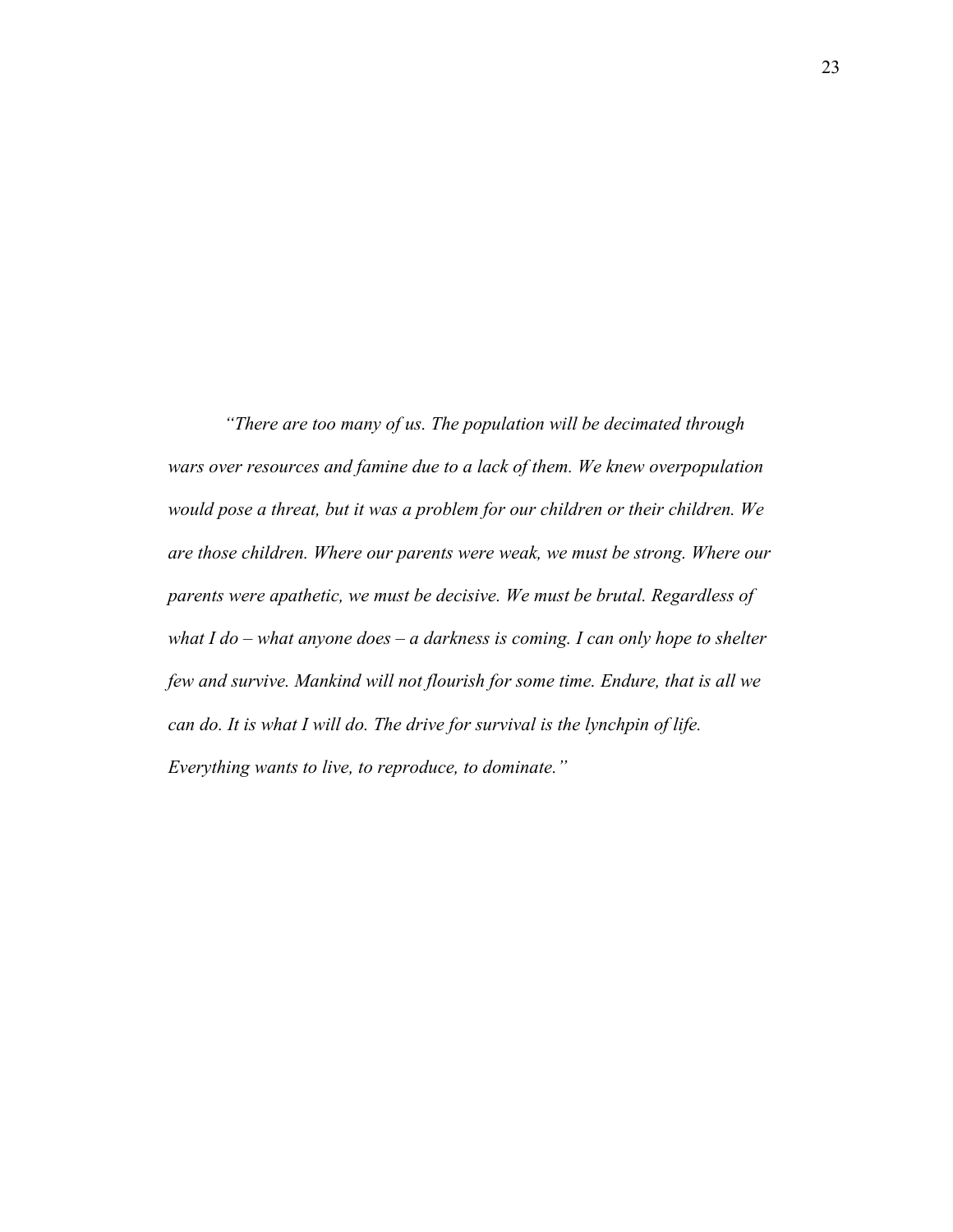*"There are too many of us. The population will be decimated through wars over resources and famine due to a lack of them. We knew overpopulation would pose a threat, but it was a problem for our children or their children. We are those children. Where our parents were weak, we must be strong. Where our parents were apathetic, we must be decisive. We must be brutal. Regardless of what I do – what anyone does – a darkness is coming. I can only hope to shelter few and survive. Mankind will not flourish for some time. Endure, that is all we can do. It is what I will do. The drive for survival is the lynchpin of life. Everything wants to live, to reproduce, to dominate."*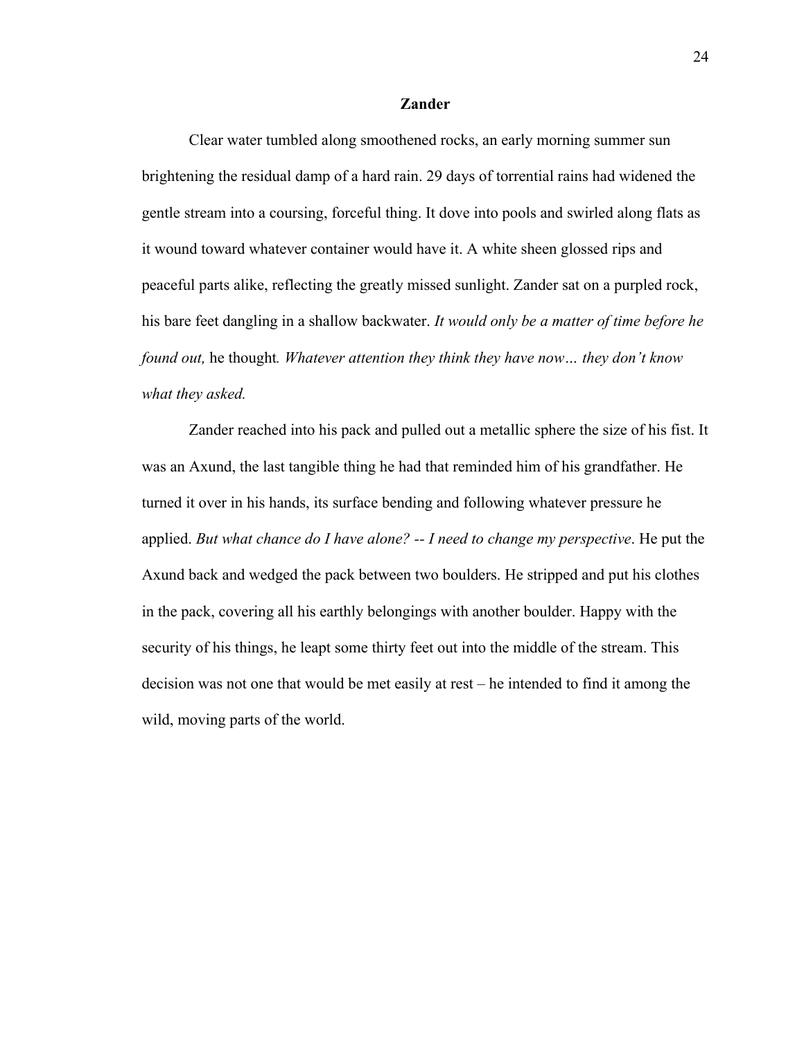**Zander**

Clear water tumbled along smoothened rocks, an early morning summer sun brightening the residual damp of a hard rain. 29 days of torrential rains had widened the gentle stream into a coursing, forceful thing. It dove into pools and swirled along flats as it wound toward whatever container would have it. A white sheen glossed rips and peaceful parts alike, reflecting the greatly missed sunlight. Zander sat on a purpled rock, his bare feet dangling in a shallow backwater. *It would only be a matter of time before he found out,* he thought*. Whatever attention they think they have now… they don't know what they asked.*

Zander reached into his pack and pulled out a metallic sphere the size of his fist. It was an Axund, the last tangible thing he had that reminded him of his grandfather. He turned it over in his hands, its surface bending and following whatever pressure he applied. *But what chance do I have alone? -- I need to change my perspective*. He put the Axund back and wedged the pack between two boulders. He stripped and put his clothes in the pack, covering all his earthly belongings with another boulder. Happy with the security of his things, he leapt some thirty feet out into the middle of the stream. This decision was not one that would be met easily at rest – he intended to find it among the wild, moving parts of the world.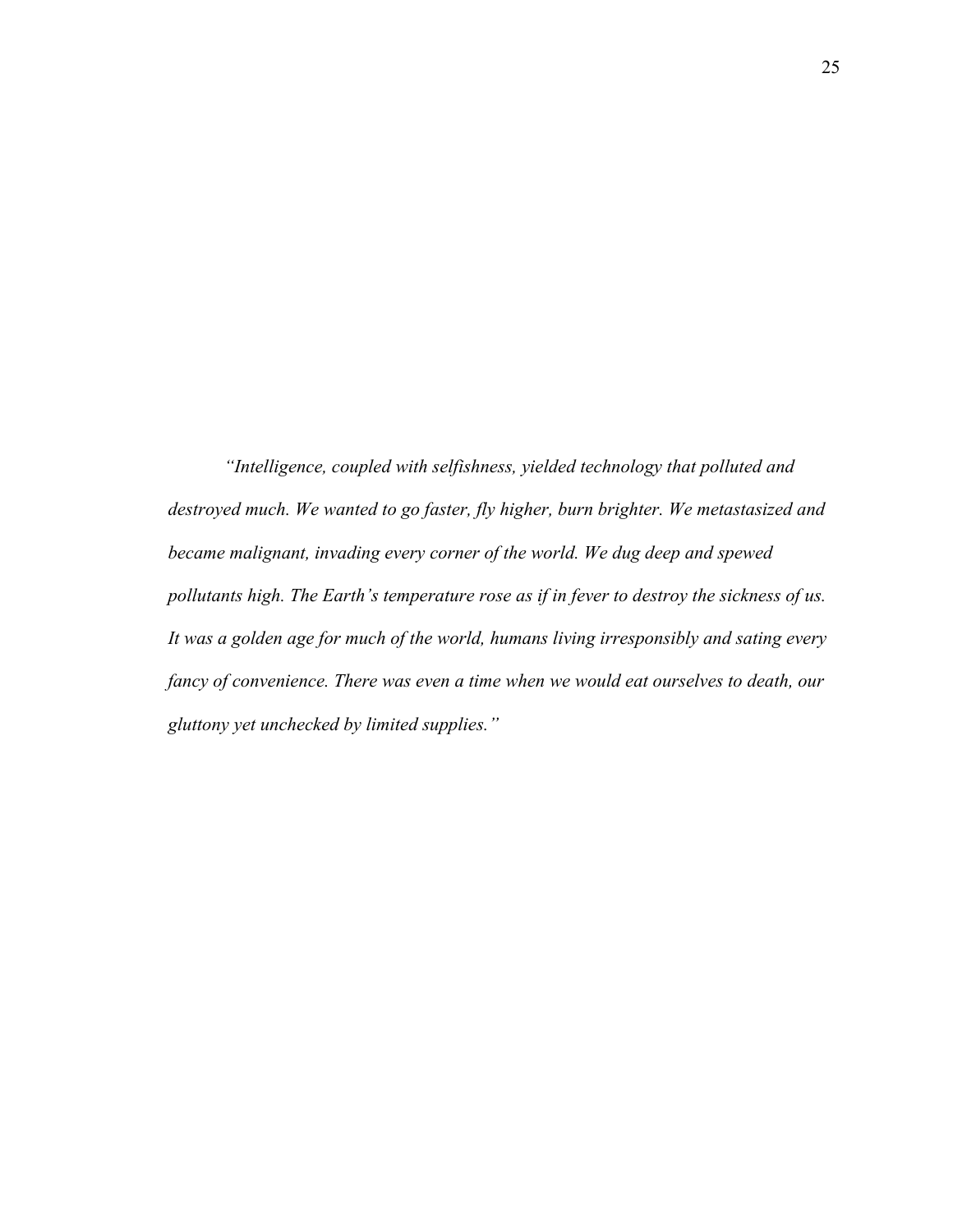*"Intelligence, coupled with selfishness, yielded technology that polluted and destroyed much. We wanted to go faster, fly higher, burn brighter. We metastasized and became malignant, invading every corner of the world. We dug deep and spewed pollutants high. The Earth's temperature rose as if in fever to destroy the sickness of us. It was a golden age for much of the world, humans living irresponsibly and sating every fancy of convenience. There was even a time when we would eat ourselves to death, our gluttony yet unchecked by limited supplies."*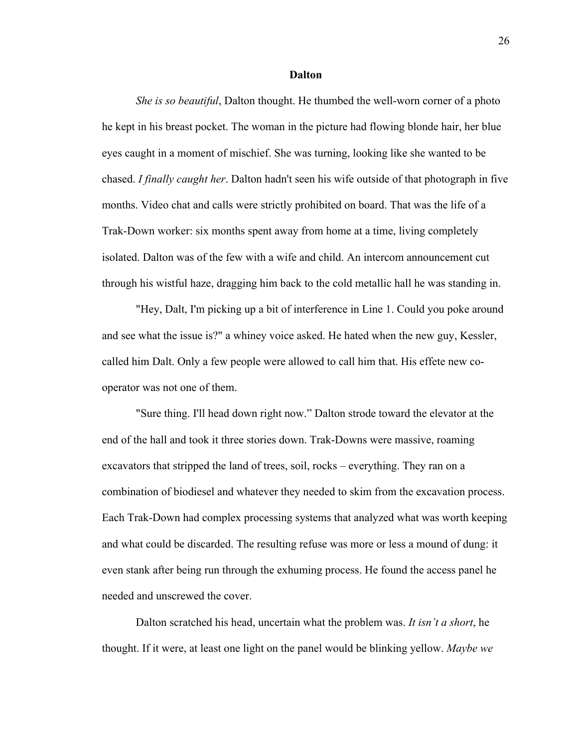## Dalton

*She is so beautiful*, Dalton thought. He thumbed the well-worn corner of a photo he kept in his breast pocket. The woman in the picture had flowing blonde hair, her blue eyes caught in a moment of mischief. She was turning, looking like she wanted to be chased. *I finally caught her*. Dalton hadn't seen his wife outside of that photograph in five months. Video chat and calls were strictly prohibited on board. That was the life of a Trak-Down worker: six months spent away from home at a time, living completely isolated. Dalton was of the few with a wife and child. An intercom announcement cut through his wistful haze, dragging him back to the cold metallic hall he was standing in.

"Hey, Dalt, I'm picking up a bit of interference in Line 1. Could you poke around and see what the issue is?" a whiney voice asked. He hated when the new guy, Kessler, called him Dalt. Only a few people were allowed to call him that. His effete new co-operator was not one of them.

"Sure thing. I'll head down right now." Dalton strode toward the elevator at the end of the hall and took it three stories down. Trak-Downs were massive, roaming excavators that stripped the land of trees, soil, rocks – everything. They ran on a combination of biodiesel and whatever they needed to skim from the excavation process. Each Trak-Down had complex processing systems that analyzed what was worth keeping and what could be discarded. The resulting refuse was more or less a mound of dung: it even stank after being run through the exhuming process. He found the access panel he needed and unscrewed the cover.

Dalton scratched his head, uncertain what the problem was. *It isn't a short*, he thought. If it were, at least one light on the panel would be blinking yellow. *Maybe we*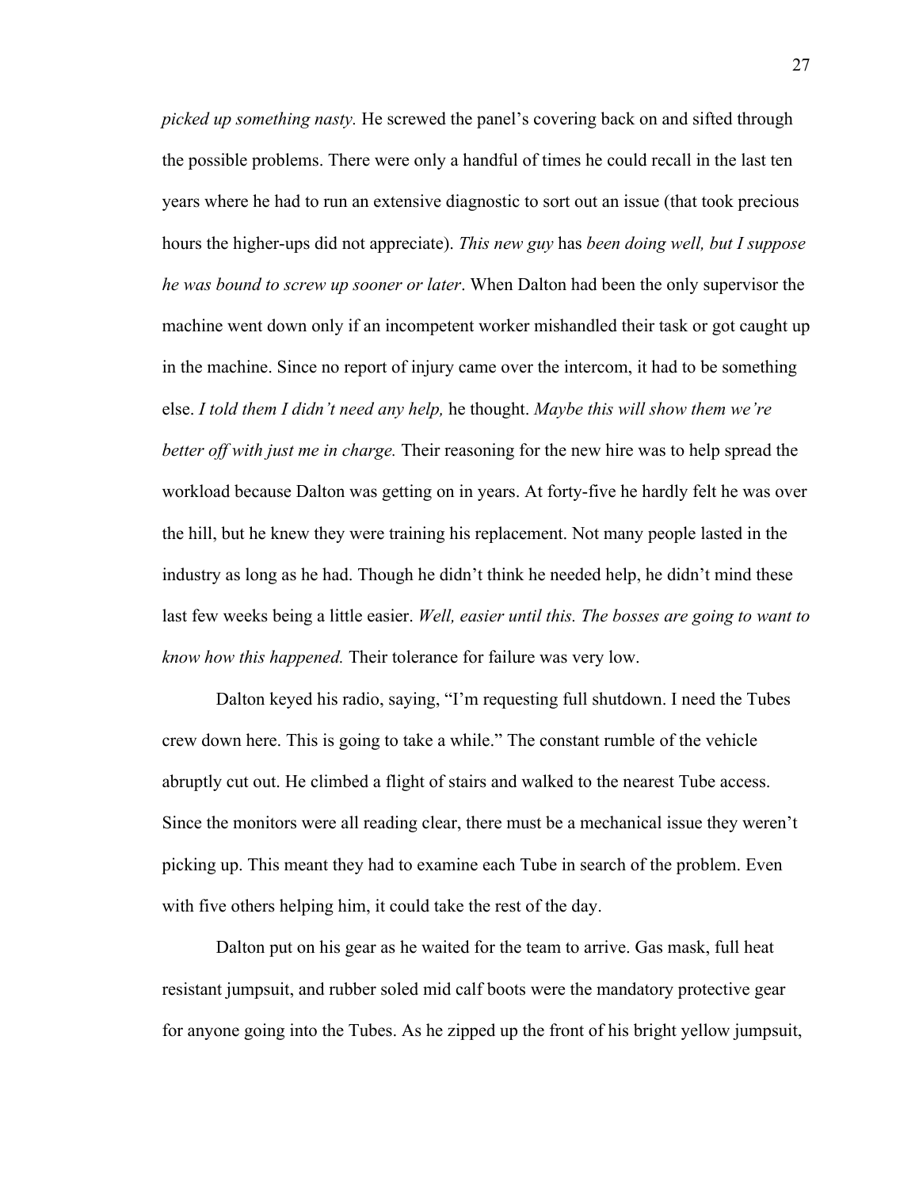*picked up something nasty.* He screwed the panel's covering back on and sifted through the possible problems. There were only a handful of times he could recall in the last ten years where he had to run an extensive diagnostic to sort out an issue (that took precious hours the higher-ups did not appreciate). *This new guy* has *been doing well, but I suppose he was bound to screw up sooner or later*. When Dalton had been the only supervisor the machine went down only if an incompetent worker mishandled their task or got caught up in the machine. Since no report of injury came over the intercom, it had to be something else. *I told them I didn't need any help,* he thought. *Maybe this will show them we're better off with just me in charge.* Their reasoning for the new hire was to help spread the workload because Dalton was getting on in years. At forty-five he hardly felt he was over the hill, but he knew they were training his replacement. Not many people lasted in the industry as long as he had. Though he didn't think he needed help, he didn't mind these last few weeks being a little easier. *Well, easier until this. The bosses are going to want to know how this happened.* Their tolerance for failure was very low.

Dalton keyed his radio, saying, "I'm requesting full shutdown. I need the Tubes crew down here. This is going to take a while." The constant rumble of the vehicle abruptly cut out. He climbed a flight of stairs and walked to the nearest Tube access. Since the monitors were all reading clear, there must be a mechanical issue they weren't picking up. This meant they had to examine each Tube in search of the problem. Even with five others helping him, it could take the rest of the day.

Dalton put on his gear as he waited for the team to arrive. Gas mask, full heat resistant jumpsuit, and rubber soled mid calf boots were the mandatory protective gear for anyone going into the Tubes. As he zipped up the front of his bright yellow jumpsuit,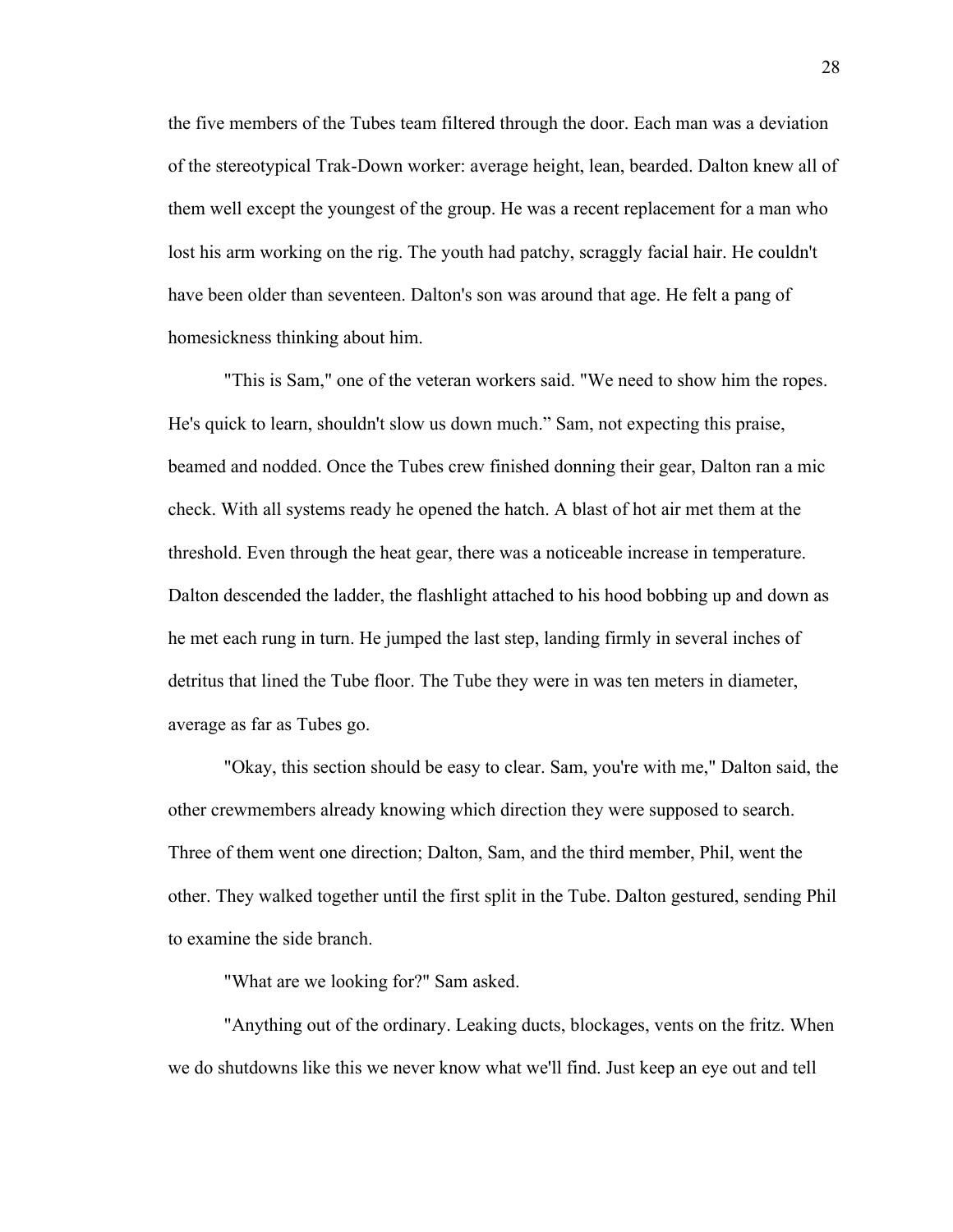the five members of the Tubes team filtered through the door. Each man was a deviation of the stereotypical Trak-Down worker: average height, lean, bearded. Dalton knew all of them well except the youngest of the group. He was a recent replacement for a man who lost his arm working on the rig. The youth had patchy, scraggly facial hair. He couldn't have been older than seventeen. Dalton's son was around that age. He felt a pang of homesickness thinking about him.

"This is Sam," one of the veteran workers said. "We need to show him the ropes. He's quick to learn, shouldn't slow us down much." Sam, not expecting this praise, beamed and nodded. Once the Tubes crew finished donning their gear, Dalton ran a mic check. With all systems ready he opened the hatch. A blast of hot air met them at the threshold. Even through the heat gear, there was a noticeable increase in temperature. Dalton descended the ladder, the flashlight attached to his hood bobbing up and down as he met each rung in turn. He jumped the last step, landing firmly in several inches of detritus that lined the Tube floor. The Tube they were in was ten meters in diameter, average as far as Tubes go.

"Okay, this section should be easy to clear. Sam, you're with me," Dalton said, the other crewmembers already knowing which direction they were supposed to search. Three of them went one direction; Dalton, Sam, and the third member, Phil, went the other. They walked together until the first split in the Tube. Dalton gestured, sending Phil to examine the side branch.

"What are we looking for?" Sam asked.

"Anything out of the ordinary. Leaking ducts, blockages, vents on the fritz. When we do shutdowns like this we never know what we'll find. Just keep an eye out and tell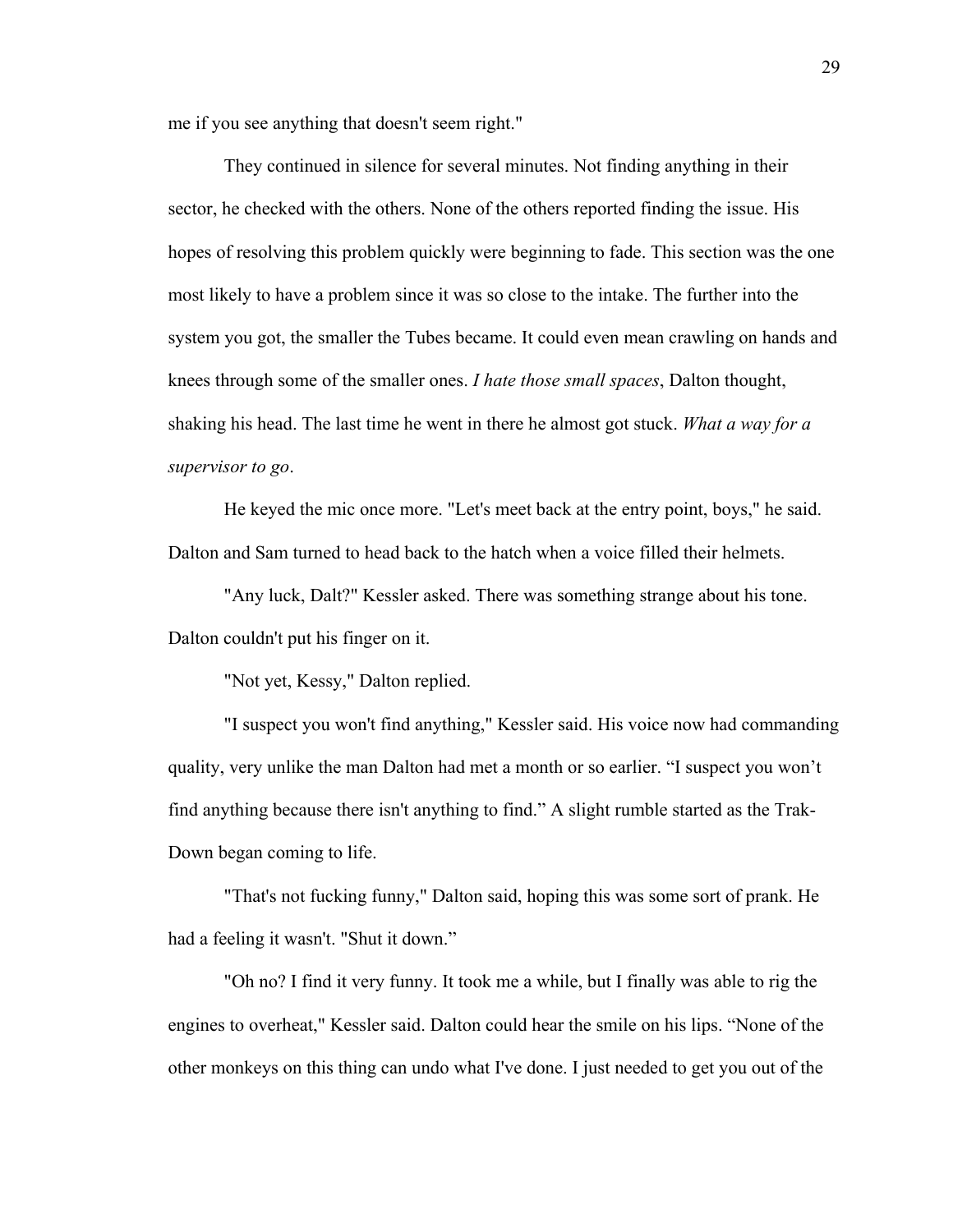me if you see anything that doesn't seem right."

They continued in silence for several minutes. Not finding anything in their sector, he checked with the others. None of the others reported finding the issue. His hopes of resolving this problem quickly were beginning to fade. This section was the one most likely to have a problem since it was so close to the intake. The further into the system you got, the smaller the Tubes became. It could even mean crawling on hands and knees through some of the smaller ones. *I hate those small spaces*, Dalton thought, shaking his head. The last time he went in there he almost got stuck. *What a way for a supervisor to go*.

He keyed the mic once more. "Let's meet back at the entry point, boys," he said. Dalton and Sam turned to head back to the hatch when a voice filled their helmets.

"Any luck, Dalt?" Kessler asked. There was something strange about his tone. Dalton couldn't put his finger on it.

"Not yet, Kessy," Dalton replied.

"I suspect you won't find anything," Kessler said. His voice now had commanding quality, very unlike the man Dalton had met a month or so earlier. "I suspect you won't find anything because there isn't anything to find." A slight rumble started as the Trak-Down began coming to life.

"That's not fucking funny," Dalton said, hoping this was some sort of prank. He had a feeling it wasn't. "Shut it down."

"Oh no? I find it very funny. It took me a while, but I finally was able to rig the engines to overheat," Kessler said. Dalton could hear the smile on his lips. "None of the other monkeys on this thing can undo what I've done. I just needed to get you out of the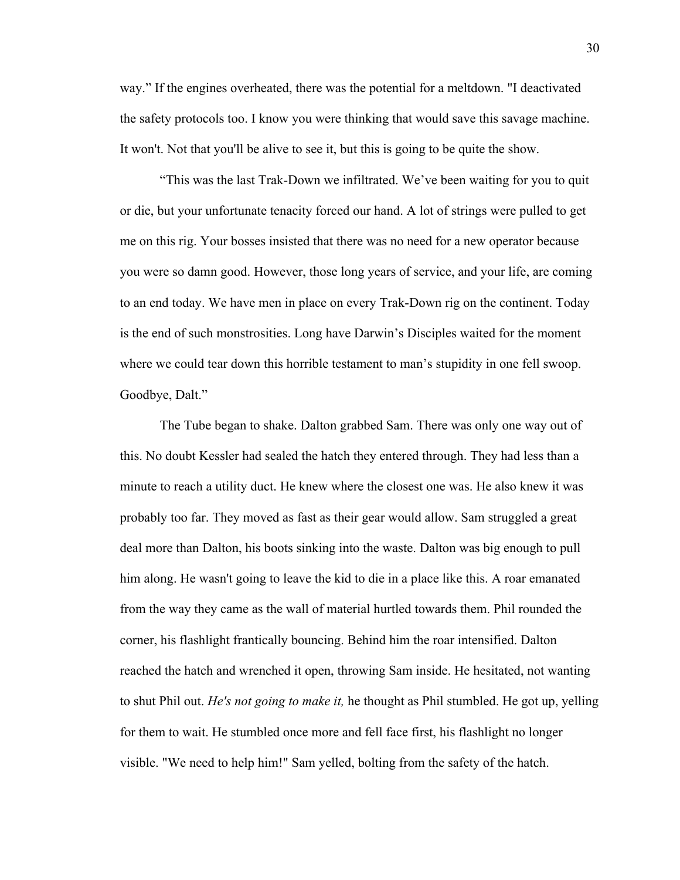way." If the engines overheated, there was the potential for a meltdown. "I deactivated the safety protocols too. I know you were thinking that would save this savage machine. It won't. Not that you'll be alive to see it, but this is going to be quite the show.

"This was the last Trak-Down we infiltrated. We've been waiting for you to quit or die, but your unfortunate tenacity forced our hand. A lot of strings were pulled to get me on this rig. Your bosses insisted that there was no need for a new operator because you were so damn good. However, those long years of service, and your life, are coming to an end today. We have men in place on every Trak-Down rig on the continent. Today is the end of such monstrosities. Long have Darwin's Disciples waited for the moment where we could tear down this horrible testament to man's stupidity in one fell swoop. Goodbye, Dalt."

The Tube began to shake. Dalton grabbed Sam. There was only one way out of this. No doubt Kessler had sealed the hatch they entered through. They had less than a minute to reach a utility duct. He knew where the closest one was. He also knew it was probably too far. They moved as fast as their gear would allow. Sam struggled a great deal more than Dalton, his boots sinking into the waste. Dalton was big enough to pull him along. He wasn't going to leave the kid to die in a place like this. A roar emanated from the way they came as the wall of material hurtled towards them. Phil rounded the corner, his flashlight frantically bouncing. Behind him the roar intensified. Dalton reached the hatch and wrenched it open, throwing Sam inside. He hesitated, not wanting to shut Phil out. *He's not going to make it,* he thought as Phil stumbled. He got up, yelling for them to wait. He stumbled once more and fell face first, his flashlight no longer visible. "We need to help him!" Sam yelled, bolting from the safety of the hatch.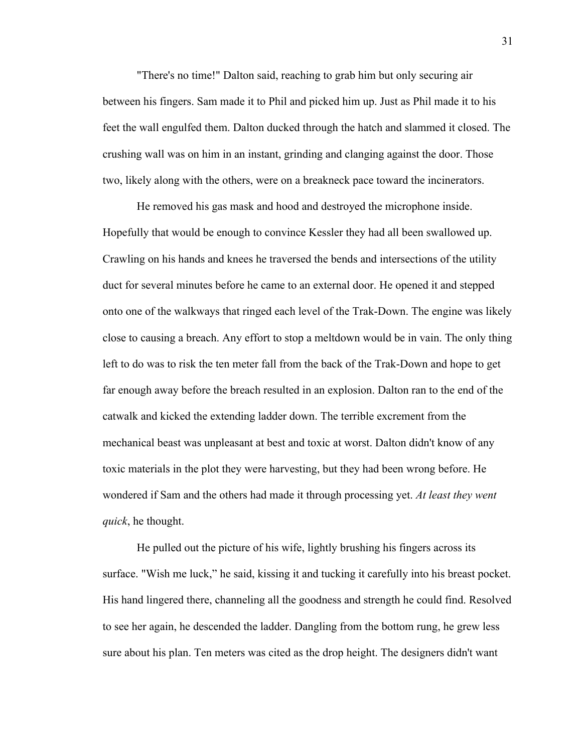"There's no time!" Dalton said, reaching to grab him but only securing air between his fingers. Sam made it to Phil and picked him up. Just as Phil made it to his feet the wall engulfed them. Dalton ducked through the hatch and slammed it closed. The crushing wall was on him in an instant, grinding and clanging against the door. Those two, likely along with the others, were on a breakneck pace toward the incinerators.

He removed his gas mask and hood and destroyed the microphone inside. Hopefully that would be enough to convince Kessler they had all been swallowed up. Crawling on his hands and knees he traversed the bends and intersections of the utility duct for several minutes before he came to an external door. He opened it and stepped onto one of the walkways that ringed each level of the Trak-Down. The engine was likely close to causing a breach. Any effort to stop a meltdown would be in vain. The only thing left to do was to risk the ten meter fall from the back of the Trak-Down and hope to get far enough away before the breach resulted in an explosion. Dalton ran to the end of the catwalk and kicked the extending ladder down. The terrible excrement from the mechanical beast was unpleasant at best and toxic at worst. Dalton didn't know of any toxic materials in the plot they were harvesting, but they had been wrong before. He wondered if Sam and the others had made it through processing yet. *At least they went quick*, he thought.

He pulled out the picture of his wife, lightly brushing his fingers across its surface. "Wish me luck," he said, kissing it and tucking it carefully into his breast pocket. His hand lingered there, channeling all the goodness and strength he could find. Resolved to see her again, he descended the ladder. Dangling from the bottom rung, he grew less sure about his plan. Ten meters was cited as the drop height. The designers didn't want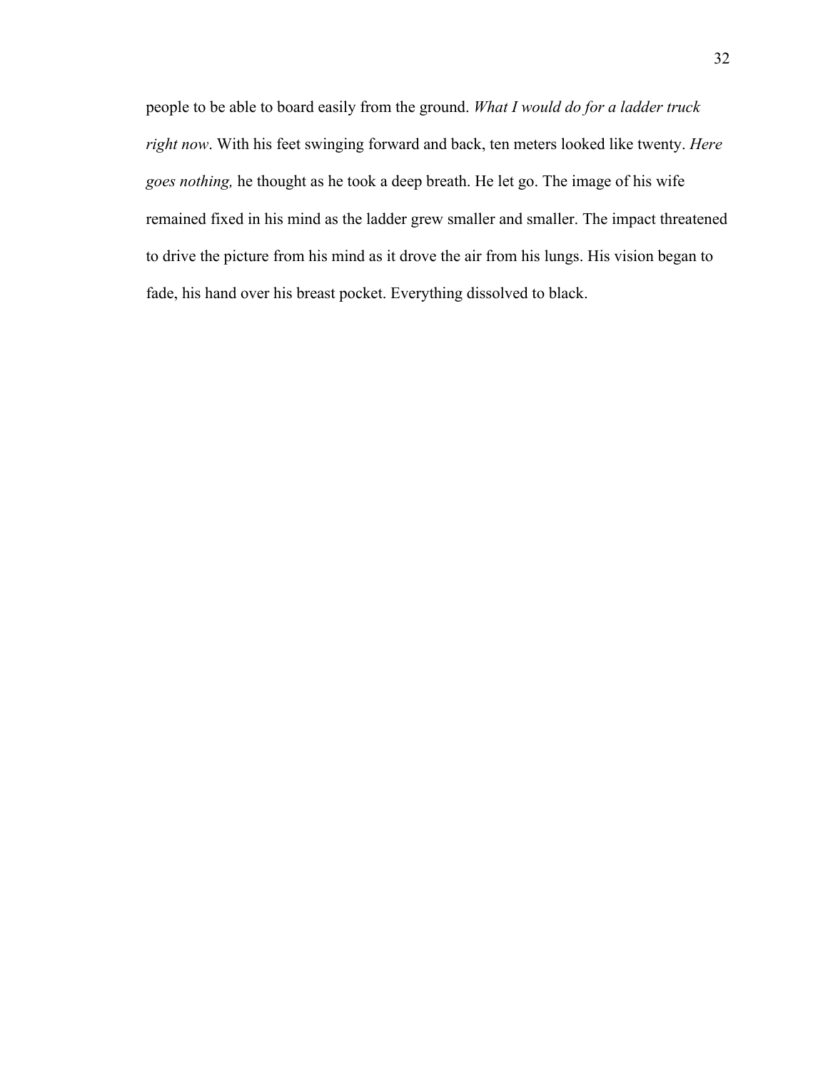people to be able to board easily from the ground. *What I would do for a ladder truck right now*. With his feet swinging forward and back, ten meters looked like twenty. *Here goes nothing,* he thought as he took a deep breath. He let go. The image of his wife remained fixed in his mind as the ladder grew smaller and smaller. The impact threatened to drive the picture from his mind as it drove the air from his lungs. His vision began to fade, his hand over his breast pocket. Everything dissolved to black.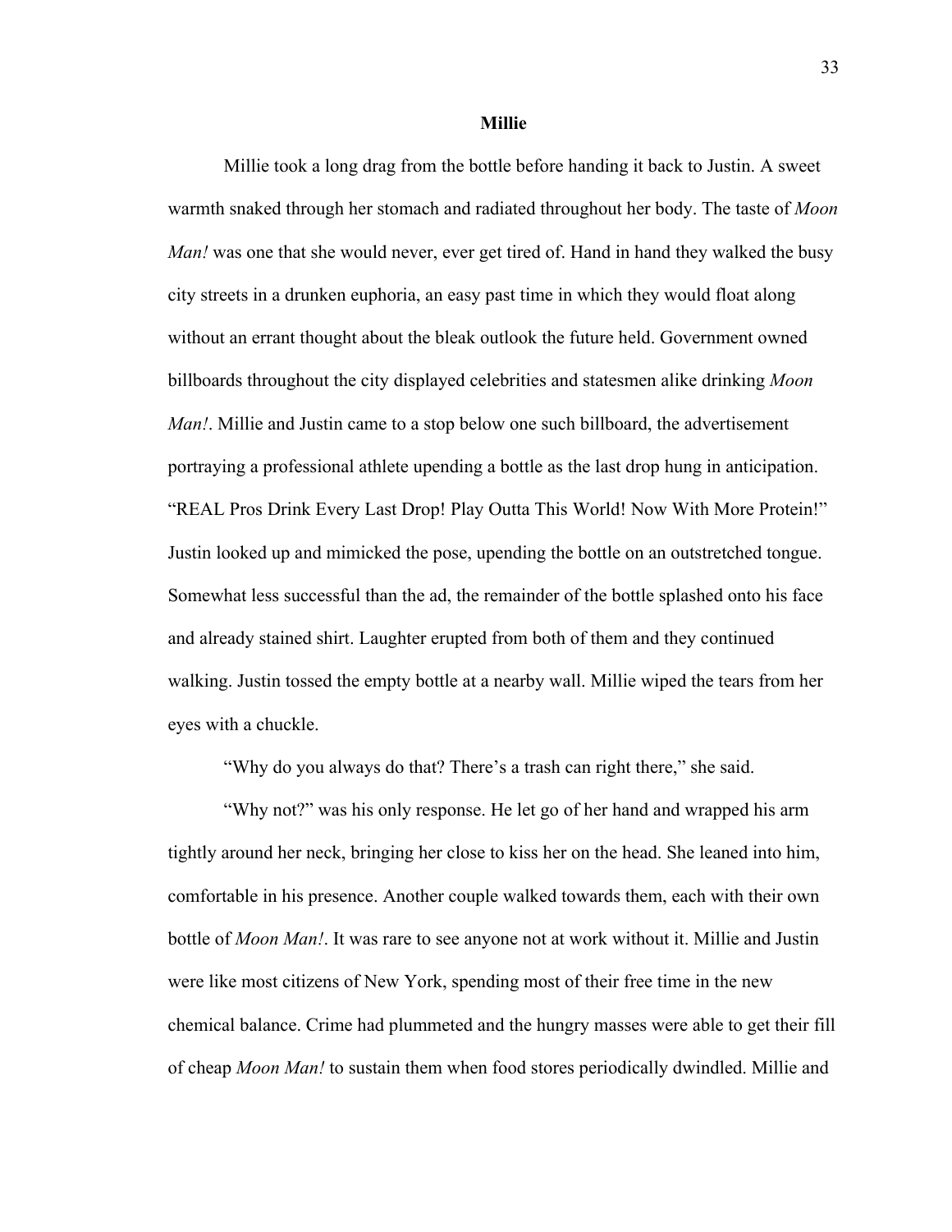# Millie

Millie took a long drag from the bottle before handing it back to Justin. A sweet warmth snaked through her stomach and radiated throughout her body. The taste of *Moon Man!* was one that she would never, ever get tired of. Hand in hand they walked the busy city streets in a drunken euphoria, an easy past time in which they would float along without an errant thought about the bleak outlook the future held. Government owned billboards throughout the city displayed celebrities and statesmen alike drinking *Moon Man!*. Millie and Justin came to a stop below one such billboard, the advertisement portraying a professional athlete upending a bottle as the last drop hung in anticipation. "REAL Pros Drink Every Last Drop! Play Outta This World! Now With More Protein!" Justin looked up and mimicked the pose, upending the bottle on an outstretched tongue. Somewhat less successful than the ad, the remainder of the bottle splashed onto his face and already stained shirt. Laughter erupted from both of them and they continued walking. Justin tossed the empty bottle at a nearby wall. Millie wiped the tears from her eyes with a chuckle.

"Why do you always do that? There's a trash can right there," she said.

"Why not?" was his only response. He let go of her hand and wrapped his arm tightly around her neck, bringing her close to kiss her on the head. She leaned into him, comfortable in his presence. Another couple walked towards them, each with their own bottle of *Moon Man!*. It was rare to see anyone not at work without it. Millie and Justin were like most citizens of New York, spending most of their free time in the new chemical balance. Crime had plummeted and the hungry masses were able to get their fill of cheap *Moon Man!* to sustain them when food stores periodically dwindled. Millie and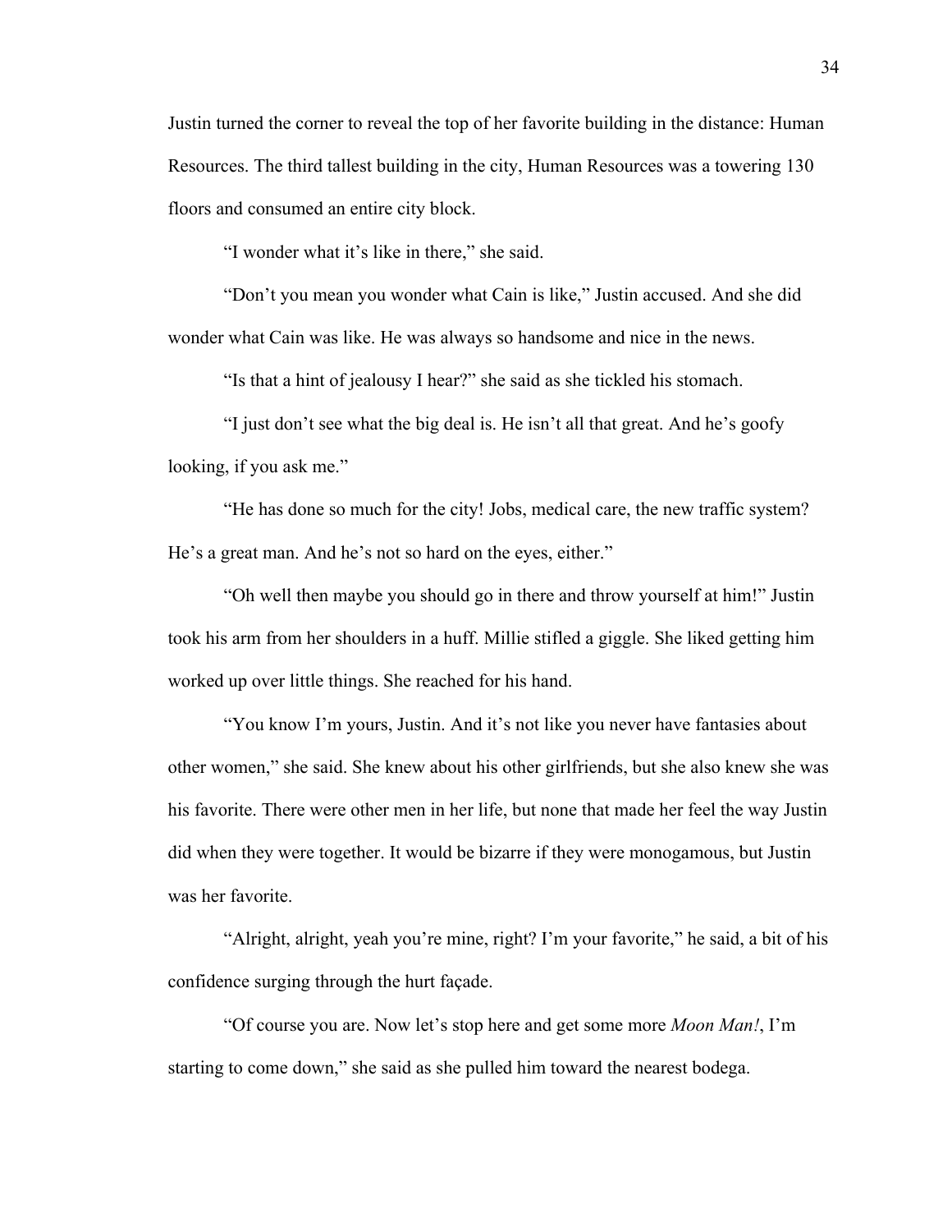Justin turned the corner to reveal the top of her favorite building in the distance: Human Resources. The third tallest building in the city, Human Resources was a towering 130 floors and consumed an entire city block.

"I wonder what it's like in there," she said.

"Don't you mean you wonder what Cain is like," Justin accused. And she did wonder what Cain was like. He was always so handsome and nice in the news.

"Is that a hint of jealousy I hear?" she said as she tickled his stomach.

"I just don't see what the big deal is. He isn't all that great. And he's goofy looking, if you ask me."

"He has done so much for the city! Jobs, medical care, the new traffic system? He's a great man. And he's not so hard on the eyes, either."

"Oh well then maybe you should go in there and throw yourself at him!" Justin took his arm from her shoulders in a huff. Millie stifled a giggle. She liked getting him worked up over little things. She reached for his hand.

"You know I'm yours, Justin. And it's not like you never have fantasies about other women," she said. She knew about his other girlfriends, but she also knew she was his favorite. There were other men in her life, but none that made her feel the way Justin did when they were together. It would be bizarre if they were monogamous, but Justin was her favorite.

"Alright, alright, yeah you're mine, right? I'm your favorite," he said, a bit of his confidence surging through the hurt façade.

"Of course you are. Now let's stop here and get some more *Moon Man!*, I'm starting to come down," she said as she pulled him toward the nearest bodega.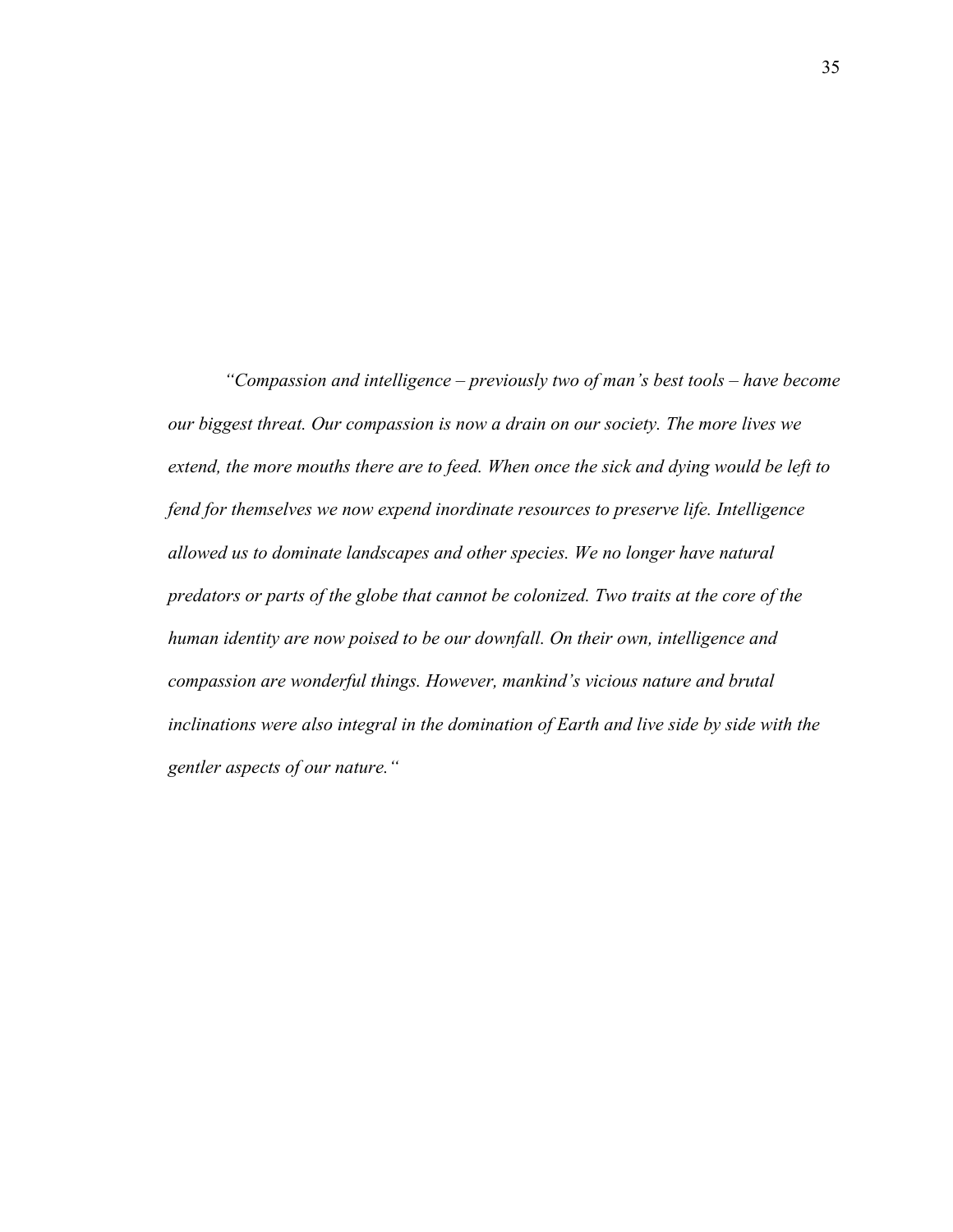*"Compassion and intelligence – previously two of man's best tools – have become our biggest threat. Our compassion is now a drain on our society. The more lives we extend, the more mouths there are to feed. When once the sick and dying would be left to fend for themselves we now expend inordinate resources to preserve life. Intelligence allowed us to dominate landscapes and other species. We no longer have natural predators or parts of the globe that cannot be colonized. Two traits at the core of the human identity are now poised to be our downfall. On their own, intelligence and compassion are wonderful things. However, mankind's vicious nature and brutal inclinations were also integral in the domination of Earth and live side by side with the gentler aspects of our nature."*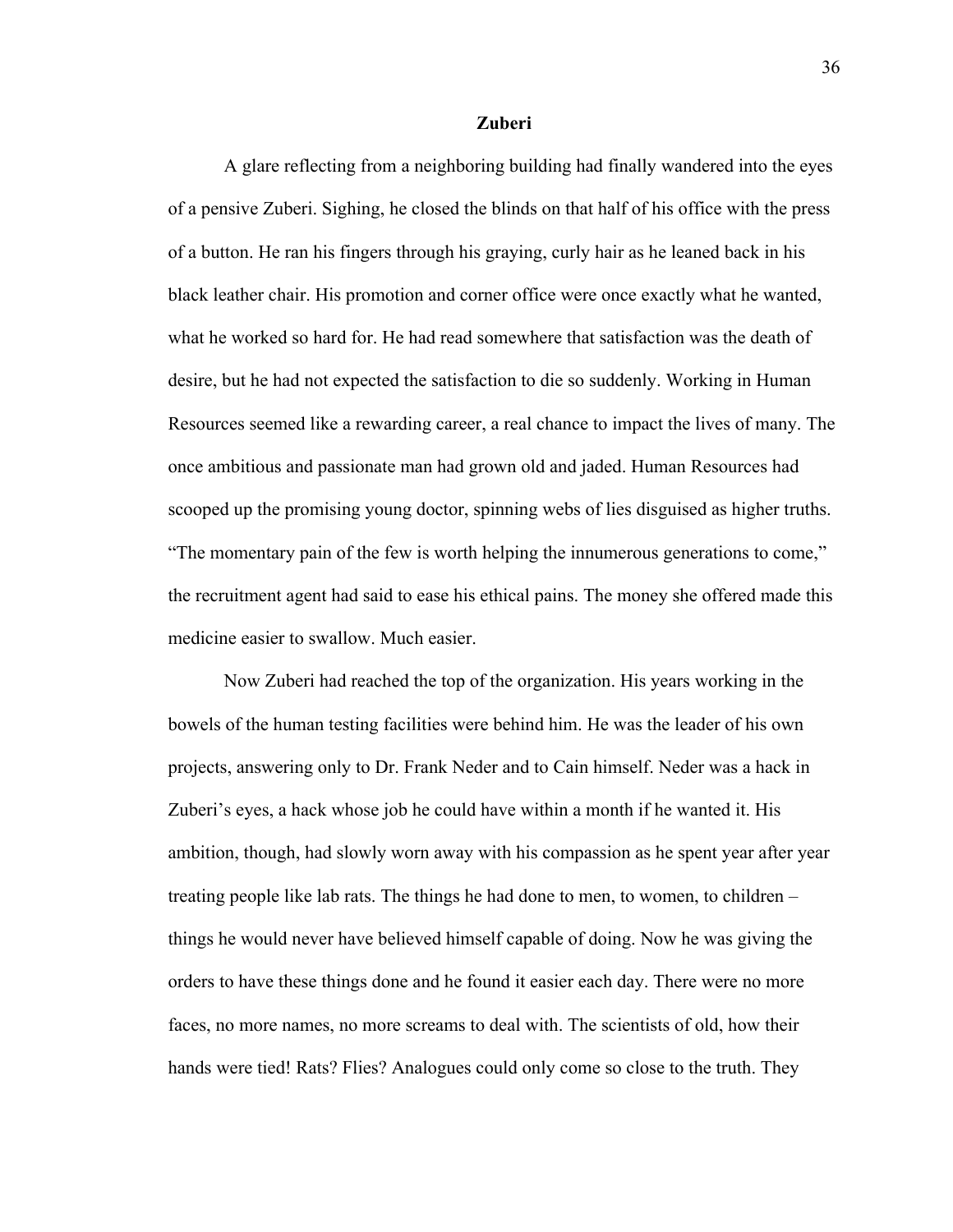**Zuberi**

A glare reflecting from a neighboring building had finally wandered into the eyes of a pensive Zuberi. Sighing, he closed the blinds on that half of his office with the press of a button. He ran his fingers through his graying, curly hair as he leaned back in his black leather chair. His promotion and corner office were once exactly what he wanted, what he worked so hard for. He had read somewhere that satisfaction was the death of desire, but he had not expected the satisfaction to die so suddenly. Working in Human Resources seemed like a rewarding career, a real chance to impact the lives of many. The once ambitious and passionate man had grown old and jaded. Human Resources had scooped up the promising young doctor, spinning webs of lies disguised as higher truths. "The momentary pain of the few is worth helping the innumerous generations to come," the recruitment agent had said to ease his ethical pains. The money she offered made this medicine easier to swallow. Much easier.

Now Zuberi had reached the top of the organization. His years working in the bowels of the human testing facilities were behind him. He was the leader of his own projects, answering only to Dr. Frank Neder and to Cain himself. Neder was a hack in Zuberi's eyes, a hack whose job he could have within a month if he wanted it. His ambition, though, had slowly worn away with his compassion as he spent year after year treating people like lab rats. The things he had done to men, to women, to children – things he would never have believed himself capable of doing. Now he was giving the orders to have these things done and he found it easier each day. There were no more faces, no more names, no more screams to deal with. The scientists of old, how their hands were tied! Rats? Flies? Analogues could only come so close to the truth. They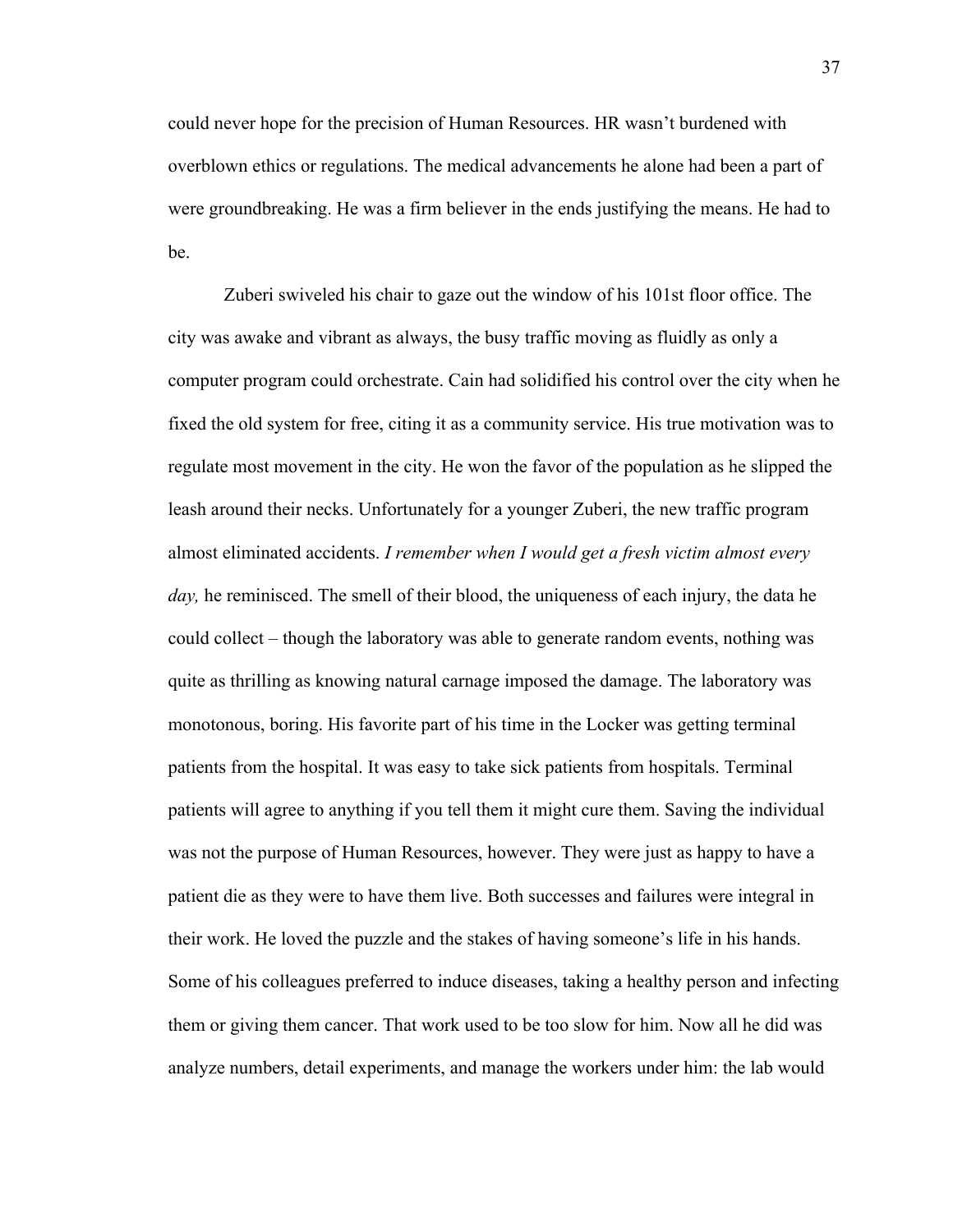could never hope for the precision of Human Resources. HR wasn't burdened with overblown ethics or regulations. The medical advancements he alone had been a part of were groundbreaking. He was a firm believer in the ends justifying the means. He had to be.

Zuberi swiveled his chair to gaze out the window of his 101st floor office. The city was awake and vibrant as always, the busy traffic moving as fluidly as only a computer program could orchestrate. Cain had solidified his control over the city when he fixed the old system for free, citing it as a community service. His true motivation was to regulate most movement in the city. He won the favor of the population as he slipped the leash around their necks. Unfortunately for a younger Zuberi, the new traffic program almost eliminated accidents. *I remember when I would get a fresh victim almost every day,* he reminisced. The smell of their blood, the uniqueness of each injury, the data he could collect – though the laboratory was able to generate random events, nothing was quite as thrilling as knowing natural carnage imposed the damage. The laboratory was monotonous, boring. His favorite part of his time in the Locker was getting terminal patients from the hospital. It was easy to take sick patients from hospitals. Terminal patients will agree to anything if you tell them it might cure them. Saving the individual was not the purpose of Human Resources, however. They were just as happy to have a patient die as they were to have them live. Both successes and failures were integral in their work. He loved the puzzle and the stakes of having someone's life in his hands. Some of his colleagues preferred to induce diseases, taking a healthy person and infecting them or giving them cancer. That work used to be too slow for him. Now all he did was analyze numbers, detail experiments, and manage the workers under him: the lab would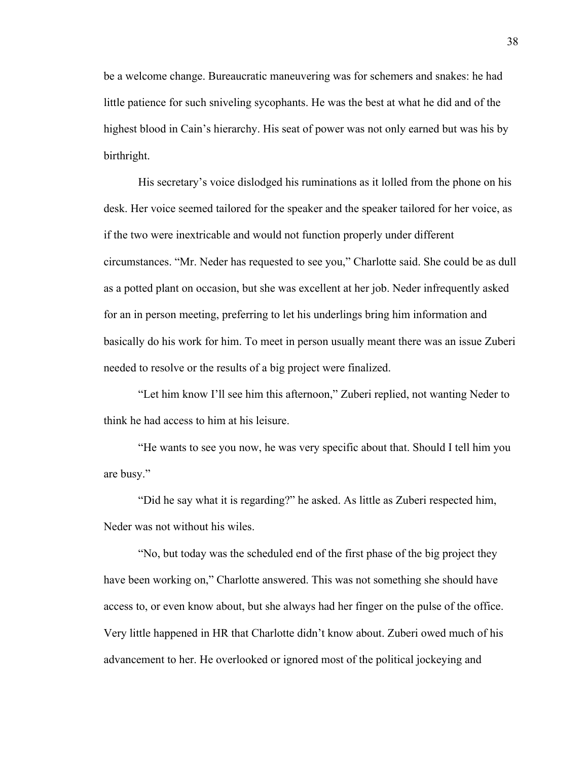be a welcome change. Bureaucratic maneuvering was for schemers and snakes: he had little patience for such sniveling sycophants. He was the best at what he did and of the highest blood in Cain's hierarchy. His seat of power was not only earned but was his by birthright.

His secretary's voice dislodged his ruminations as it lolled from the phone on his desk. Her voice seemed tailored for the speaker and the speaker tailored for her voice, as if the two were inextricable and would not function properly under different circumstances. "Mr. Neder has requested to see you," Charlotte said. She could be as dull as a potted plant on occasion, but she was excellent at her job. Neder infrequently asked for an in person meeting, preferring to let his underlings bring him information and basically do his work for him. To meet in person usually meant there was an issue Zuberi needed to resolve or the results of a big project were finalized.

"Let him know I'll see him this afternoon," Zuberi replied, not wanting Neder to think he had access to him at his leisure.

"He wants to see you now, he was very specific about that. Should I tell him you are busy."

"Did he say what it is regarding?" he asked. As little as Zuberi respected him, Neder was not without his wiles.

"No, but today was the scheduled end of the first phase of the big project they have been working on," Charlotte answered. This was not something she should have access to, or even know about, but she always had her finger on the pulse of the office. Very little happened in HR that Charlotte didn't know about. Zuberi owed much of his advancement to her. He overlooked or ignored most of the political jockeying and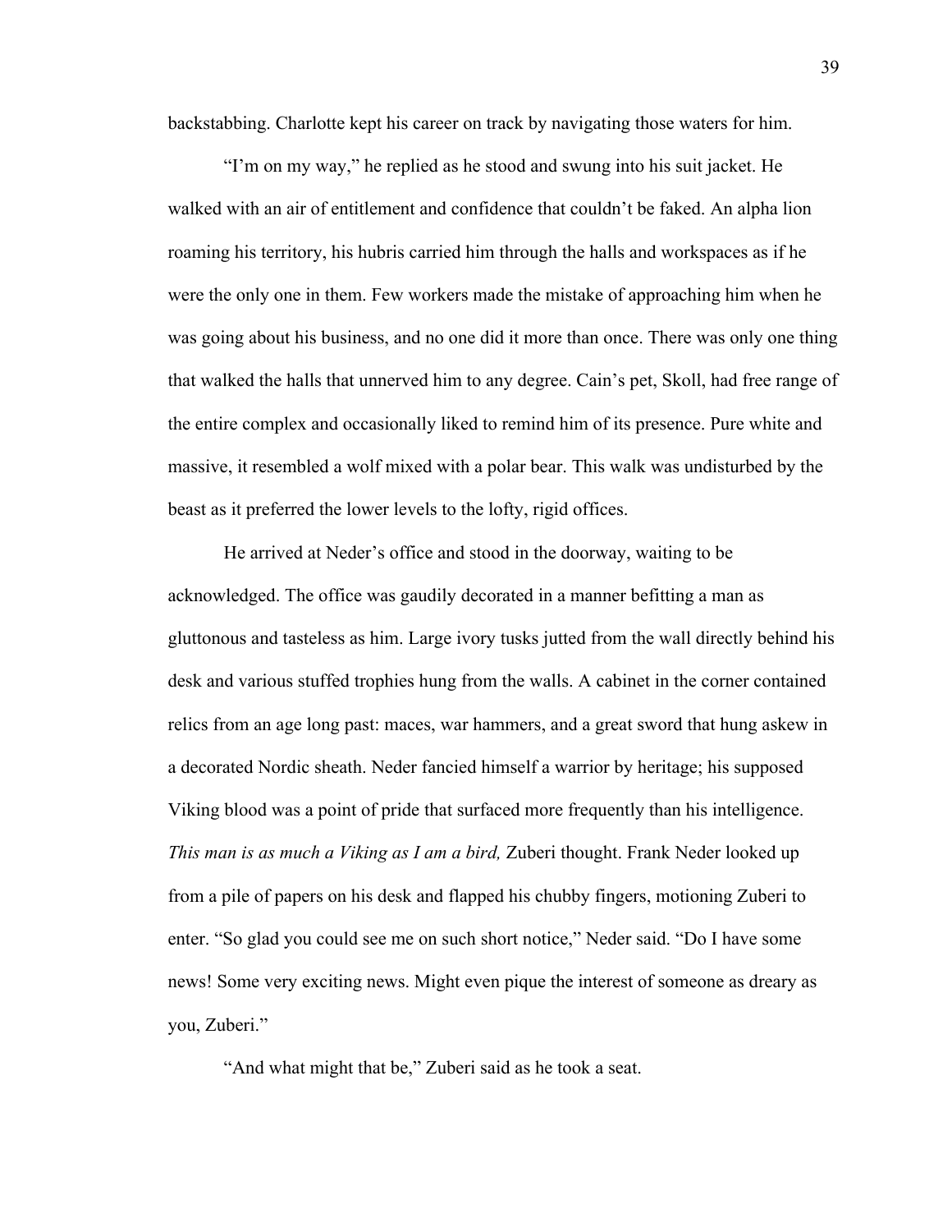backstabbing. Charlotte kept his career on track by navigating those waters for him.

"I'm on my way," he replied as he stood and swung into his suit jacket. He walked with an air of entitlement and confidence that couldn't be faked. An alpha lion roaming his territory, his hubris carried him through the halls and workspaces as if he were the only one in them. Few workers made the mistake of approaching him when he was going about his business, and no one did it more than once. There was only one thing that walked the halls that unnerved him to any degree. Cain's pet, Skoll, had free range of the entire complex and occasionally liked to remind him of its presence. Pure white and massive, it resembled a wolf mixed with a polar bear. This walk was undisturbed by the beast as it preferred the lower levels to the lofty, rigid offices.

He arrived at Neder's office and stood in the doorway, waiting to be acknowledged. The office was gaudily decorated in a manner befitting a man as gluttonous and tasteless as him. Large ivory tusks jutted from the wall directly behind his desk and various stuffed trophies hung from the walls. A cabinet in the corner contained relics from an age long past: maces, war hammers, and a great sword that hung askew in a decorated Nordic sheath. Neder fancied himself a warrior by heritage; his supposed Viking blood was a point of pride that surfaced more frequently than his intelligence. *This man is as much a Viking as I am a bird,* Zuberi thought. Frank Neder looked up from a pile of papers on his desk and flapped his chubby fingers, motioning Zuberi to enter. "So glad you could see me on such short notice," Neder said. "Do I have some news! Some very exciting news. Might even pique the interest of someone as dreary as you, Zuberi."

"And what might that be," Zuberi said as he took a seat.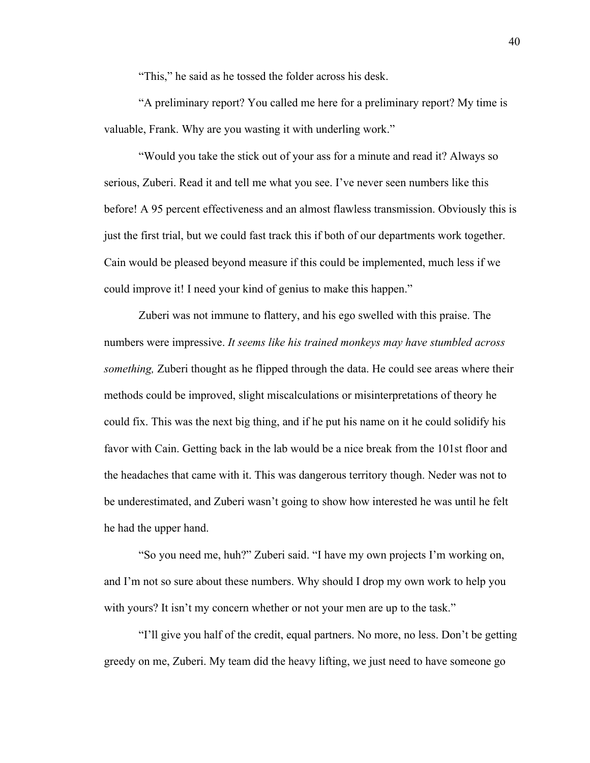"This," he said as he tossed the folder across his desk.

"A preliminary report? You called me here for a preliminary report? My time is valuable, Frank. Why are you wasting it with underling work."

"Would you take the stick out of your ass for a minute and read it? Always so serious, Zuberi. Read it and tell me what you see. I've never seen numbers like this before! A 95 percent effectiveness and an almost flawless transmission. Obviously this is just the first trial, but we could fast track this if both of our departments work together. Cain would be pleased beyond measure if this could be implemented, much less if we could improve it! I need your kind of genius to make this happen."

Zuberi was not immune to flattery, and his ego swelled with this praise. The numbers were impressive. *It seems like his trained monkeys may have stumbled across something,* Zuberi thought as he flipped through the data. He could see areas where their methods could be improved, slight miscalculations or misinterpretations of theory he could fix. This was the next big thing, and if he put his name on it he could solidify his favor with Cain. Getting back in the lab would be a nice break from the 101st floor and the headaches that came with it. This was dangerous territory though. Neder was not to be underestimated, and Zuberi wasn't going to show how interested he was until he felt he had the upper hand.

"So you need me, huh?" Zuberi said. "I have my own projects I'm working on, and I'm not so sure about these numbers. Why should I drop my own work to help you with yours? It isn't my concern whether or not your men are up to the task."

"I'll give you half of the credit, equal partners. No more, no less. Don't be getting greedy on me, Zuberi. My team did the heavy lifting, we just need to have someone go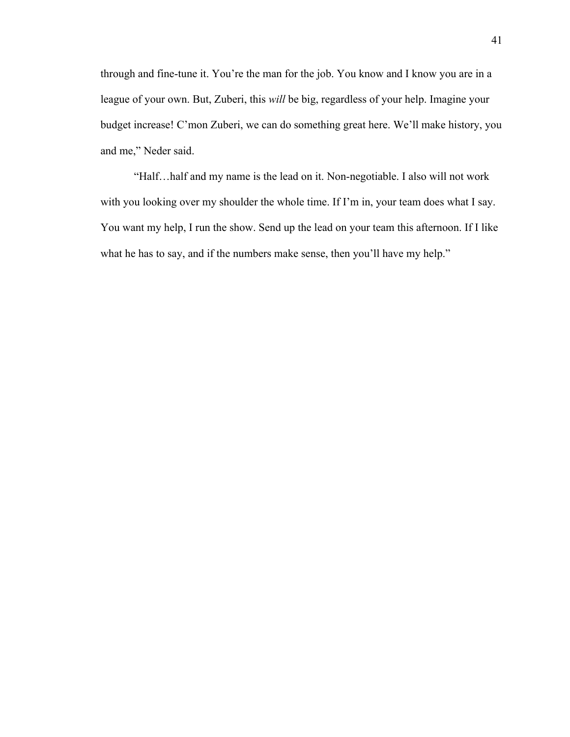through and fine-tune it. You're the man for the job. You know and I know you are in a league of your own. But, Zuberi, this *will* be big, regardless of your help. Imagine your budget increase! C'mon Zuberi, we can do something great here. We'll make history, you and me," Neder said.

"Half…half and my name is the lead on it. Non-negotiable. I also will not work with you looking over my shoulder the whole time. If I'm in, your team does what I say. You want my help, I run the show. Send up the lead on your team this afternoon. If I like what he has to say, and if the numbers make sense, then you'll have my help."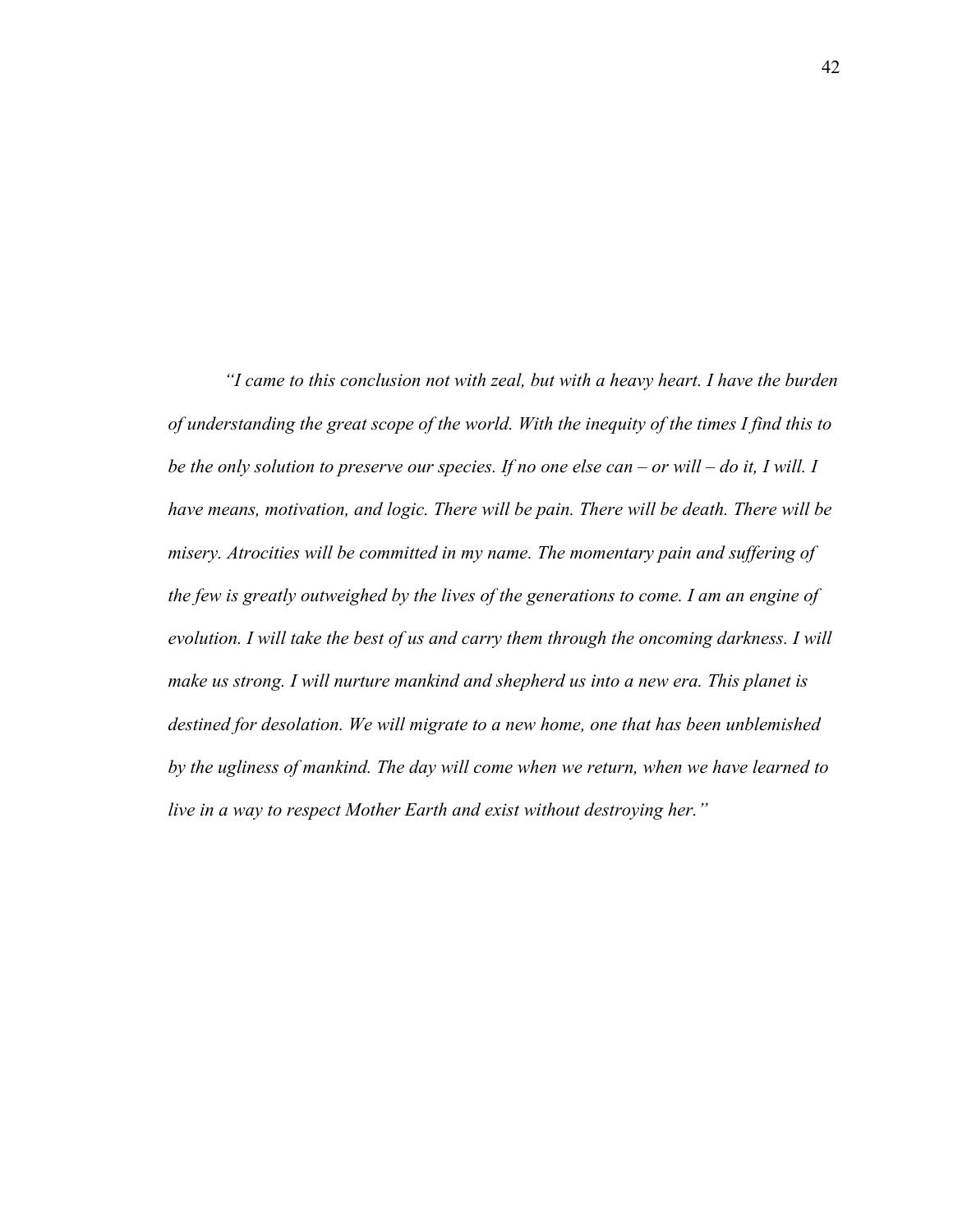*"I came to this conclusion not with zeal, but with a heavy heart. I have the burden of understanding the great scope of the world. With the inequity of the times I find this to be the only solution to preserve our species. If no one else can – or will – do it, I will. I have means, motivation, and logic. There will be pain. There will be death. There will be misery. Atrocities will be committed in my name. The momentary pain and suffering of the few is greatly outweighed by the lives of the generations to come. I am an engine of evolution. I will take the best of us and carry them through the oncoming darkness. I will make us strong. I will nurture mankind and shepherd us into a new era. This planet is destined for desolation. We will migrate to a new home, one that has been unblemished by the ugliness of mankind. The day will come when we return, when we have learned to live in a way to respect Mother Earth and exist without destroying her."*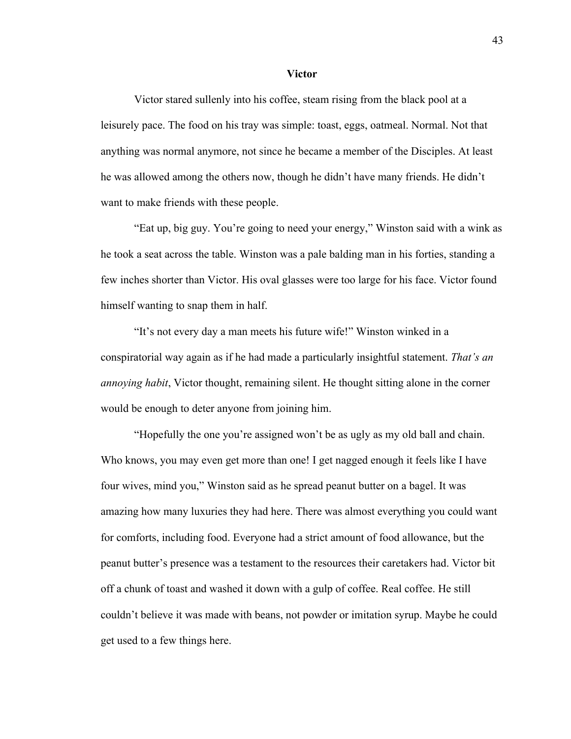**Victor**

Victor stared sullenly into his coffee, steam rising from the black pool at a leisurely pace. The food on his tray was simple: toast, eggs, oatmeal. Normal. Not that anything was normal anymore, not since he became a member of the Disciples. At least he was allowed among the others now, though he didn't have many friends. He didn't want to make friends with these people.

"Eat up, big guy. You're going to need your energy," Winston said with a wink as he took a seat across the table. Winston was a pale balding man in his forties, standing a few inches shorter than Victor. His oval glasses were too large for his face. Victor found himself wanting to snap them in half.

"It's not every day a man meets his future wife!" Winston winked in a conspiratorial way again as if he had made a particularly insightful statement. *That's an annoying habit*, Victor thought, remaining silent. He thought sitting alone in the corner would be enough to deter anyone from joining him.

"Hopefully the one you're assigned won't be as ugly as my old ball and chain. Who knows, you may even get more than one! I get nagged enough it feels like I have four wives, mind you," Winston said as he spread peanut butter on a bagel. It was amazing how many luxuries they had here. There was almost everything you could want for comforts, including food. Everyone had a strict amount of food allowance, but the peanut butter's presence was a testament to the resources their caretakers had. Victor bit off a chunk of toast and washed it down with a gulp of coffee. Real coffee. He still couldn't believe it was made with beans, not powder or imitation syrup. Maybe he could get used to a few things here.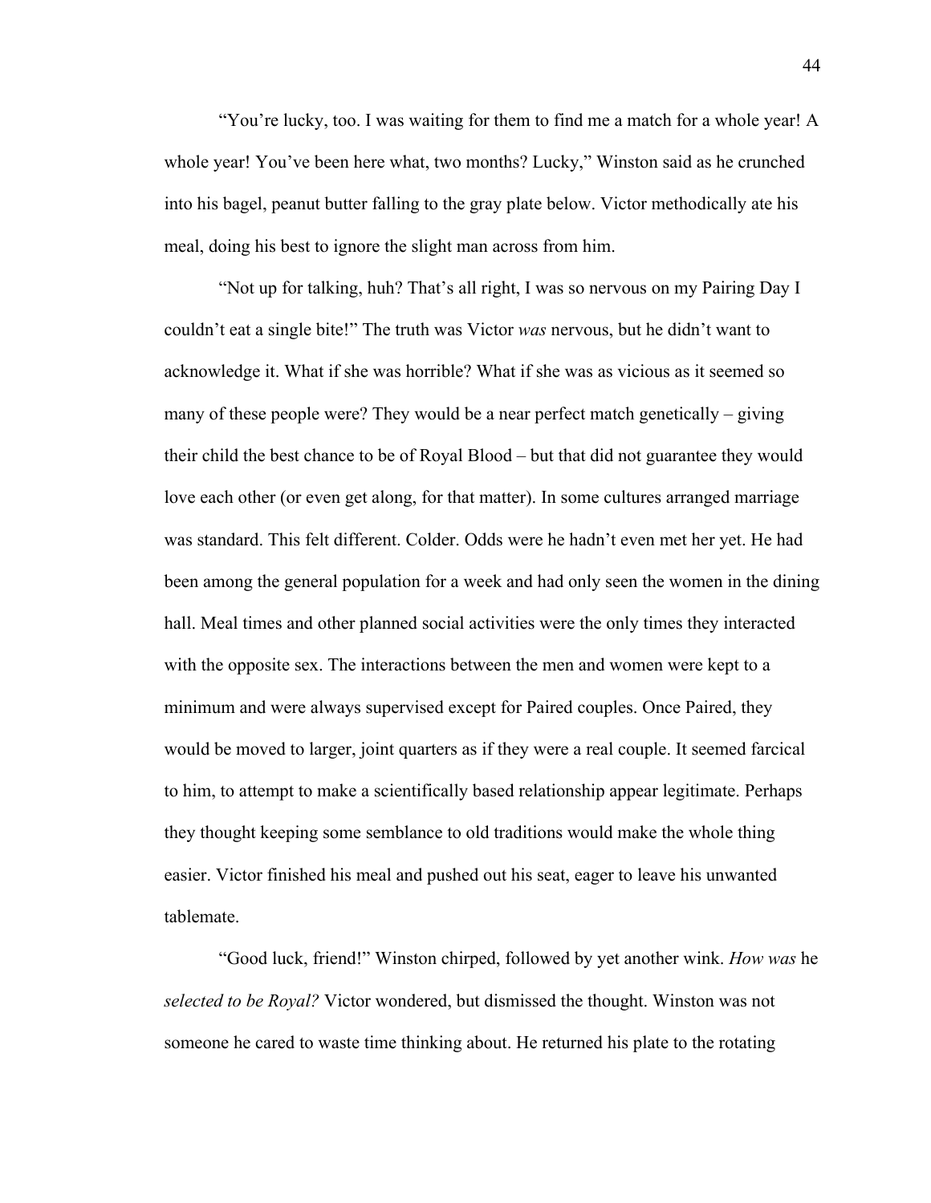"You're lucky, too. I was waiting for them to find me a match for a whole year! A whole year! You've been here what, two months? Lucky," Winston said as he crunched into his bagel, peanut butter falling to the gray plate below. Victor methodically ate his meal, doing his best to ignore the slight man across from him.

"Not up for talking, huh? That's all right, I was so nervous on my Pairing Day I couldn't eat a single bite!" The truth was Victor *was* nervous, but he didn't want to acknowledge it. What if she was horrible? What if she was as vicious as it seemed so many of these people were? They would be a near perfect match genetically – giving their child the best chance to be of Royal Blood – but that did not guarantee they would love each other (or even get along, for that matter). In some cultures arranged marriage was standard. This felt different. Colder. Odds were he hadn't even met her yet. He had been among the general population for a week and had only seen the women in the dining hall. Meal times and other planned social activities were the only times they interacted with the opposite sex. The interactions between the men and women were kept to a minimum and were always supervised except for Paired couples. Once Paired, they would be moved to larger, joint quarters as if they were a real couple. It seemed farcical to him, to attempt to make a scientifically based relationship appear legitimate. Perhaps they thought keeping some semblance to old traditions would make the whole thing easier. Victor finished his meal and pushed out his seat, eager to leave his unwanted tablemate.

"Good luck, friend!" Winston chirped, followed by yet another wink. *How was* he *selected to be Royal?* Victor wondered, but dismissed the thought. Winston was not someone he cared to waste time thinking about. He returned his plate to the rotating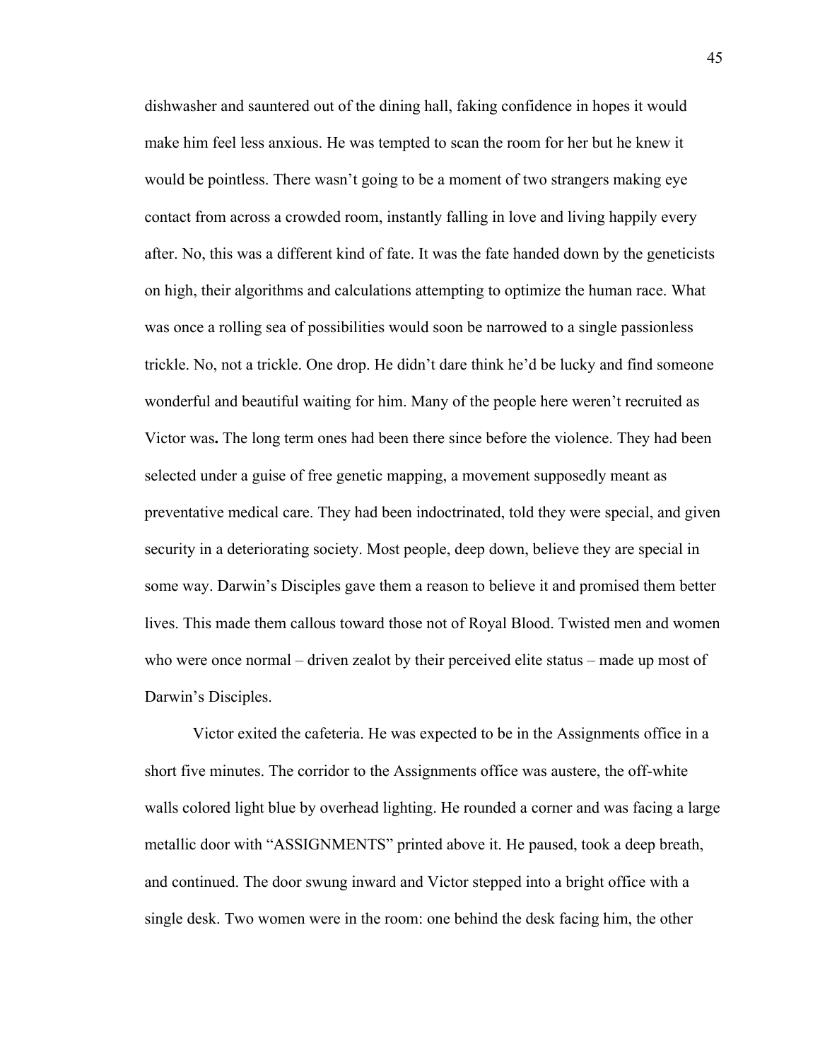dishwasher and sauntered out of the dining hall, faking confidence in hopes it would make him feel less anxious. He was tempted to scan the room for her but he knew it would be pointless. There wasn't going to be a moment of two strangers making eye contact from across a crowded room, instantly falling in love and living happily every after. No, this was a different kind of fate. It was the fate handed down by the geneticists on high, their algorithms and calculations attempting to optimize the human race. What was once a rolling sea of possibilities would soon be narrowed to a single passionless trickle. No, not a trickle. One drop. He didn't dare think he'd be lucky and find someone wonderful and beautiful waiting for him. Many of the people here weren't recruited as Victor was**.** The long term ones had been there since before the violence. They had been selected under a guise of free genetic mapping, a movement supposedly meant as preventative medical care. They had been indoctrinated, told they were special, and given security in a deteriorating society. Most people, deep down, believe they are special in some way. Darwin's Disciples gave them a reason to believe it and promised them better lives. This made them callous toward those not of Royal Blood. Twisted men and women who were once normal – driven zealot by their perceived elite status – made up most of Darwin's Disciples.

Victor exited the cafeteria. He was expected to be in the Assignments office in a short five minutes. The corridor to the Assignments office was austere, the off-white walls colored light blue by overhead lighting. He rounded a corner and was facing a large metallic door with "ASSIGNMENTS" printed above it. He paused, took a deep breath, and continued. The door swung inward and Victor stepped into a bright office with a single desk. Two women were in the room: one behind the desk facing him, the other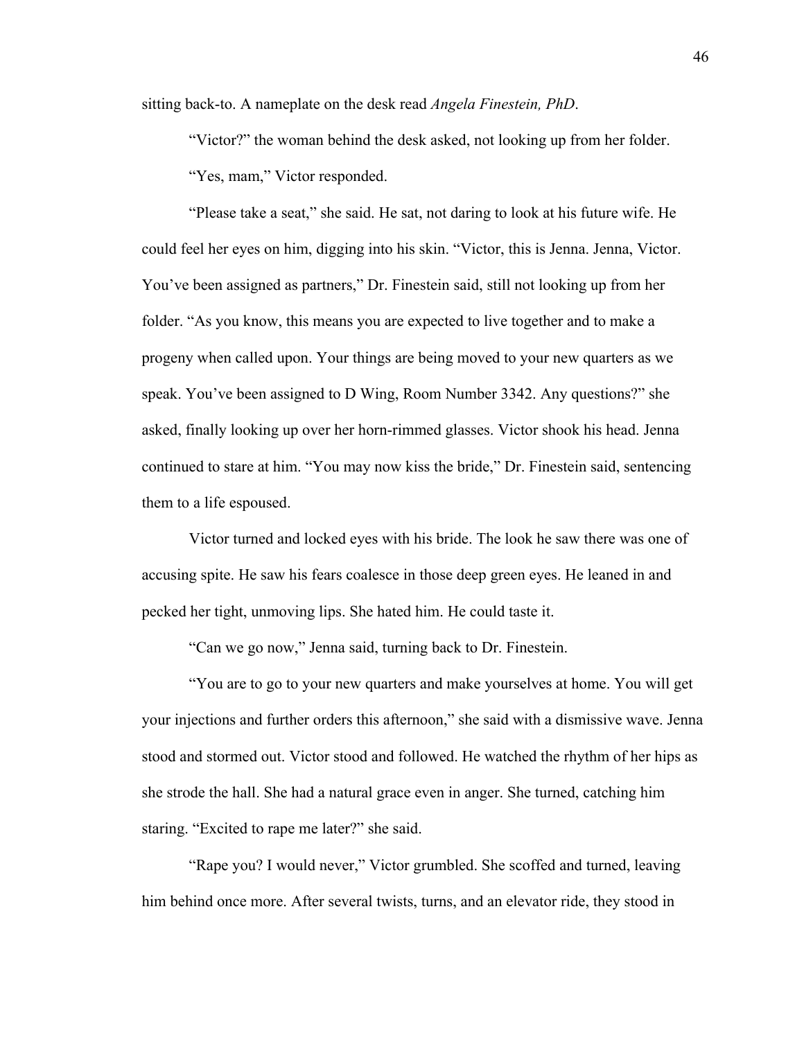sitting back-to. A nameplate on the desk read *Angela Finestein, PhD*.

"Victor?" the woman behind the desk asked, not looking up from her folder.

"Yes, mam," Victor responded.

"Please take a seat," she said. He sat, not daring to look at his future wife. He could feel her eyes on him, digging into his skin. "Victor, this is Jenna. Jenna, Victor. You've been assigned as partners," Dr. Finestein said, still not looking up from her folder. "As you know, this means you are expected to live together and to make a progeny when called upon. Your things are being moved to your new quarters as we speak. You've been assigned to D Wing, Room Number 3342. Any questions?" she asked, finally looking up over her horn-rimmed glasses. Victor shook his head. Jenna continued to stare at him. "You may now kiss the bride," Dr. Finestein said, sentencing them to a life espoused.

Victor turned and locked eyes with his bride. The look he saw there was one of accusing spite. He saw his fears coalesce in those deep green eyes. He leaned in and pecked her tight, unmoving lips. She hated him. He could taste it.

"Can we go now," Jenna said, turning back to Dr. Finestein.

"You are to go to your new quarters and make yourselves at home. You will get your injections and further orders this afternoon," she said with a dismissive wave. Jenna stood and stormed out. Victor stood and followed. He watched the rhythm of her hips as she strode the hall. She had a natural grace even in anger. She turned, catching him staring. "Excited to rape me later?" she said.

"Rape you? I would never," Victor grumbled. She scoffed and turned, leaving him behind once more. After several twists, turns, and an elevator ride, they stood in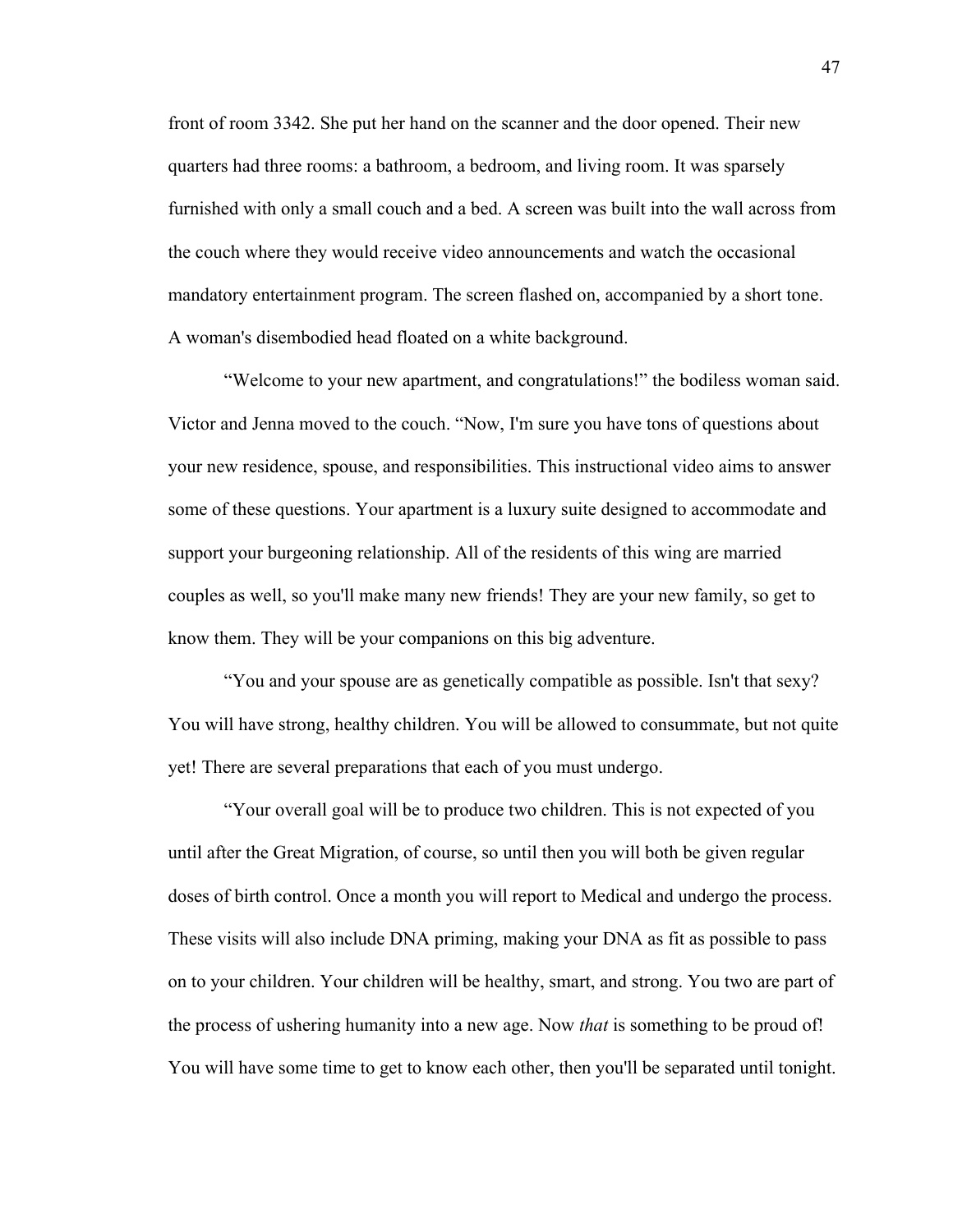front of room 3342. She put her hand on the scanner and the door opened. Their new quarters had three rooms: a bathroom, a bedroom, and living room. It was sparsely furnished with only a small couch and a bed. A screen was built into the wall across from the couch where they would receive video announcements and watch the occasional mandatory entertainment program. The screen flashed on, accompanied by a short tone. A woman's disembodied head floated on a white background.

"Welcome to your new apartment, and congratulations!" the bodiless woman said. Victor and Jenna moved to the couch. "Now, I'm sure you have tons of questions about your new residence, spouse, and responsibilities. This instructional video aims to answer some of these questions. Your apartment is a luxury suite designed to accommodate and support your burgeoning relationship. All of the residents of this wing are married couples as well, so you'll make many new friends! They are your new family, so get to know them. They will be your companions on this big adventure.

"You and your spouse are as genetically compatible as possible. Isn't that sexy? You will have strong, healthy children. You will be allowed to consummate, but not quite yet! There are several preparations that each of you must undergo.

"Your overall goal will be to produce two children. This is not expected of you until after the Great Migration, of course, so until then you will both be given regular doses of birth control. Once a month you will report to Medical and undergo the process. These visits will also include DNA priming, making your DNA as fit as possible to pass on to your children. Your children will be healthy, smart, and strong. You two are part of the process of ushering humanity into a new age. Now *that* is something to be proud of! You will have some time to get to know each other, then you'll be separated until tonight.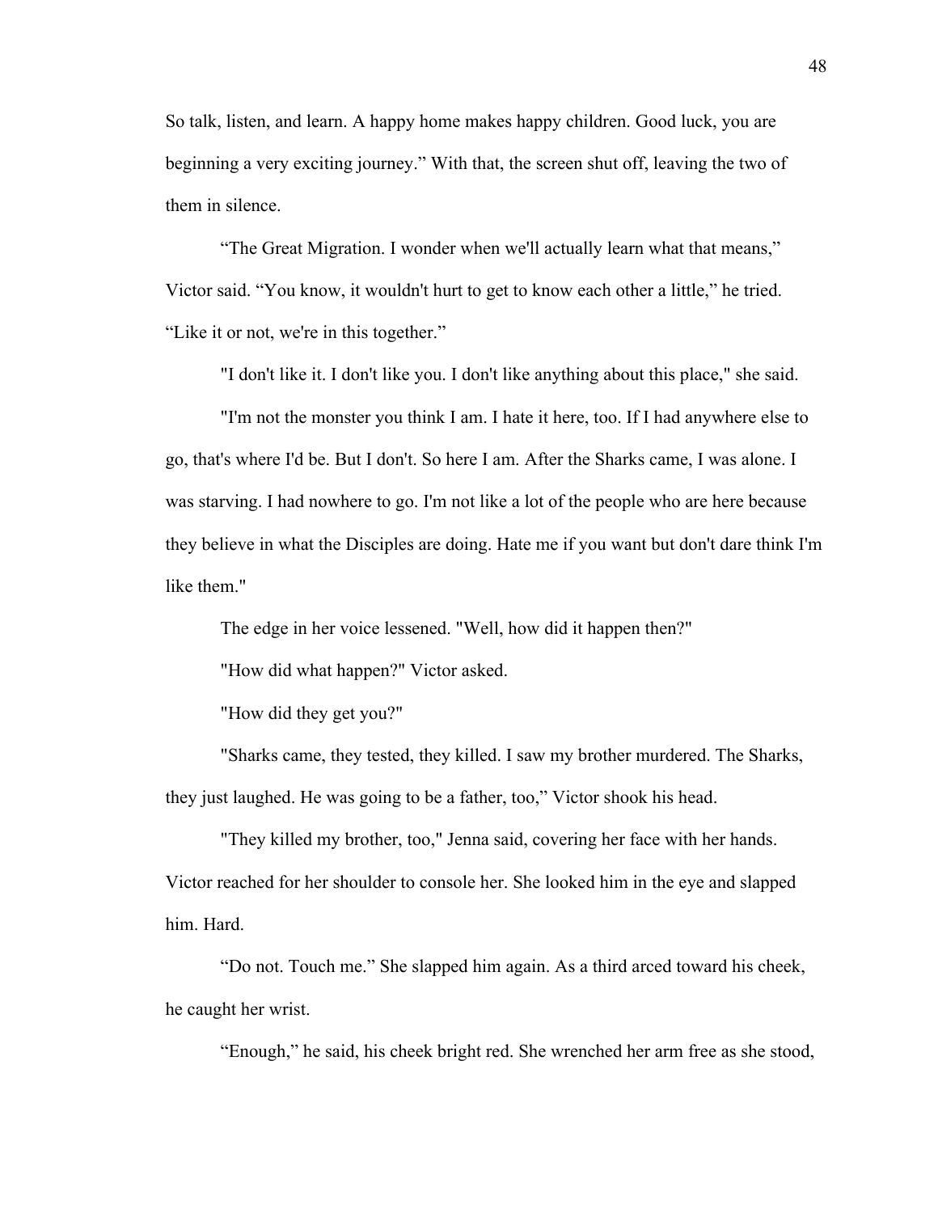So talk, listen, and learn. A happy home makes happy children. Good luck, you are beginning a very exciting journey." With that, the screen shut off, leaving the two of them in silence.

"The Great Migration. I wonder when we'll actually learn what that means," Victor said. "You know, it wouldn't hurt to get to know each other a little," he tried. "Like it or not, we're in this together."

"I don't like it. I don't like you. I don't like anything about this place," she said.

"I'm not the monster you think I am. I hate it here, too. If I had anywhere else to go, that's where I'd be. But I don't. So here I am. After the Sharks came, I was alone. I was starving. I had nowhere to go. I'm not like a lot of the people who are here because they believe in what the Disciples are doing. Hate me if you want but don't dare think I'm like them."

The edge in her voice lessened. "Well, how did it happen then?"

"How did what happen?" Victor asked.

"How did they get you?"

"Sharks came, they tested, they killed. I saw my brother murdered. The Sharks, they just laughed. He was going to be a father, too," Victor shook his head.

"They killed my brother, too," Jenna said, covering her face with her hands. Victor reached for her shoulder to console her. She looked him in the eye and slapped him. Hard.

"Do not. Touch me." She slapped him again. As a third arced toward his cheek, he caught her wrist.

"Enough," he said, his cheek bright red. She wrenched her arm free as she stood,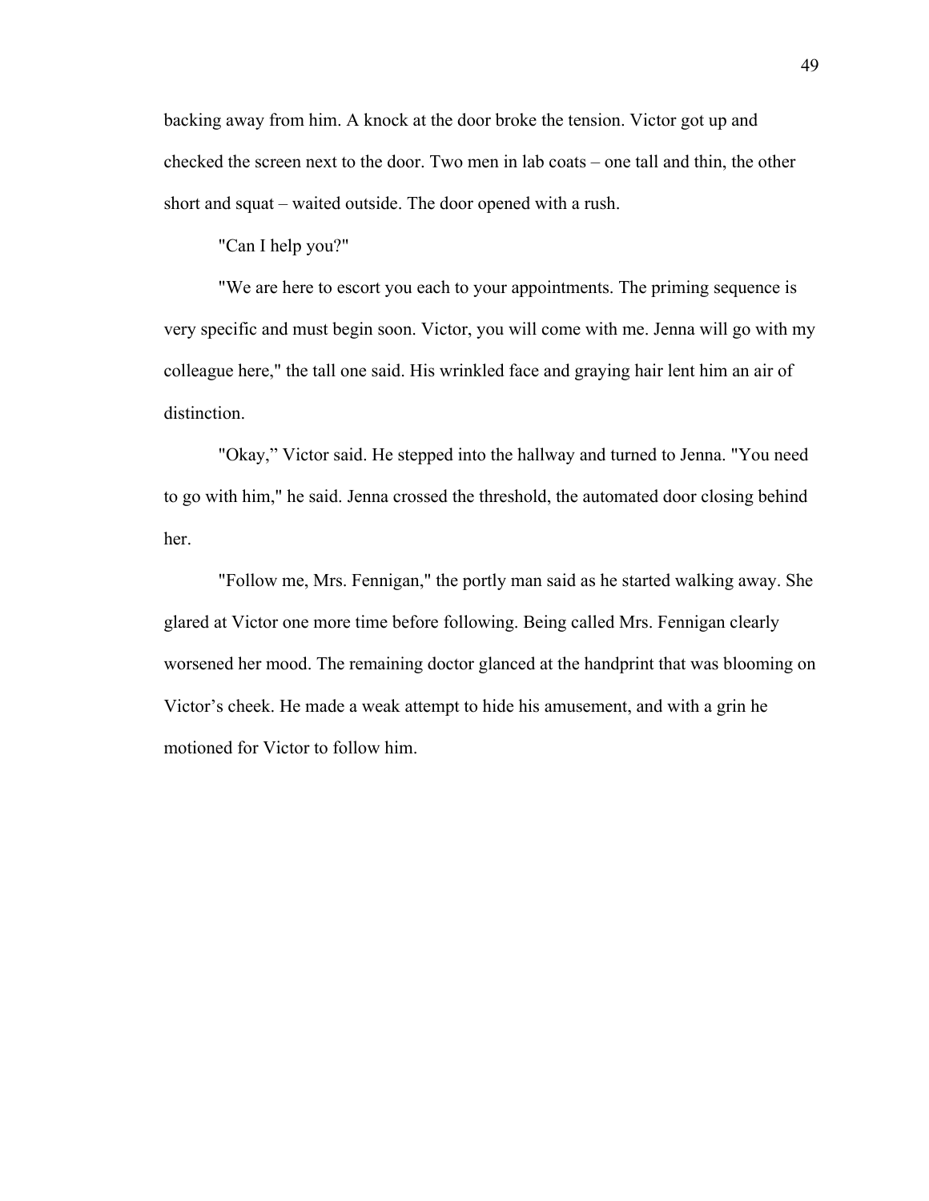backing away from him. A knock at the door broke the tension. Victor got up and checked the screen next to the door. Two men in lab coats – one tall and thin, the other short and squat – waited outside. The door opened with a rush.

"Can I help you?"

"We are here to escort you each to your appointments. The priming sequence is very specific and must begin soon. Victor, you will come with me. Jenna will go with my colleague here," the tall one said. His wrinkled face and graying hair lent him an air of distinction.

"Okay," Victor said. He stepped into the hallway and turned to Jenna. "You need to go with him," he said. Jenna crossed the threshold, the automated door closing behind her.

"Follow me, Mrs. Fennigan," the portly man said as he started walking away. She glared at Victor one more time before following. Being called Mrs. Fennigan clearly worsened her mood. The remaining doctor glanced at the handprint that was blooming on Victor's cheek. He made a weak attempt to hide his amusement, and with a grin he motioned for Victor to follow him.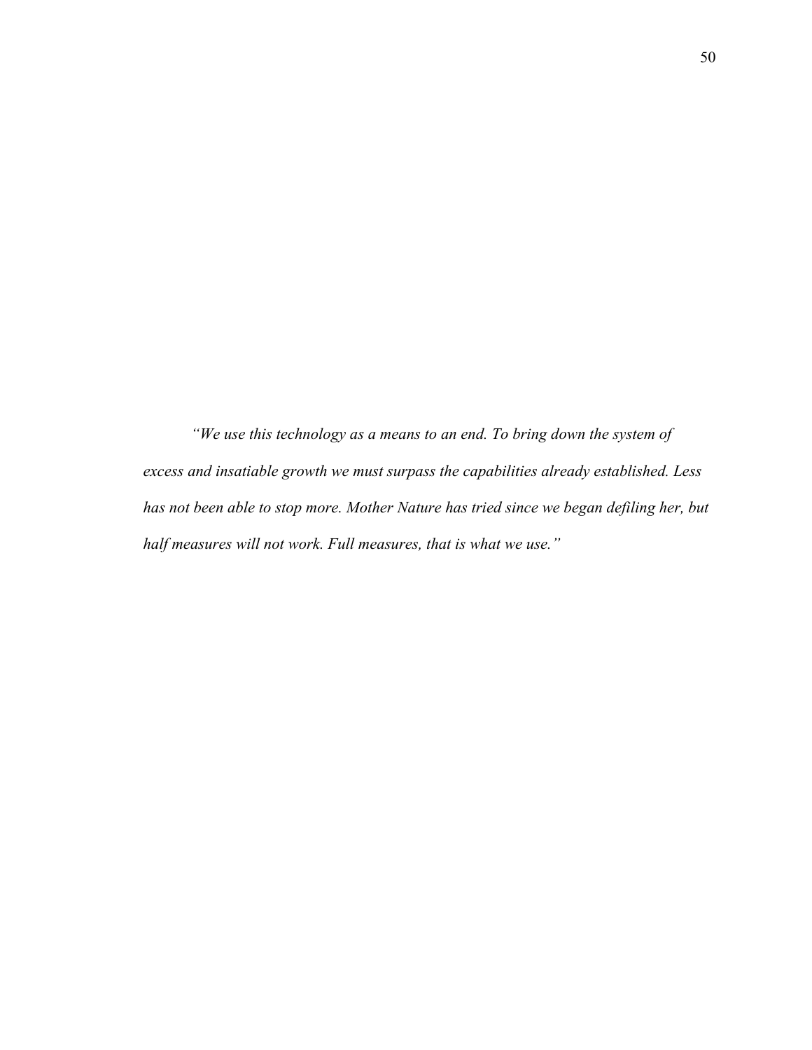*"We use this technology as a means to an end. To bring down the system of excess and insatiable growth we must surpass the capabilities already established. Less has not been able to stop more. Mother Nature has tried since we began defiling her, but half measures will not work. Full measures, that is what we use."*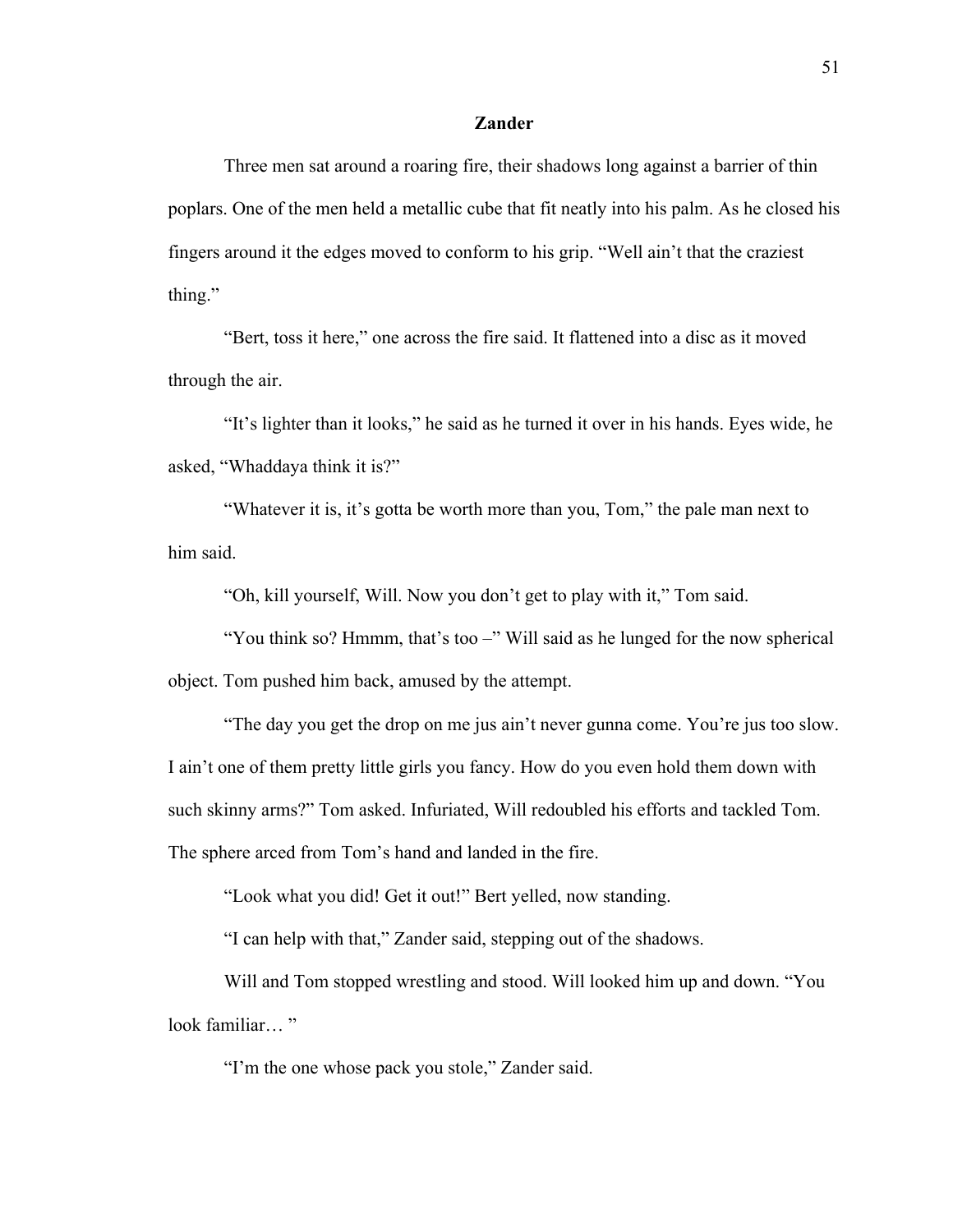**Zander**

Three men sat around a roaring fire, their shadows long against a barrier of thin poplars. One of the men held a metallic cube that fit neatly into his palm. As he closed his fingers around it the edges moved to conform to his grip. "Well ain't that the craziest thing."

"Bert, toss it here," one across the fire said. It flattened into a disc as it moved through the air.

"It's lighter than it looks," he said as he turned it over in his hands. Eyes wide, he asked, "Whaddaya think it is?"

"Whatever it is, it's gotta be worth more than you, Tom," the pale man next to him said.

"Oh, kill yourself, Will. Now you don't get to play with it," Tom said.

"You think so? Hmmm, that's too –" Will said as he lunged for the now spherical object. Tom pushed him back, amused by the attempt.

"The day you get the drop on me jus ain't never gunna come. You're jus too slow. I ain't one of them pretty little girls you fancy. How do you even hold them down with such skinny arms?" Tom asked. Infuriated, Will redoubled his efforts and tackled Tom. The sphere arced from Tom's hand and landed in the fire.

"Look what you did! Get it out!" Bert yelled, now standing.

"I can help with that," Zander said, stepping out of the shadows.

Will and Tom stopped wrestling and stood. Will looked him up and down. "You look familiar… "

"I'm the one whose pack you stole," Zander said.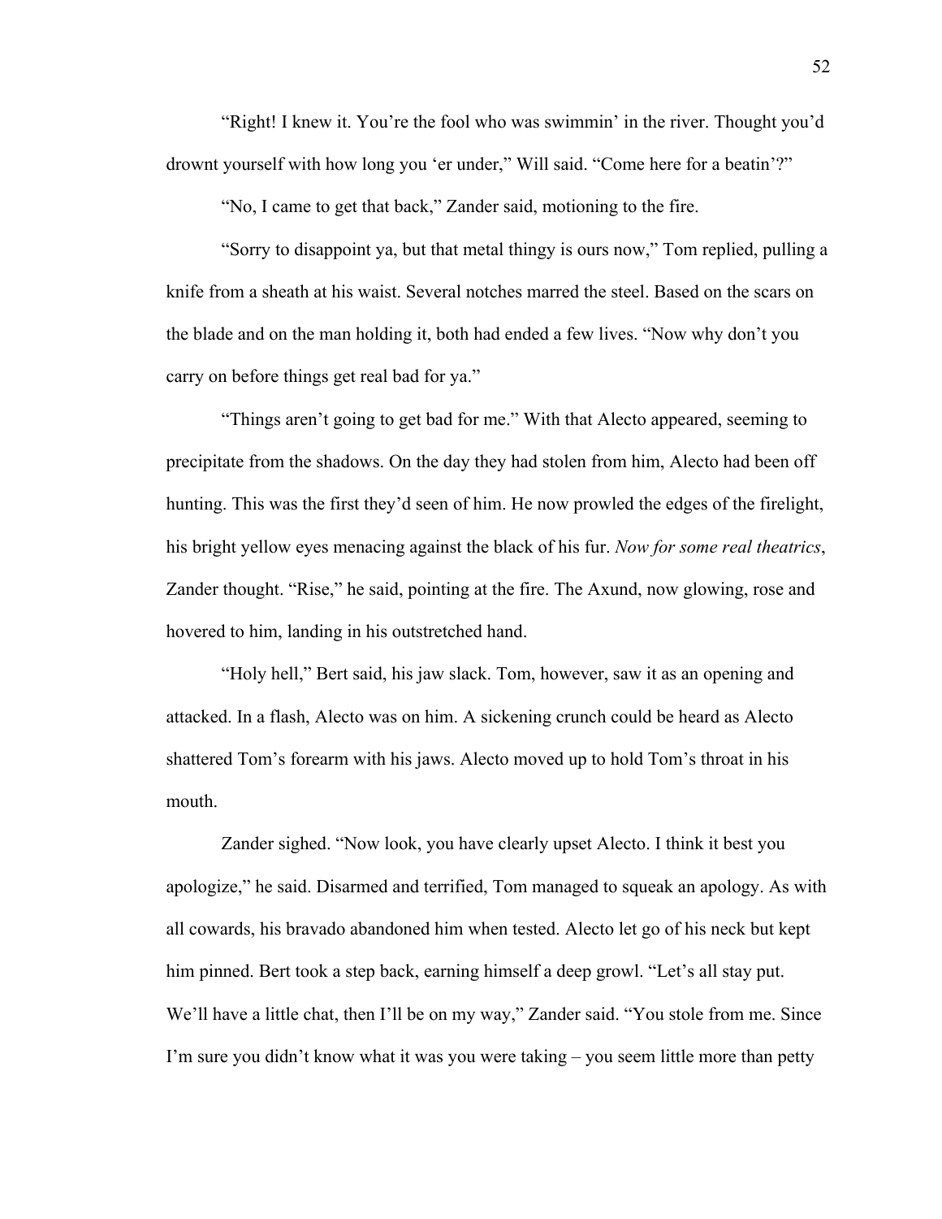"Right! I knew it. You're the fool who was swimmin' in the river. Thought you'd drownt yourself with how long you 'er under," Will said. "Come here for a beatin'?"

"No, I came to get that back," Zander said, motioning to the fire.

"Sorry to disappoint ya, but that metal thingy is ours now," Tom replied, pulling a knife from a sheath at his waist. Several notches marred the steel. Based on the scars on the blade and on the man holding it, both had ended a few lives. "Now why don't you carry on before things get real bad for ya."

"Things aren't going to get bad for me." With that Alecto appeared, seeming to precipitate from the shadows. On the day they had stolen from him, Alecto had been off hunting. This was the first they'd seen of him. He now prowled the edges of the firelight, his bright yellow eyes menacing against the black of his fur. *Now for some real theatrics*, Zander thought. "Rise," he said, pointing at the fire. The Axund, now glowing, rose and hovered to him, landing in his outstretched hand.

"Holy hell," Bert said, his jaw slack. Tom, however, saw it as an opening and attacked. In a flash, Alecto was on him. A sickening crunch could be heard as Alecto shattered Tom's forearm with his jaws. Alecto moved up to hold Tom's throat in his mouth.

Zander sighed. "Now look, you have clearly upset Alecto. I think it best you apologize," he said. Disarmed and terrified, Tom managed to squeak an apology. As with all cowards, his bravado abandoned him when tested. Alecto let go of his neck but kept him pinned. Bert took a step back, earning himself a deep growl. "Let's all stay put. We'll have a little chat, then I'll be on my way," Zander said. "You stole from me. Since I'm sure you didn't know what it was you were taking – you seem little more than petty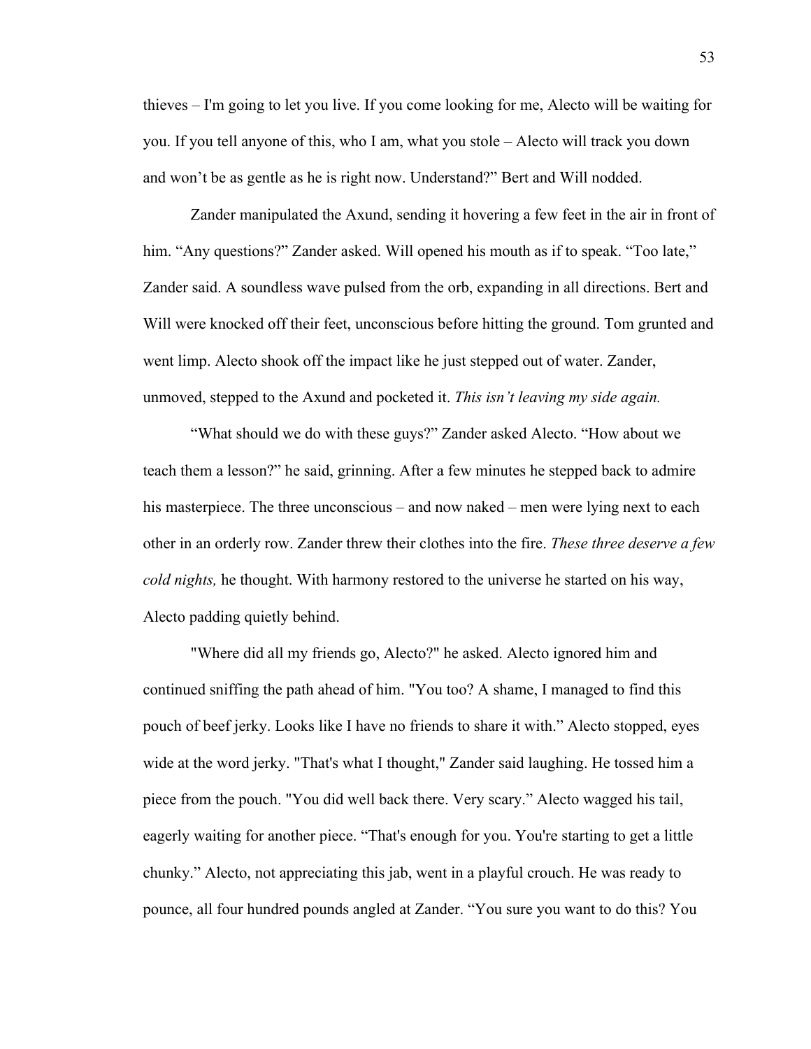thieves – I'm going to let you live. If you come looking for me, Alecto will be waiting for you. If you tell anyone of this, who I am, what you stole – Alecto will track you down and won't be as gentle as he is right now. Understand?" Bert and Will nodded.

Zander manipulated the Axund, sending it hovering a few feet in the air in front of him. "Any questions?" Zander asked. Will opened his mouth as if to speak. "Too late," Zander said. A soundless wave pulsed from the orb, expanding in all directions. Bert and Will were knocked off their feet, unconscious before hitting the ground. Tom grunted and went limp. Alecto shook off the impact like he just stepped out of water. Zander, unmoved, stepped to the Axund and pocketed it. *This isn't leaving my side again.*

"What should we do with these guys?" Zander asked Alecto. "How about we teach them a lesson?" he said, grinning. After a few minutes he stepped back to admire his masterpiece. The three unconscious – and now naked – men were lying next to each other in an orderly row. Zander threw their clothes into the fire. *These three deserve a few cold nights,* he thought. With harmony restored to the universe he started on his way, Alecto padding quietly behind.

"Where did all my friends go, Alecto?" he asked. Alecto ignored him and continued sniffing the path ahead of him. "You too? A shame, I managed to find this pouch of beef jerky. Looks like I have no friends to share it with." Alecto stopped, eyes wide at the word jerky. "That's what I thought," Zander said laughing. He tossed him a piece from the pouch. "You did well back there. Very scary." Alecto wagged his tail, eagerly waiting for another piece. "That's enough for you. You're starting to get a little chunky." Alecto, not appreciating this jab, went in a playful crouch. He was ready to pounce, all four hundred pounds angled at Zander. "You sure you want to do this? You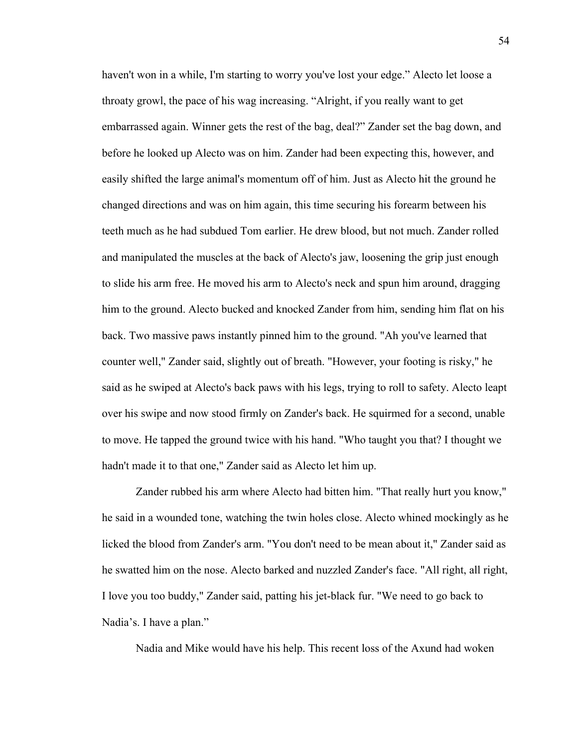haven't won in a while, I'm starting to worry you've lost your edge." Alecto let loose a throaty growl, the pace of his wag increasing. "Alright, if you really want to get embarrassed again. Winner gets the rest of the bag, deal?" Zander set the bag down, and before he looked up Alecto was on him. Zander had been expecting this, however, and easily shifted the large animal's momentum off of him. Just as Alecto hit the ground he changed directions and was on him again, this time securing his forearm between his teeth much as he had subdued Tom earlier. He drew blood, but not much. Zander rolled and manipulated the muscles at the back of Alecto's jaw, loosening the grip just enough to slide his arm free. He moved his arm to Alecto's neck and spun him around, dragging him to the ground. Alecto bucked and knocked Zander from him, sending him flat on his back. Two massive paws instantly pinned him to the ground. "Ah you've learned that counter well," Zander said, slightly out of breath. "However, your footing is risky," he said as he swiped at Alecto's back paws with his legs, trying to roll to safety. Alecto leapt over his swipe and now stood firmly on Zander's back. He squirmed for a second, unable to move. He tapped the ground twice with his hand. "Who taught you that? I thought we hadn't made it to that one," Zander said as Alecto let him up.

Zander rubbed his arm where Alecto had bitten him. "That really hurt you know," he said in a wounded tone, watching the twin holes close. Alecto whined mockingly as he licked the blood from Zander's arm. "You don't need to be mean about it," Zander said as he swatted him on the nose. Alecto barked and nuzzled Zander's face. "All right, all right, I love you too buddy," Zander said, patting his jet-black fur. "We need to go back to Nadia's. I have a plan."

Nadia and Mike would have his help. This recent loss of the Axund had woken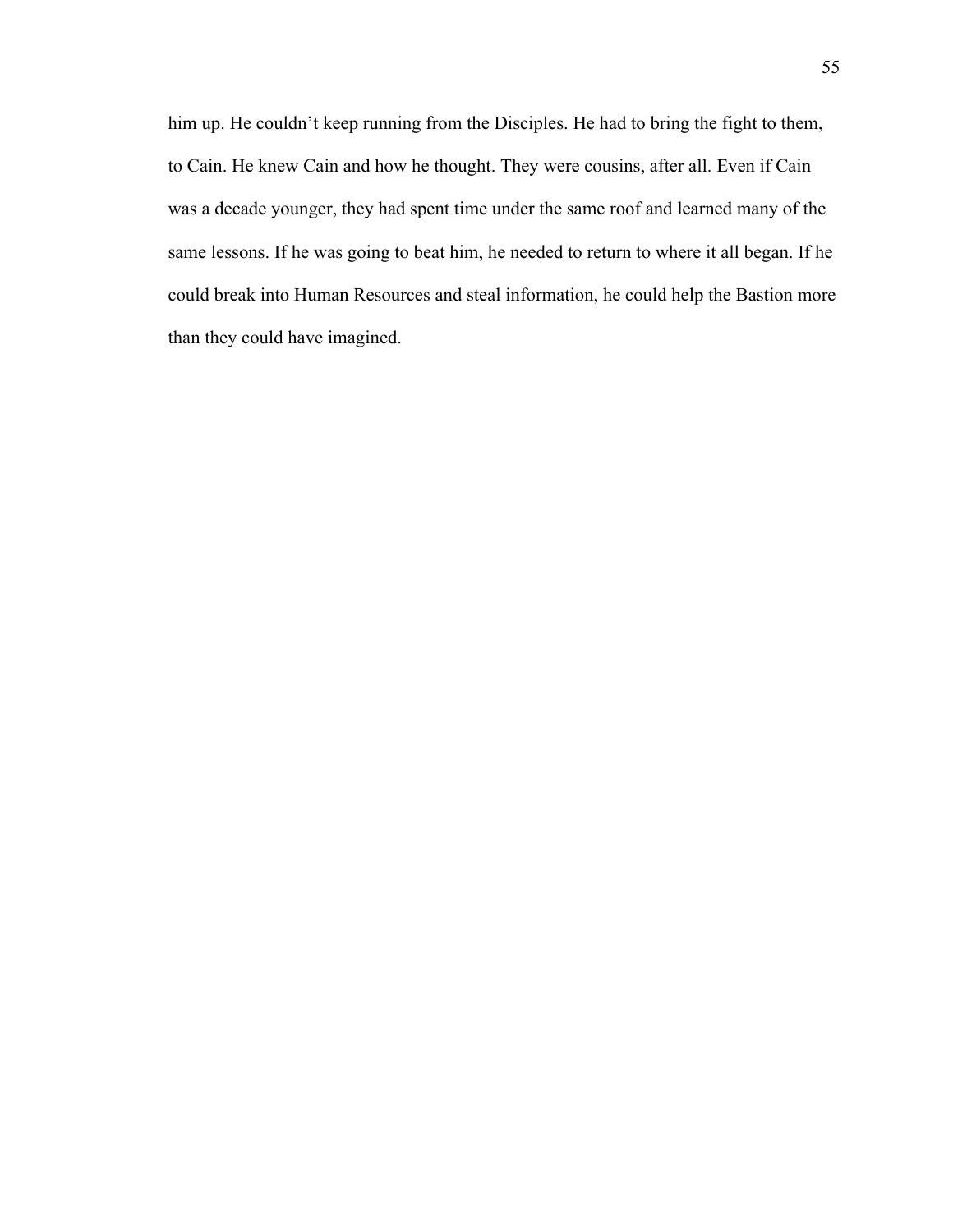him up. He couldn't keep running from the Disciples. He had to bring the fight to them, to Cain. He knew Cain and how he thought. They were cousins, after all. Even if Cain was a decade younger, they had spent time under the same roof and learned many of the same lessons. If he was going to beat him, he needed to return to where it all began. If he could break into Human Resources and steal information, he could help the Bastion more than they could have imagined.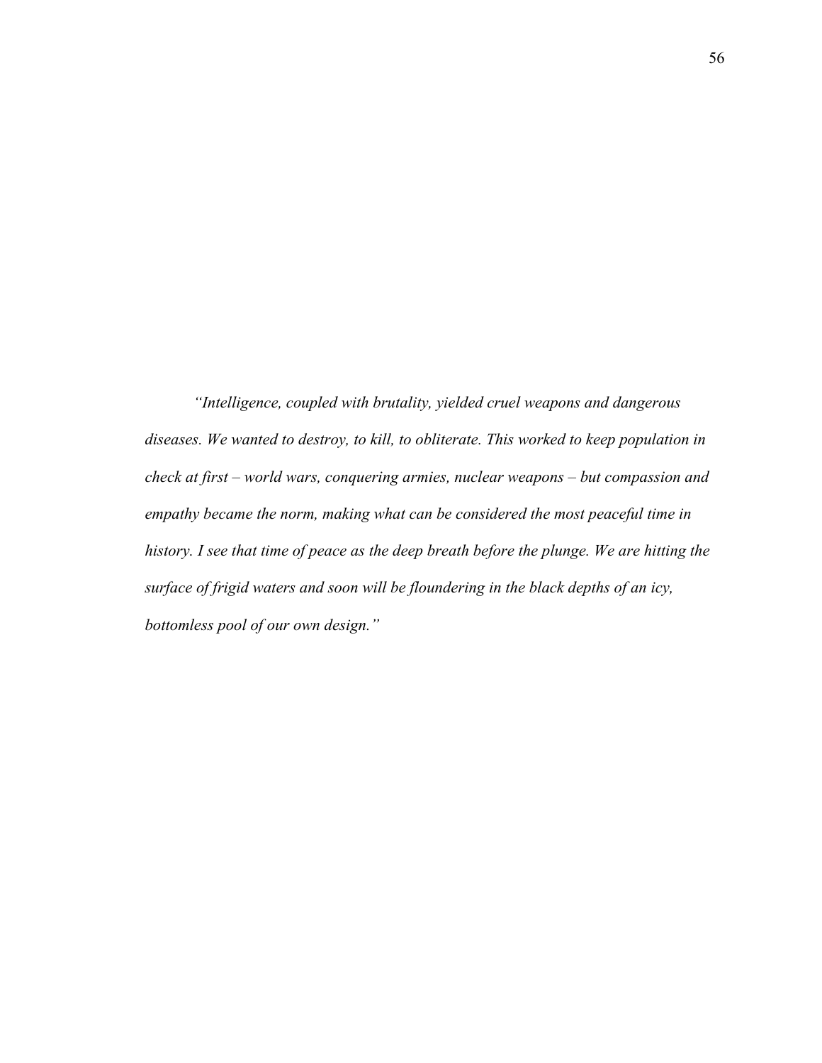*"Intelligence, coupled with brutality, yielded cruel weapons and dangerous diseases. We wanted to destroy, to kill, to obliterate. This worked to keep population in check at first – world wars, conquering armies, nuclear weapons – but compassion and empathy became the norm, making what can be considered the most peaceful time in history. I see that time of peace as the deep breath before the plunge. We are hitting the surface of frigid waters and soon will be floundering in the black depths of an icy, bottomless pool of our own design."*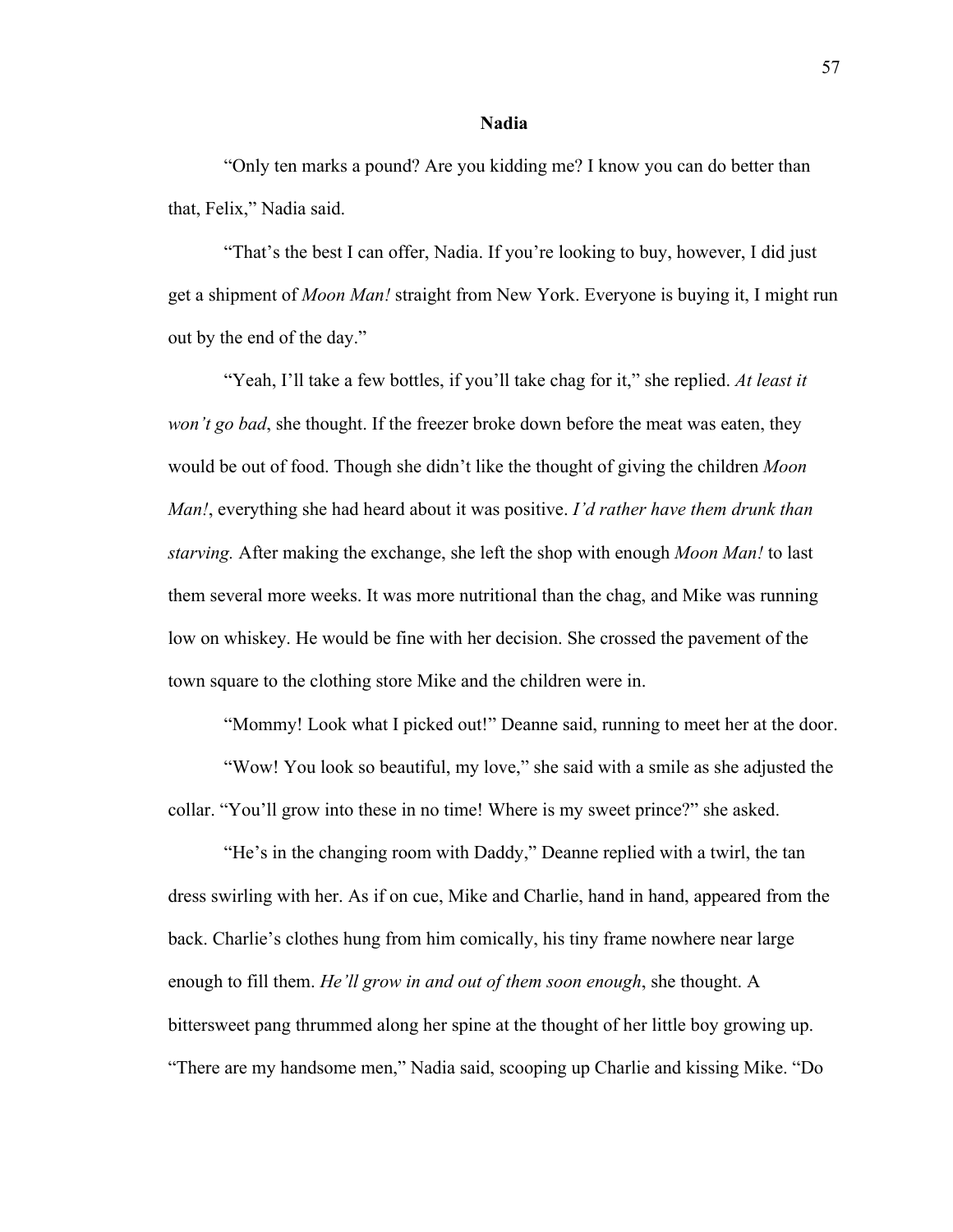## Nadia

"Only ten marks a pound? Are you kidding me? I know you can do better than that, Felix," Nadia said.

"That's the best I can offer, Nadia. If you're looking to buy, however, I did just get a shipment of *Moon Man!* straight from New York. Everyone is buying it, I might run out by the end of the day."

"Yeah, I'll take a few bottles, if you'll take chag for it," she replied. *At least it won't go bad*, she thought. If the freezer broke down before the meat was eaten, they would be out of food. Though she didn't like the thought of giving the children *Moon Man!*, everything she had heard about it was positive. *I'd rather have them drunk than starving.* After making the exchange, she left the shop with enough *Moon Man!* to last them several more weeks. It was more nutritional than the chag, and Mike was running low on whiskey. He would be fine with her decision. She crossed the pavement of the town square to the clothing store Mike and the children were in.

"Mommy! Look what I picked out!" Deanne said, running to meet her at the door.

"Wow! You look so beautiful, my love," she said with a smile as she adjusted the collar. "You'll grow into these in no time! Where is my sweet prince?" she asked.

"He's in the changing room with Daddy," Deanne replied with a twirl, the tan dress swirling with her. As if on cue, Mike and Charlie, hand in hand, appeared from the back. Charlie's clothes hung from him comically, his tiny frame nowhere near large enough to fill them. *He'll grow in and out of them soon enough*, she thought. A bittersweet pang thrummed along her spine at the thought of her little boy growing up. "There are my handsome men," Nadia said, scooping up Charlie and kissing Mike. "Do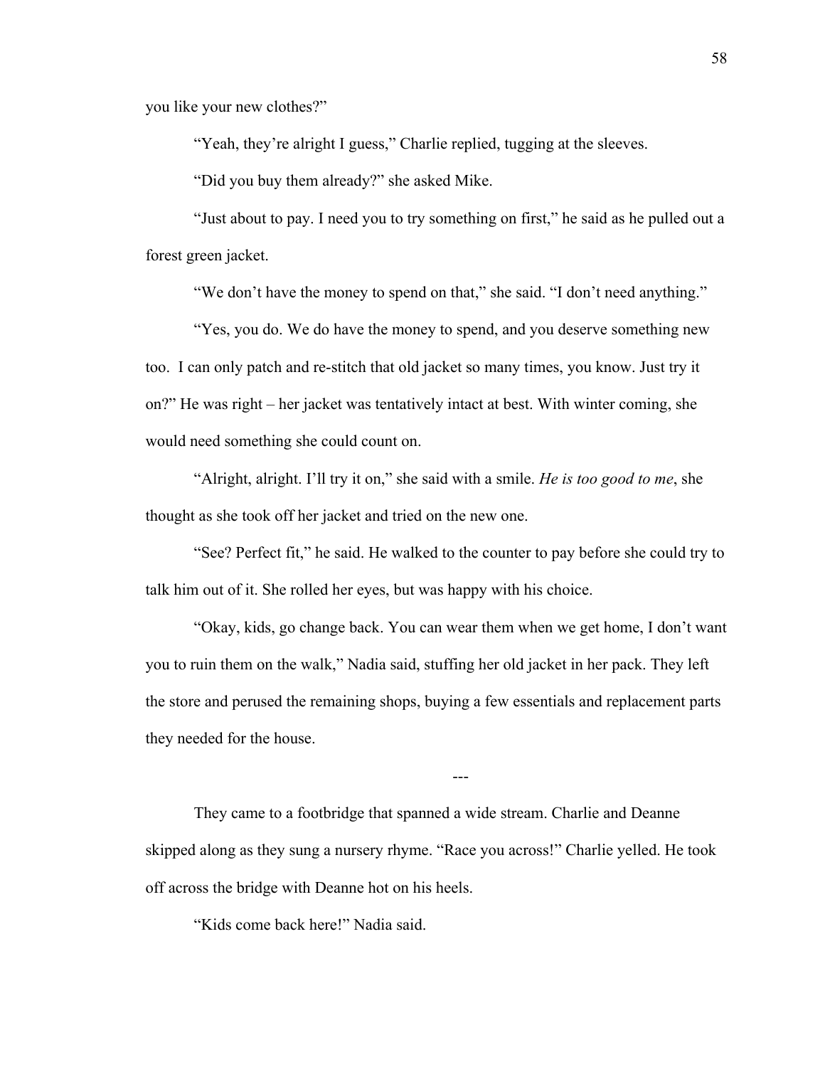you like your new clothes?"

"Yeah, they're alright I guess," Charlie replied, tugging at the sleeves.

"Did you buy them already?" she asked Mike.

"Just about to pay. I need you to try something on first," he said as he pulled out a forest green jacket.

"We don't have the money to spend on that," she said. "I don't need anything."

"Yes, you do. We do have the money to spend, and you deserve something new too. I can only patch and re-stitch that old jacket so many times, you know. Just try it on?" He was right – her jacket was tentatively intact at best. With winter coming, she would need something she could count on.

"Alright, alright. I'll try it on," she said with a smile. *He is too good to me*, she thought as she took off her jacket and tried on the new one.

"See? Perfect fit," he said. He walked to the counter to pay before she could try to talk him out of it. She rolled her eyes, but was happy with his choice.

"Okay, kids, go change back. You can wear them when we get home, I don't want you to ruin them on the walk," Nadia said, stuffing her old jacket in her pack. They left the store and perused the remaining shops, buying a few essentials and replacement parts they needed for the house.

---

They came to a footbridge that spanned a wide stream. Charlie and Deanne skipped along as they sung a nursery rhyme. "Race you across!" Charlie yelled. He took off across the bridge with Deanne hot on his heels.

"Kids come back here!" Nadia said.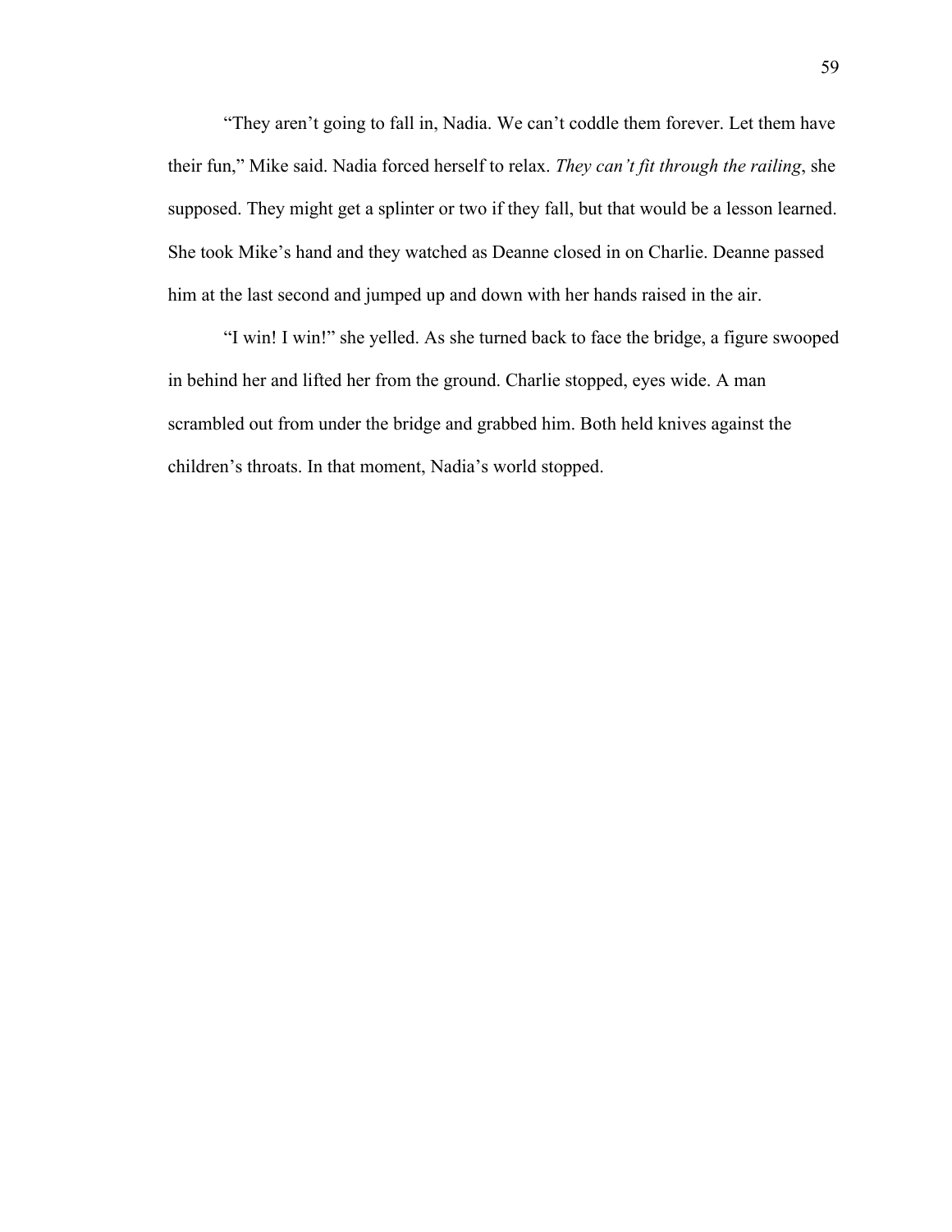“They aren’t going to fall in, Nadia. We can’t coddle them forever. Let them have their fun,” Mike said. Nadia forced herself to relax. *They can’t fit through the railing*, she supposed. They might get a splinter or two if they fall, but that would be a lesson learned. She took Mike’s hand and they watched as Deanne closed in on Charlie. Deanne passed him at the last second and jumped up and down with her hands raised in the air.

“I win! I win!” she yelled. As she turned back to face the bridge, a figure swooped in behind her and lifted her from the ground. Charlie stopped, eyes wide. A man scrambled out from under the bridge and grabbed him. Both held knives against the children’s throats. In that moment, Nadia’s world stopped.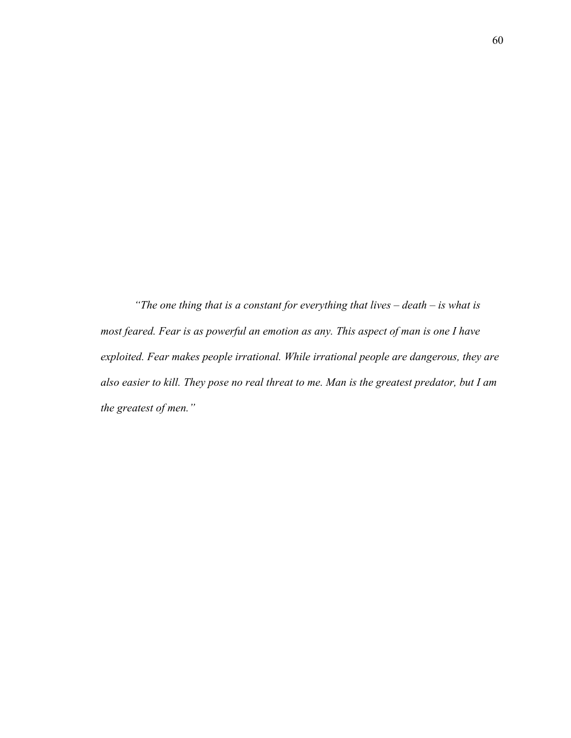*"The one thing that is a constant for everything that lives – death – is what is most feared. Fear is as powerful an emotion as any. This aspect of man is one I have exploited. Fear makes people irrational. While irrational people are dangerous, they are also easier to kill. They pose no real threat to me. Man is the greatest predator, but I am the greatest of men."*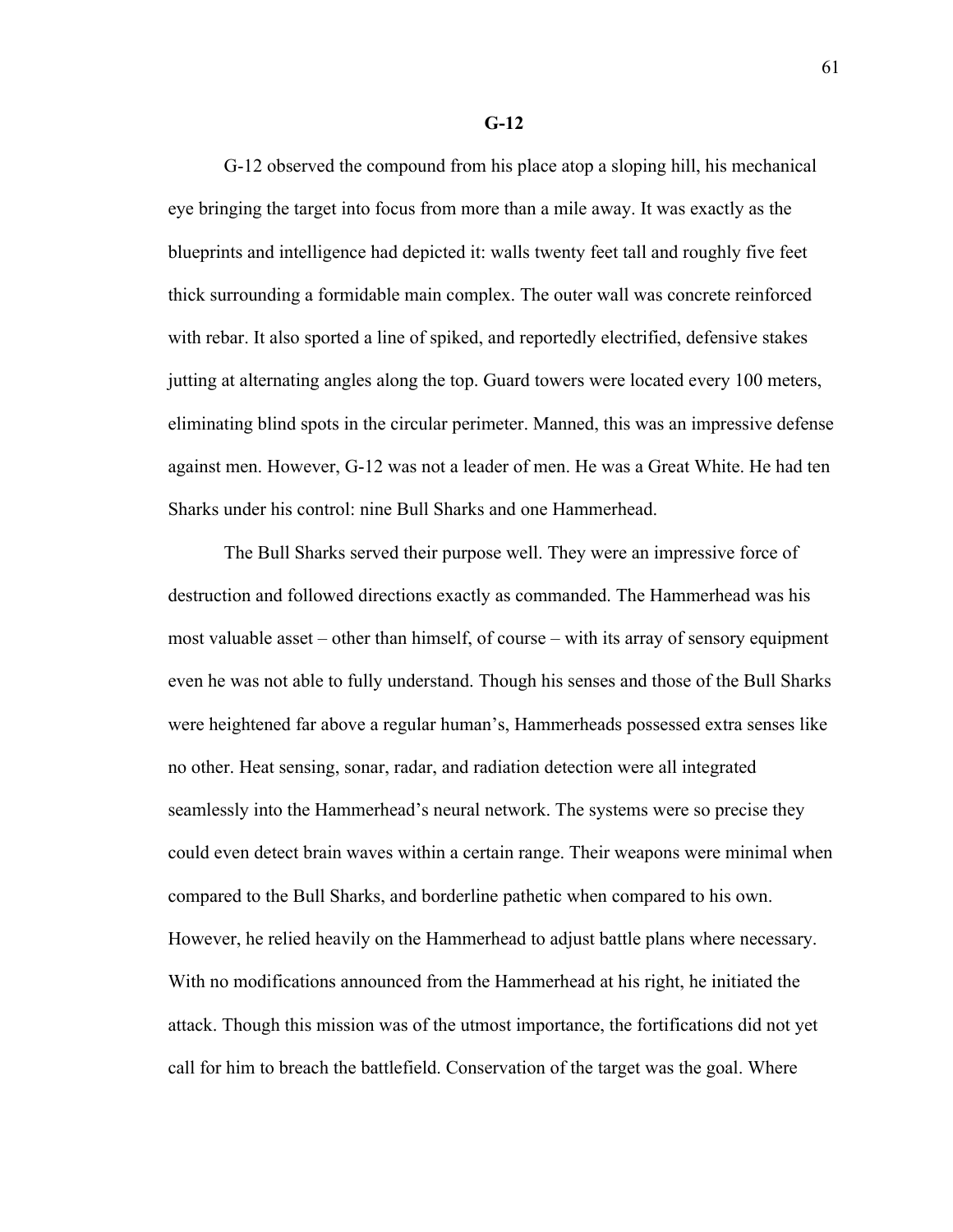## G-12

G-12 observed the compound from his place atop a sloping hill, his mechanical eye bringing the target into focus from more than a mile away. It was exactly as the blueprints and intelligence had depicted it: walls twenty feet tall and roughly five feet thick surrounding a formidable main complex. The outer wall was concrete reinforced with rebar. It also sported a line of spiked, and reportedly electrified, defensive stakes jutting at alternating angles along the top. Guard towers were located every 100 meters, eliminating blind spots in the circular perimeter. Manned, this was an impressive defense against men. However, G-12 was not a leader of men. He was a Great White. He had ten Sharks under his control: nine Bull Sharks and one Hammerhead.

The Bull Sharks served their purpose well. They were an impressive force of destruction and followed directions exactly as commanded. The Hammerhead was his most valuable asset – other than himself, of course – with its array of sensory equipment even he was not able to fully understand. Though his senses and those of the Bull Sharks were heightened far above a regular human's, Hammerheads possessed extra senses like no other. Heat sensing, sonar, radar, and radiation detection were all integrated seamlessly into the Hammerhead's neural network. The systems were so precise they could even detect brain waves within a certain range. Their weapons were minimal when compared to the Bull Sharks, and borderline pathetic when compared to his own. However, he relied heavily on the Hammerhead to adjust battle plans where necessary. With no modifications announced from the Hammerhead at his right, he initiated the attack. Though this mission was of the utmost importance, the fortifications did not yet call for him to breach the battlefield. Conservation of the target was the goal. Where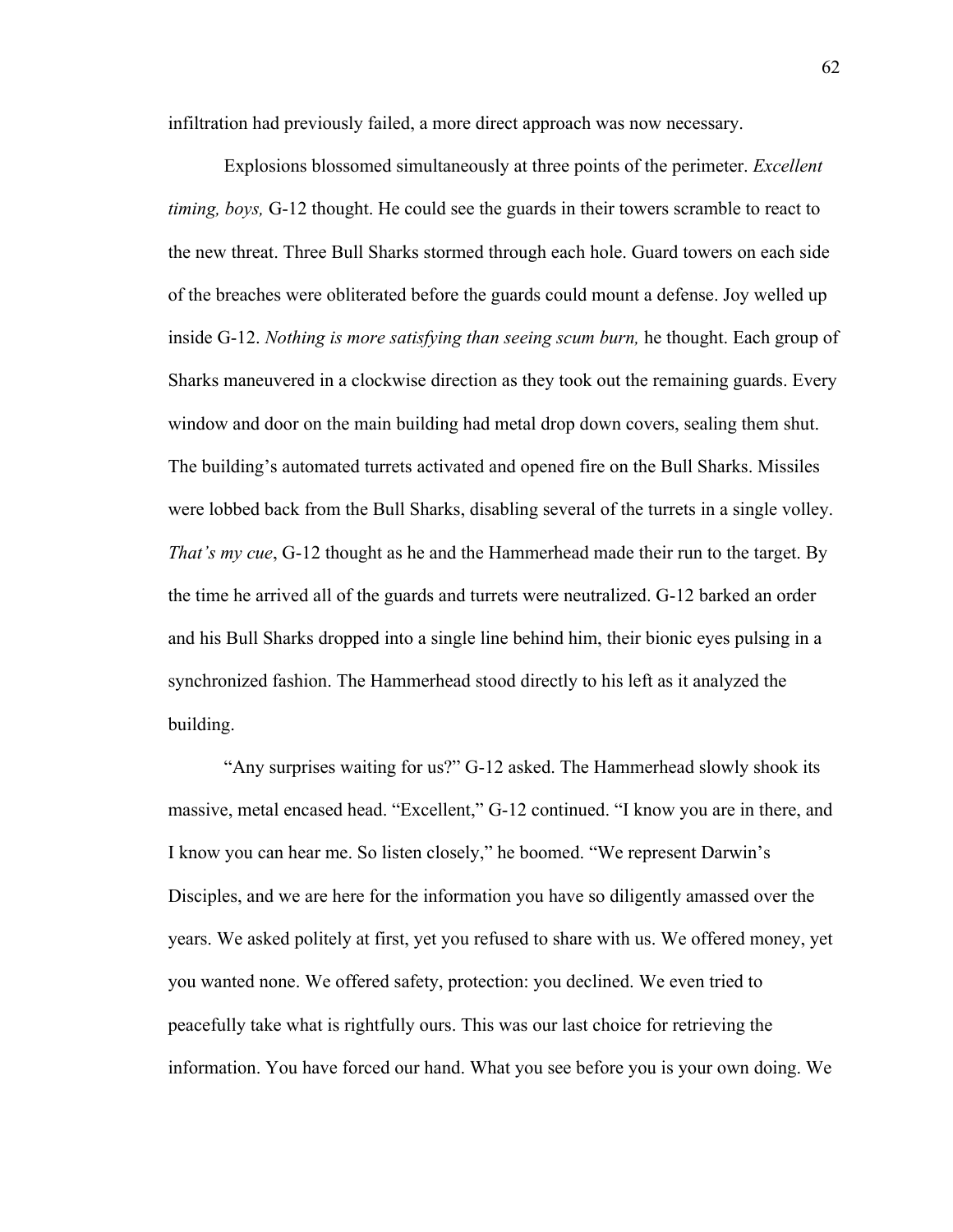infiltration had previously failed, a more direct approach was now necessary.

Explosions blossomed simultaneously at three points of the perimeter. *Excellent timing, boys,* G-12 thought. He could see the guards in their towers scramble to react to the new threat. Three Bull Sharks stormed through each hole. Guard towers on each side of the breaches were obliterated before the guards could mount a defense. Joy welled up inside G-12. *Nothing is more satisfying than seeing scum burn,* he thought. Each group of Sharks maneuvered in a clockwise direction as they took out the remaining guards. Every window and door on the main building had metal drop down covers, sealing them shut. The building's automated turrets activated and opened fire on the Bull Sharks. Missiles were lobbed back from the Bull Sharks, disabling several of the turrets in a single volley. *That's my cue*, G-12 thought as he and the Hammerhead made their run to the target. By the time he arrived all of the guards and turrets were neutralized. G-12 barked an order and his Bull Sharks dropped into a single line behind him, their bionic eyes pulsing in a synchronized fashion. The Hammerhead stood directly to his left as it analyzed the building.

"Any surprises waiting for us?" G-12 asked. The Hammerhead slowly shook its massive, metal encased head. "Excellent," G-12 continued. "I know you are in there, and I know you can hear me. So listen closely," he boomed. "We represent Darwin's Disciples, and we are here for the information you have so diligently amassed over the years. We asked politely at first, yet you refused to share with us. We offered money, yet you wanted none. We offered safety, protection: you declined. We even tried to peacefully take what is rightfully ours. This was our last choice for retrieving the information. You have forced our hand. What you see before you is your own doing. We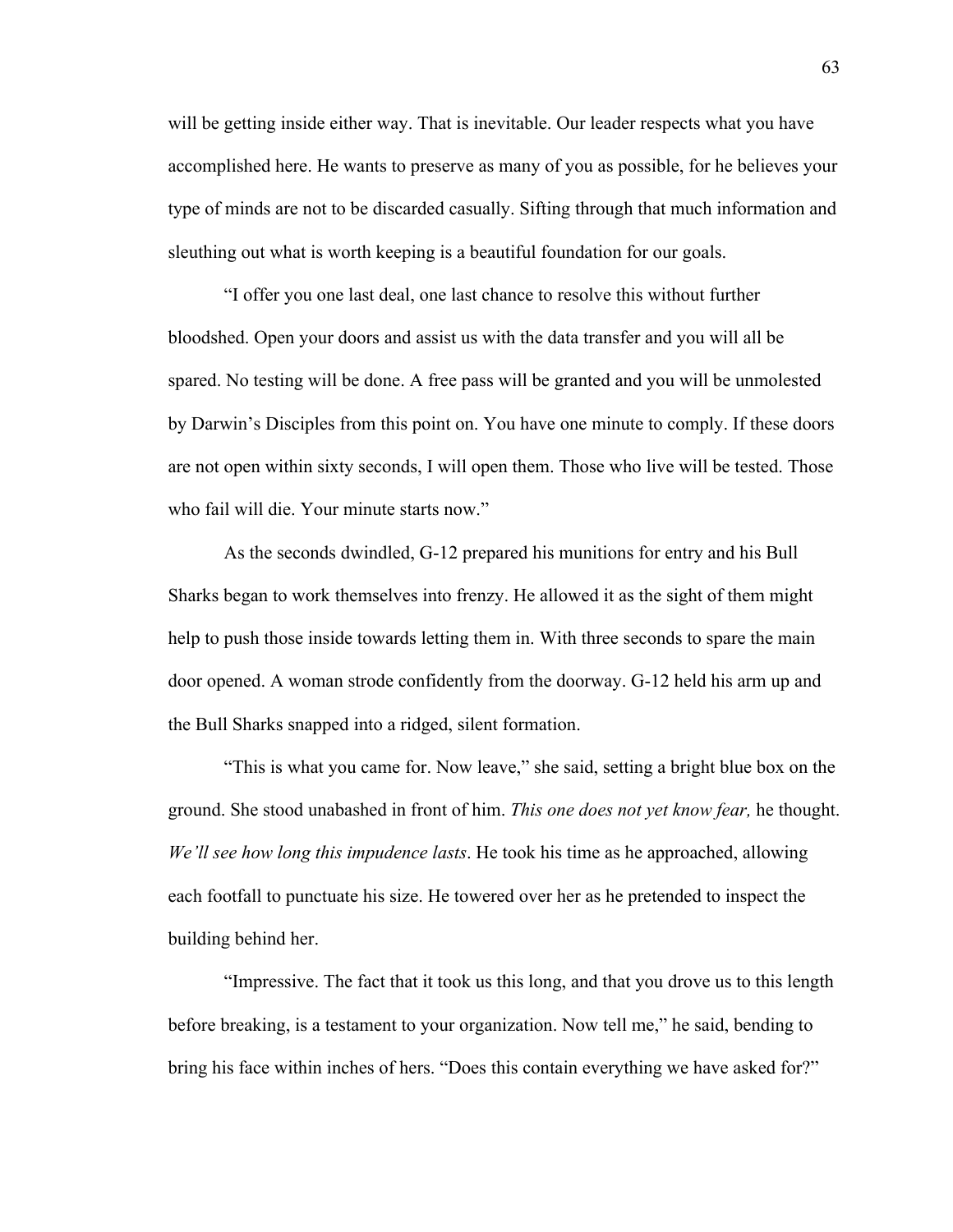will be getting inside either way. That is inevitable. Our leader respects what you have accomplished here. He wants to preserve as many of you as possible, for he believes your type of minds are not to be discarded casually. Sifting through that much information and sleuthing out what is worth keeping is a beautiful foundation for our goals.

"I offer you one last deal, one last chance to resolve this without further bloodshed. Open your doors and assist us with the data transfer and you will all be spared. No testing will be done. A free pass will be granted and you will be unmolested by Darwin's Disciples from this point on. You have one minute to comply. If these doors are not open within sixty seconds, I will open them. Those who live will be tested. Those who fail will die. Your minute starts now."

As the seconds dwindled, G-12 prepared his munitions for entry and his Bull Sharks began to work themselves into frenzy. He allowed it as the sight of them might help to push those inside towards letting them in. With three seconds to spare the main door opened. A woman strode confidently from the doorway. G-12 held his arm up and the Bull Sharks snapped into a ridged, silent formation.

"This is what you came for. Now leave," she said, setting a bright blue box on the ground. She stood unabashed in front of him. *This one does not yet know fear,* he thought. *We'll see how long this impudence lasts*. He took his time as he approached, allowing each footfall to punctuate his size. He towered over her as he pretended to inspect the building behind her.

"Impressive. The fact that it took us this long, and that you drove us to this length before breaking, is a testament to your organization. Now tell me," he said, bending to bring his face within inches of hers. "Does this contain everything we have asked for?"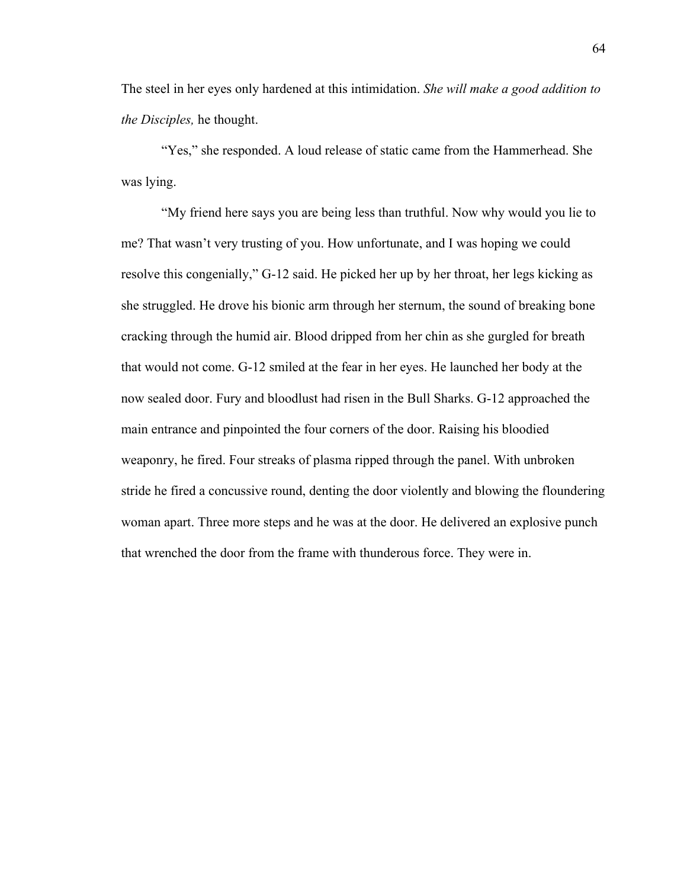The steel in her eyes only hardened at this intimidation. *She will make a good addition to the Disciples,* he thought.

“Yes,” she responded. A loud release of static came from the Hammerhead. She was lying.

“My friend here says you are being less than truthful. Now why would you lie to me? That wasn’t very trusting of you. How unfortunate, and I was hoping we could resolve this congenially,” G-12 said. He picked her up by her throat, her legs kicking as she struggled. He drove his bionic arm through her sternum, the sound of breaking bone cracking through the humid air. Blood dripped from her chin as she gurgled for breath that would not come. G-12 smiled at the fear in her eyes. He launched her body at the now sealed door. Fury and bloodlust had risen in the Bull Sharks. G-12 approached the main entrance and pinpointed the four corners of the door. Raising his bloodied weaponry, he fired. Four streaks of plasma ripped through the panel. With unbroken stride he fired a concussive round, denting the door violently and blowing the floundering woman apart. Three more steps and he was at the door. He delivered an explosive punch that wrenched the door from the frame with thunderous force. They were in.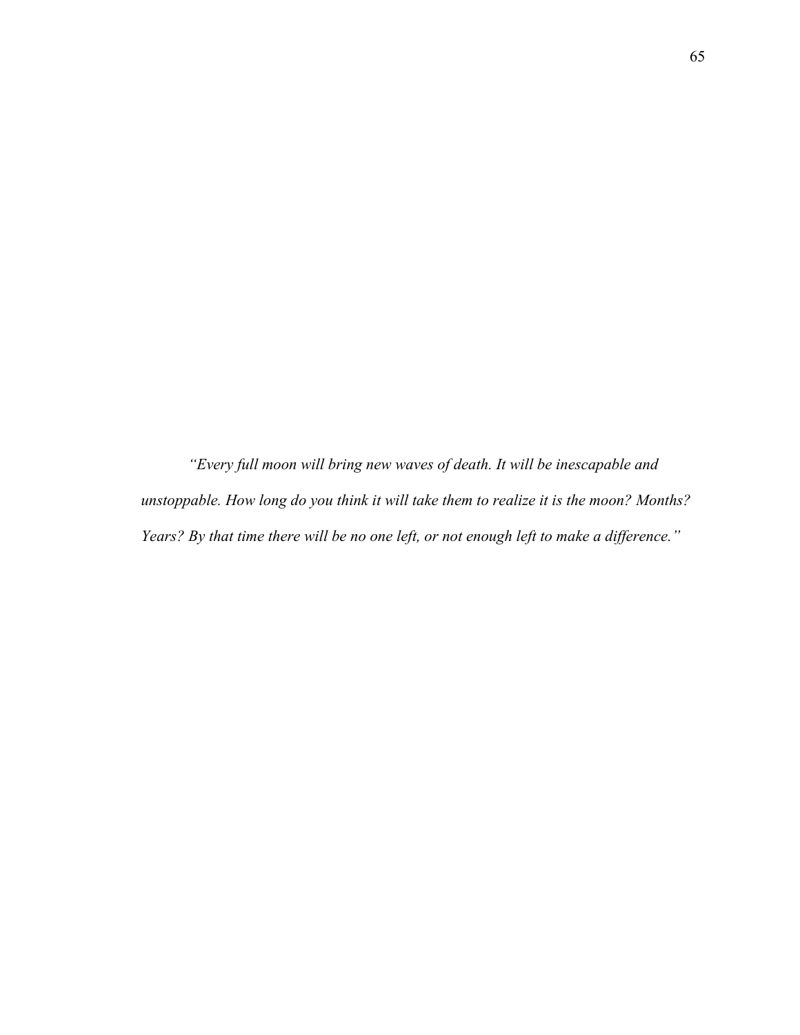*"Every full moon will bring new waves of death. It will be inescapable and unstoppable. How long do you think it will take them to realize it is the moon? Months? Years? By that time there will be no one left, or not enough left to make a difference."*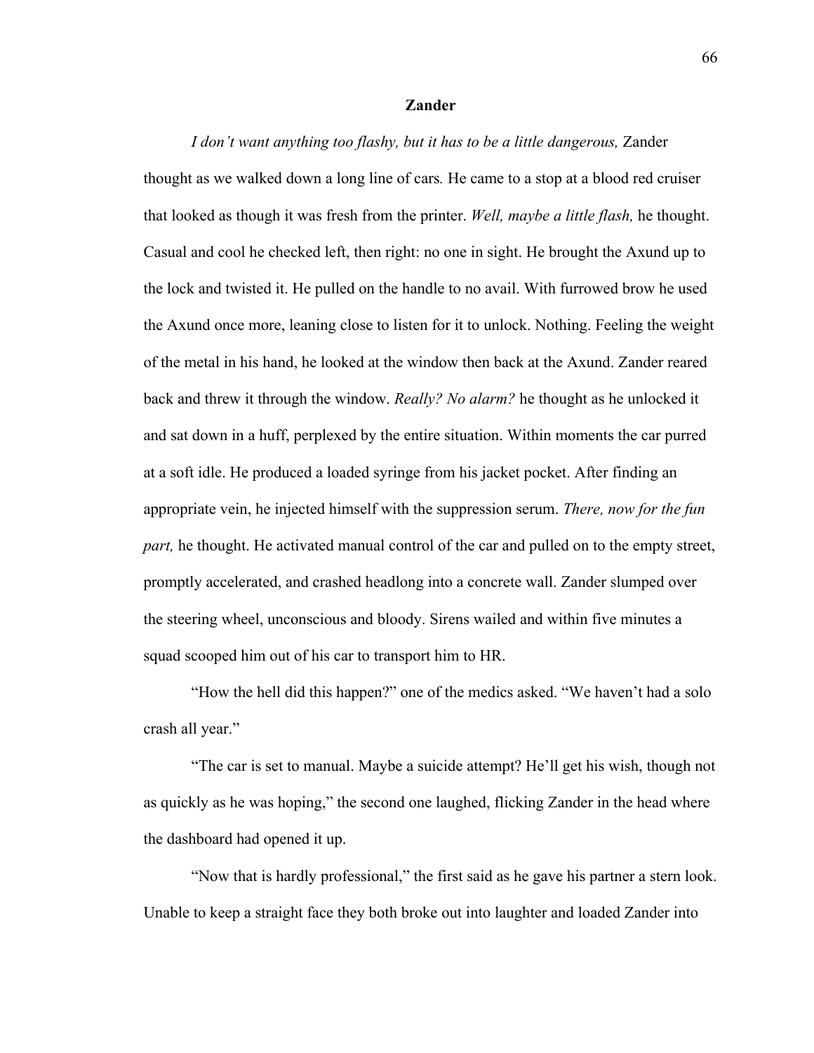**Zander**

*I don't want anything too flashy, but it has to be a little dangerous,* Zander thought as we walked down a long line of cars. He came to a stop at a blood red cruiser that looked as though it was fresh from the printer. *Well, maybe a little flash,* he thought. Casual and cool he checked left, then right: no one in sight. He brought the Axund up to the lock and twisted it. He pulled on the handle to no avail. With furrowed brow he used the Axund once more, leaning close to listen for it to unlock. Nothing. Feeling the weight of the metal in his hand, he looked at the window then back at the Axund. Zander reared back and threw it through the window. *Really? No alarm?* he thought as he unlocked it and sat down in a huff, perplexed by the entire situation. Within moments the car purred at a soft idle. He produced a loaded syringe from his jacket pocket. After finding an appropriate vein, he injected himself with the suppression serum. *There, now for the fun part,* he thought. He activated manual control of the car and pulled on to the empty street, promptly accelerated, and crashed headlong into a concrete wall. Zander slumped over the steering wheel, unconscious and bloody. Sirens wailed and within five minutes a squad scooped him out of his car to transport him to HR.

"How the hell did this happen?" one of the medics asked. "We haven't had a solo crash all year."

"The car is set to manual. Maybe a suicide attempt? He'll get his wish, though not as quickly as he was hoping," the second one laughed, flicking Zander in the head where the dashboard had opened it up.

"Now that is hardly professional," the first said as he gave his partner a stern look. Unable to keep a straight face they both broke out into laughter and loaded Zander into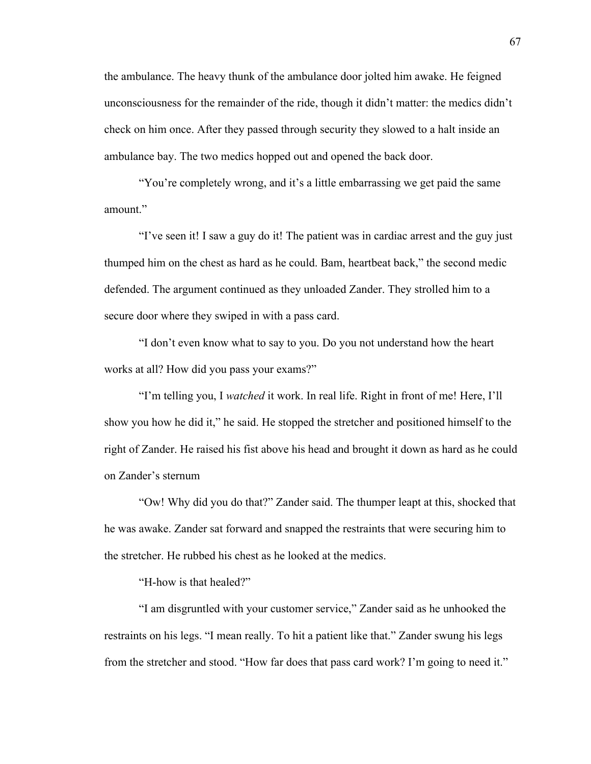the ambulance. The heavy thunk of the ambulance door jolted him awake. He feigned unconsciousness for the remainder of the ride, though it didn't matter: the medics didn't check on him once. After they passed through security they slowed to a halt inside an ambulance bay. The two medics hopped out and opened the back door.

"You're completely wrong, and it's a little embarrassing we get paid the same amount."

"I've seen it! I saw a guy do it! The patient was in cardiac arrest and the guy just thumped him on the chest as hard as he could. Bam, heartbeat back," the second medic defended. The argument continued as they unloaded Zander. They strolled him to a secure door where they swiped in with a pass card.

"I don't even know what to say to you. Do you not understand how the heart works at all? How did you pass your exams?"

"I'm telling you, I *watched* it work. In real life. Right in front of me! Here, I'll show you how he did it," he said. He stopped the stretcher and positioned himself to the right of Zander. He raised his fist above his head and brought it down as hard as he could on Zander's sternum

"Ow! Why did you do that?" Zander said. The thumper leapt at this, shocked that he was awake. Zander sat forward and snapped the restraints that were securing him to the stretcher. He rubbed his chest as he looked at the medics.

"H-how is that healed?"

"I am disgruntled with your customer service," Zander said as he unhooked the restraints on his legs. "I mean really. To hit a patient like that." Zander swung his legs from the stretcher and stood. "How far does that pass card work? I'm going to need it."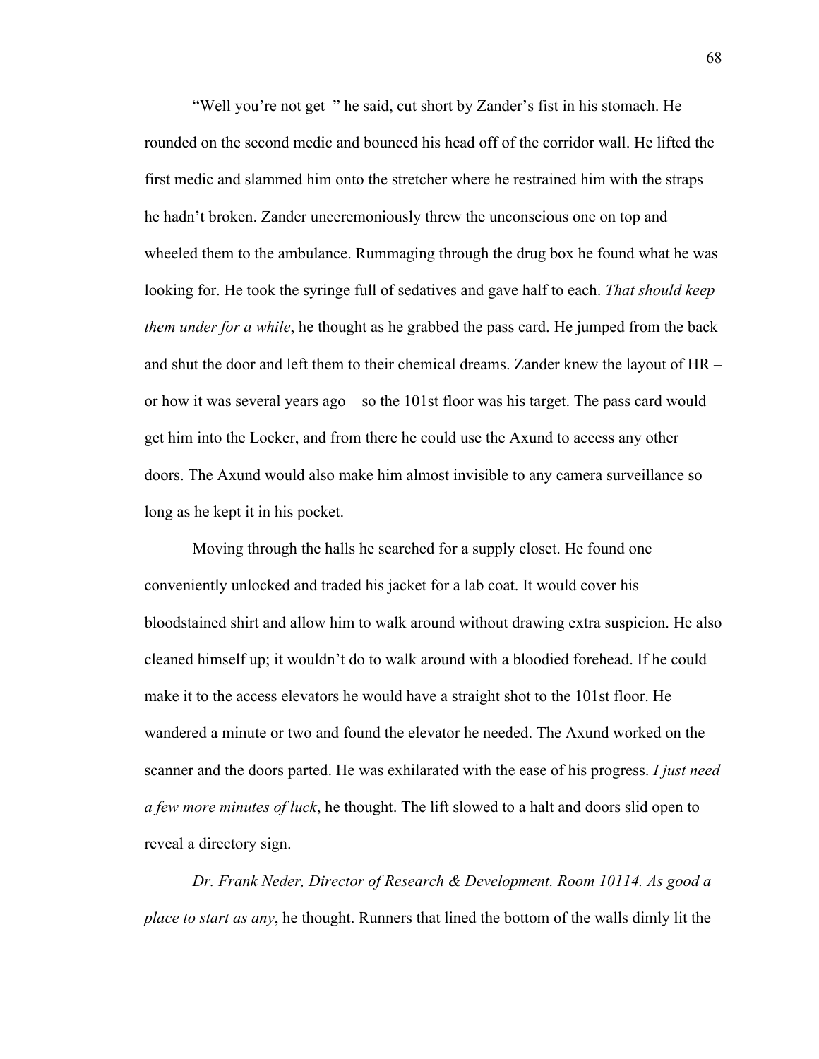"Well you're not get–" he said, cut short by Zander's fist in his stomach. He rounded on the second medic and bounced his head off of the corridor wall. He lifted the first medic and slammed him onto the stretcher where he restrained him with the straps he hadn't broken. Zander unceremoniously threw the unconscious one on top and wheeled them to the ambulance. Rummaging through the drug box he found what he was looking for. He took the syringe full of sedatives and gave half to each. *That should keep them under for a while*, he thought as he grabbed the pass card. He jumped from the back and shut the door and left them to their chemical dreams. Zander knew the layout of HR – or how it was several years ago – so the 101st floor was his target. The pass card would get him into the Locker, and from there he could use the Axund to access any other doors. The Axund would also make him almost invisible to any camera surveillance so long as he kept it in his pocket.

Moving through the halls he searched for a supply closet. He found one conveniently unlocked and traded his jacket for a lab coat. It would cover his bloodstained shirt and allow him to walk around without drawing extra suspicion. He also cleaned himself up; it wouldn't do to walk around with a bloodied forehead. If he could make it to the access elevators he would have a straight shot to the 101st floor. He wandered a minute or two and found the elevator he needed. The Axund worked on the scanner and the doors parted. He was exhilarated with the ease of his progress. *I just need a few more minutes of luck*, he thought. The lift slowed to a halt and doors slid open to reveal a directory sign.

*Dr. Frank Neder, Director of Research & Development. Room 10114. As good a place to start as any*, he thought. Runners that lined the bottom of the walls dimly lit the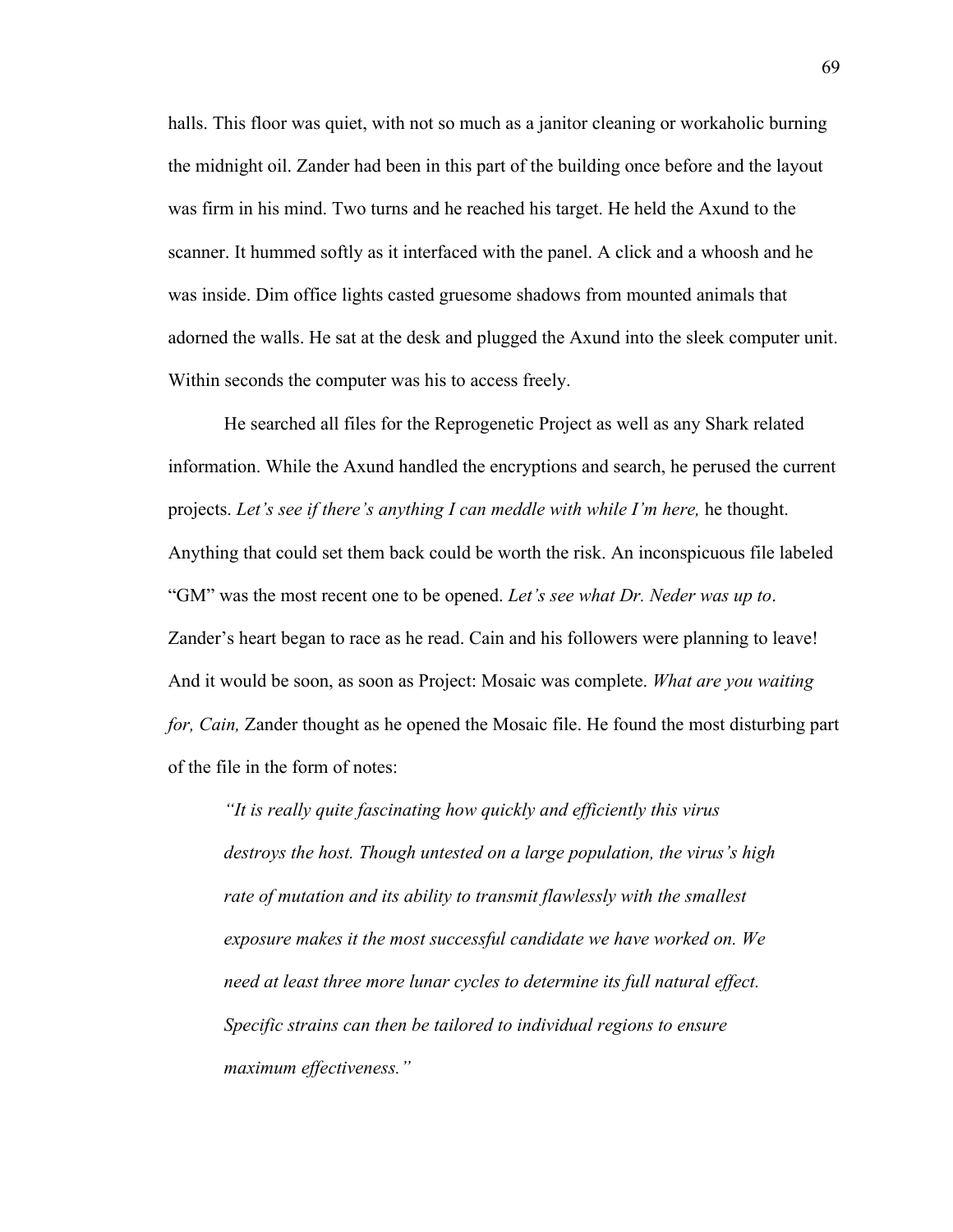halls. This floor was quiet, with not so much as a janitor cleaning or workaholic burning the midnight oil. Zander had been in this part of the building once before and the layout was firm in his mind. Two turns and he reached his target. He held the Axund to the scanner. It hummed softly as it interfaced with the panel. A click and a whoosh and he was inside. Dim office lights casted gruesome shadows from mounted animals that adorned the walls. He sat at the desk and plugged the Axund into the sleek computer unit. Within seconds the computer was his to access freely.

He searched all files for the Reprogenetic Project as well as any Shark related information. While the Axund handled the encryptions and search, he perused the current projects. *Let's see if there's anything I can meddle with while I'm here,* he thought. Anything that could set them back could be worth the risk. An inconspicuous file labeled "GM" was the most recent one to be opened. *Let's see what Dr. Neder was up to*. Zander's heart began to race as he read. Cain and his followers were planning to leave! And it would be soon, as soon as Project: Mosaic was complete. *What are you waiting for, Cain,* Zander thought as he opened the Mosaic file. He found the most disturbing part of the file in the form of notes:

> *"It is really quite fascinating how quickly and efficiently this virus destroys the host. Though untested on a large population, the virus's high rate of mutation and its ability to transmit flawlessly with the smallest exposure makes it the most successful candidate we have worked on. We need at least three more lunar cycles to determine its full natural effect. Specific strains can then be tailored to individual regions to ensure maximum effectiveness."*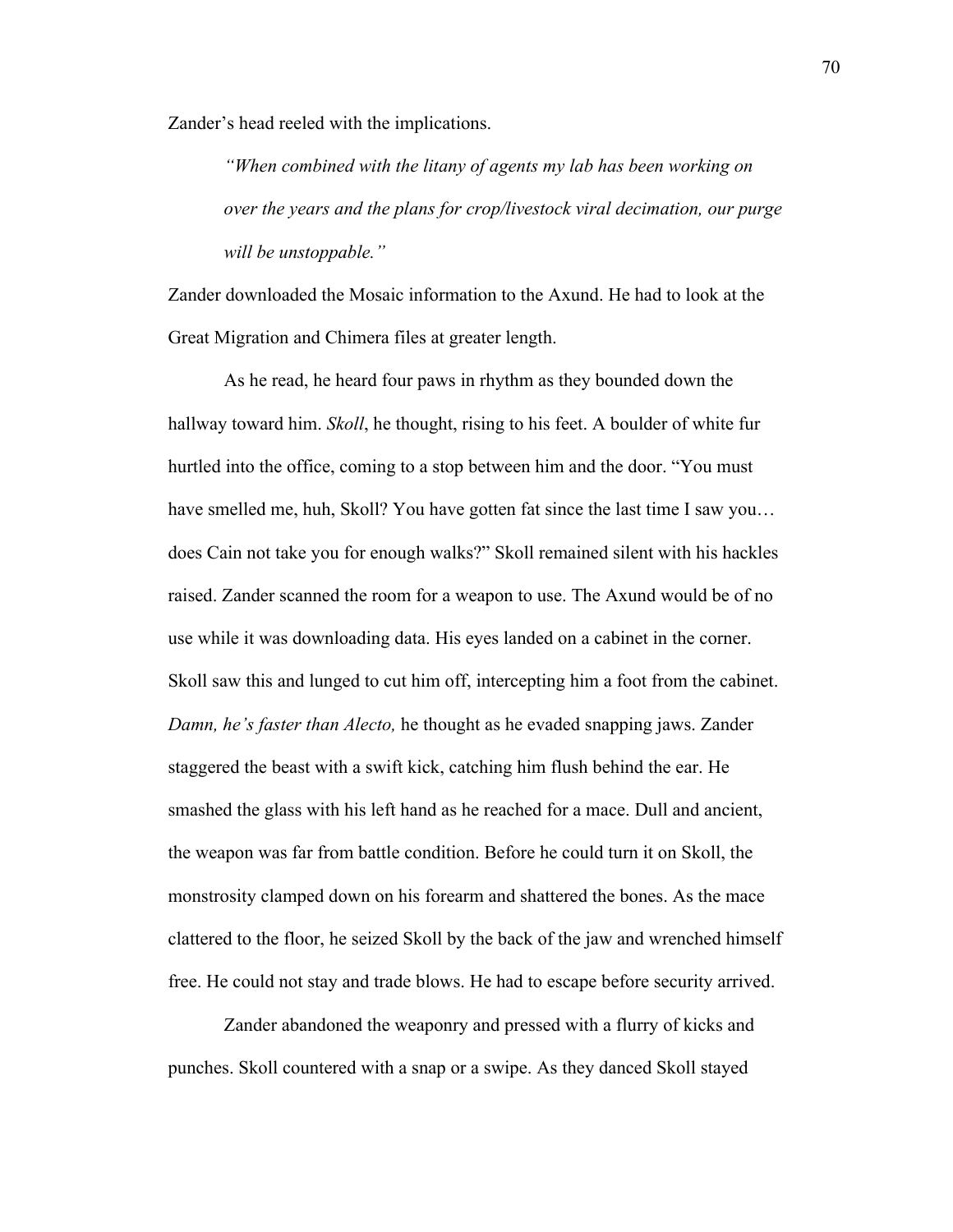Zander's head reeled with the implications.

> *"When combined with the litany of agents my lab has been working on over the years and the plans for crop/livestock viral decimation, our purge will be unstoppable."*

Zander downloaded the Mosaic information to the Axund. He had to look at the Great Migration and Chimera files at greater length.

As he read, he heard four paws in rhythm as they bounded down the hallway toward him. *Skoll*, he thought, rising to his feet. A boulder of white fur hurtled into the office, coming to a stop between him and the door. "You must have smelled me, huh, Skoll? You have gotten fat since the last time I saw you… does Cain not take you for enough walks?" Skoll remained silent with his hackles raised. Zander scanned the room for a weapon to use. The Axund would be of no use while it was downloading data. His eyes landed on a cabinet in the corner. Skoll saw this and lunged to cut him off, intercepting him a foot from the cabinet. *Damn, he's faster than Alecto,* he thought as he evaded snapping jaws. Zander staggered the beast with a swift kick, catching him flush behind the ear. He smashed the glass with his left hand as he reached for a mace. Dull and ancient, the weapon was far from battle condition. Before he could turn it on Skoll, the monstrosity clamped down on his forearm and shattered the bones. As the mace clattered to the floor, he seized Skoll by the back of the jaw and wrenched himself free. He could not stay and trade blows. He had to escape before security arrived.

Zander abandoned the weaponry and pressed with a flurry of kicks and punches. Skoll countered with a snap or a swipe. As they danced Skoll stayed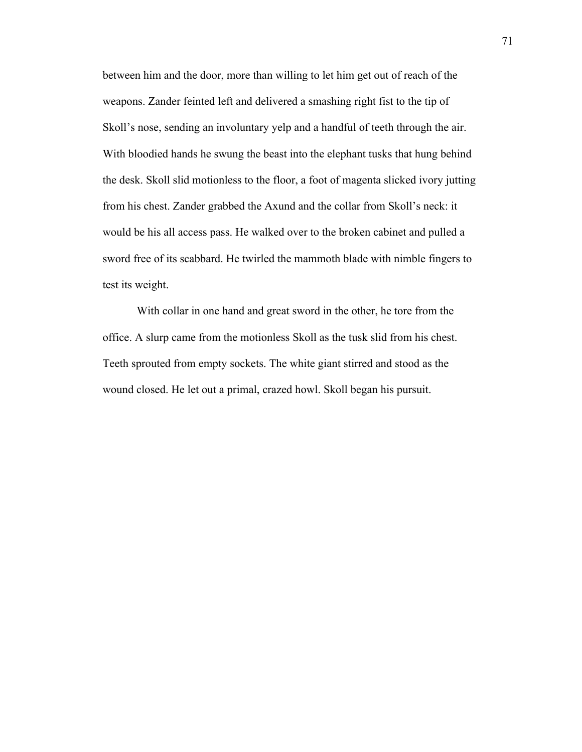between him and the door, more than willing to let him get out of reach of the weapons. Zander feinted left and delivered a smashing right fist to the tip of Skoll's nose, sending an involuntary yelp and a handful of teeth through the air. With bloodied hands he swung the beast into the elephant tusks that hung behind the desk. Skoll slid motionless to the floor, a foot of magenta slicked ivory jutting from his chest. Zander grabbed the Axund and the collar from Skoll's neck: it would be his all access pass. He walked over to the broken cabinet and pulled a sword free of its scabbard. He twirled the mammoth blade with nimble fingers to test its weight.

With collar in one hand and great sword in the other, he tore from the office. A slurp came from the motionless Skoll as the tusk slid from his chest. Teeth sprouted from empty sockets. The white giant stirred and stood as the wound closed. He let out a primal, crazed howl. Skoll began his pursuit.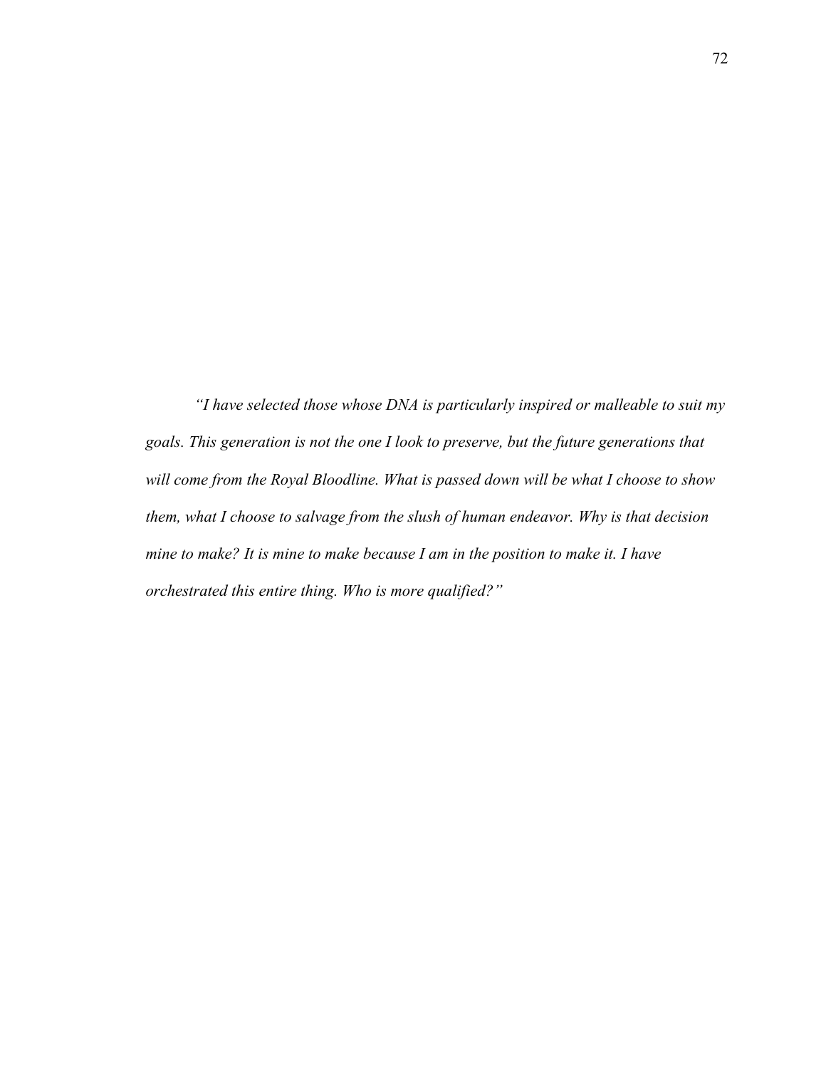*“I have selected those whose DNA is particularly inspired or malleable to suit my goals. This generation is not the one I look to preserve, but the future generations that will come from the Royal Bloodline. What is passed down will be what I choose to show them, what I choose to salvage from the slush of human endeavor. Why is that decision mine to make? It is mine to make because I am in the position to make it. I have orchestrated this entire thing. Who is more qualified?”*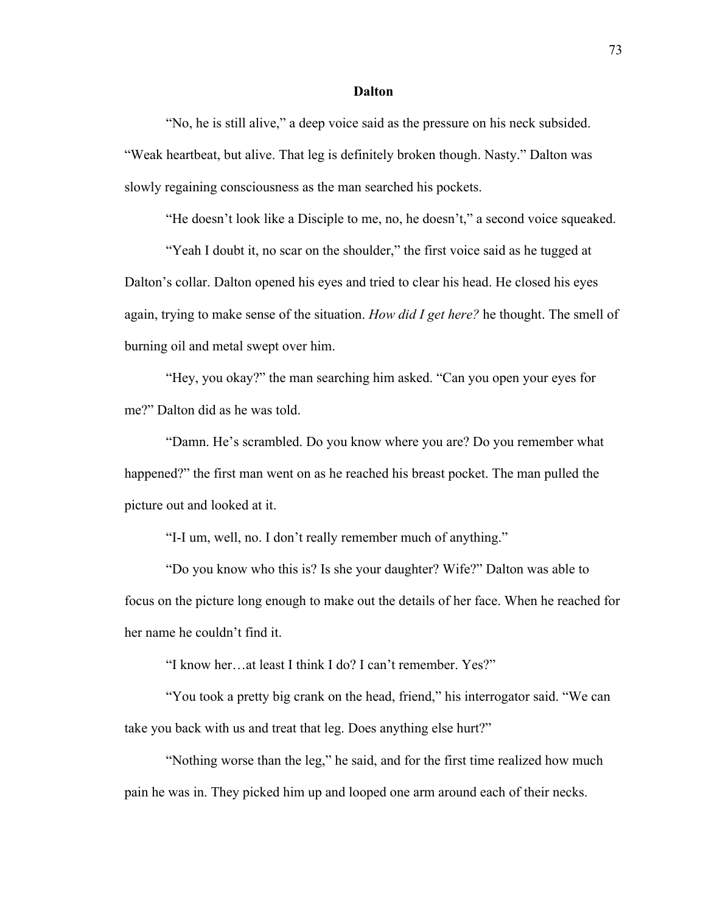## Dalton

"No, he is still alive," a deep voice said as the pressure on his neck subsided. "Weak heartbeat, but alive. That leg is definitely broken though. Nasty." Dalton was slowly regaining consciousness as the man searched his pockets.

"He doesn't look like a Disciple to me, no, he doesn't," a second voice squeaked.

"Yeah I doubt it, no scar on the shoulder," the first voice said as he tugged at Dalton's collar. Dalton opened his eyes and tried to clear his head. He closed his eyes again, trying to make sense of the situation. *How did I get here?* he thought. The smell of burning oil and metal swept over him.

"Hey, you okay?" the man searching him asked. "Can you open your eyes for me?" Dalton did as he was told.

"Damn. He's scrambled. Do you know where you are? Do you remember what happened?" the first man went on as he reached his breast pocket. The man pulled the picture out and looked at it.

"I-I um, well, no. I don't really remember much of anything."

"Do you know who this is? Is she your daughter? Wife?" Dalton was able to focus on the picture long enough to make out the details of her face. When he reached for her name he couldn't find it.

"I know her…at least I think I do? I can't remember. Yes?"

"You took a pretty big crank on the head, friend," his interrogator said. "We can take you back with us and treat that leg. Does anything else hurt?"

"Nothing worse than the leg," he said, and for the first time realized how much pain he was in. They picked him up and looped one arm around each of their necks.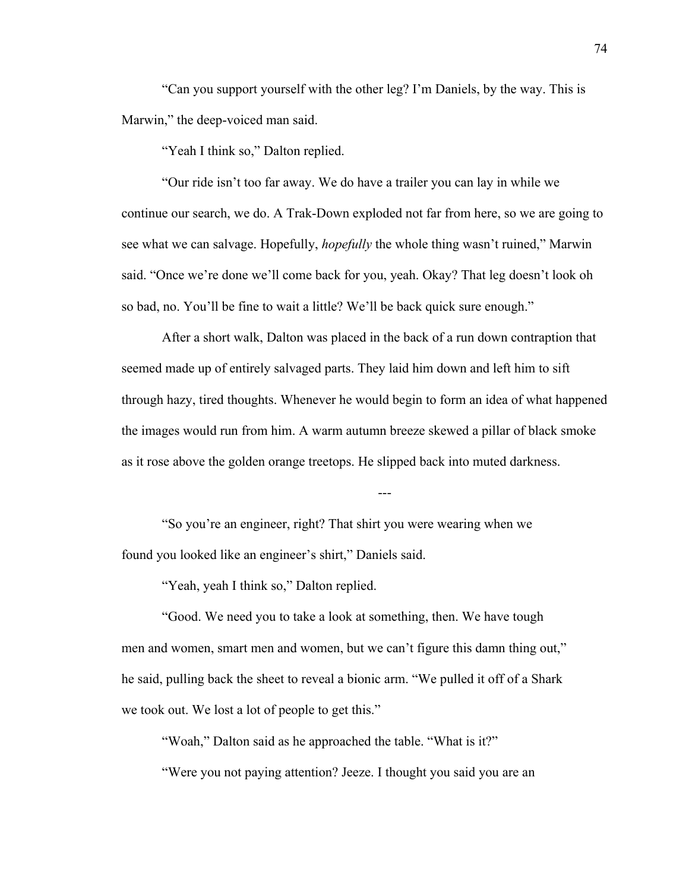"Can you support yourself with the other leg? I'm Daniels, by the way. This is Marwin," the deep-voiced man said.

"Yeah I think so," Dalton replied.

"Our ride isn't too far away. We do have a trailer you can lay in while we continue our search, we do. A Trak-Down exploded not far from here, so we are going to see what we can salvage. Hopefully, *hopefully* the whole thing wasn't ruined," Marwin said. "Once we're done we'll come back for you, yeah. Okay? That leg doesn't look oh so bad, no. You'll be fine to wait a little? We'll be back quick sure enough."

After a short walk, Dalton was placed in the back of a run down contraption that seemed made up of entirely salvaged parts. They laid him down and left him to sift through hazy, tired thoughts. Whenever he would begin to form an idea of what happened the images would run from him. A warm autumn breeze skewed a pillar of black smoke as it rose above the golden orange treetops. He slipped back into muted darkness.

---

"So you're an engineer, right? That shirt you were wearing when we found you looked like an engineer's shirt," Daniels said.

"Yeah, yeah I think so," Dalton replied.

"Good. We need you to take a look at something, then. We have tough men and women, smart men and women, but we can't figure this damn thing out," he said, pulling back the sheet to reveal a bionic arm. "We pulled it off of a Shark we took out. We lost a lot of people to get this."

"Woah," Dalton said as he approached the table. "What is it?"

"Were you not paying attention? Jeeze. I thought you said you are an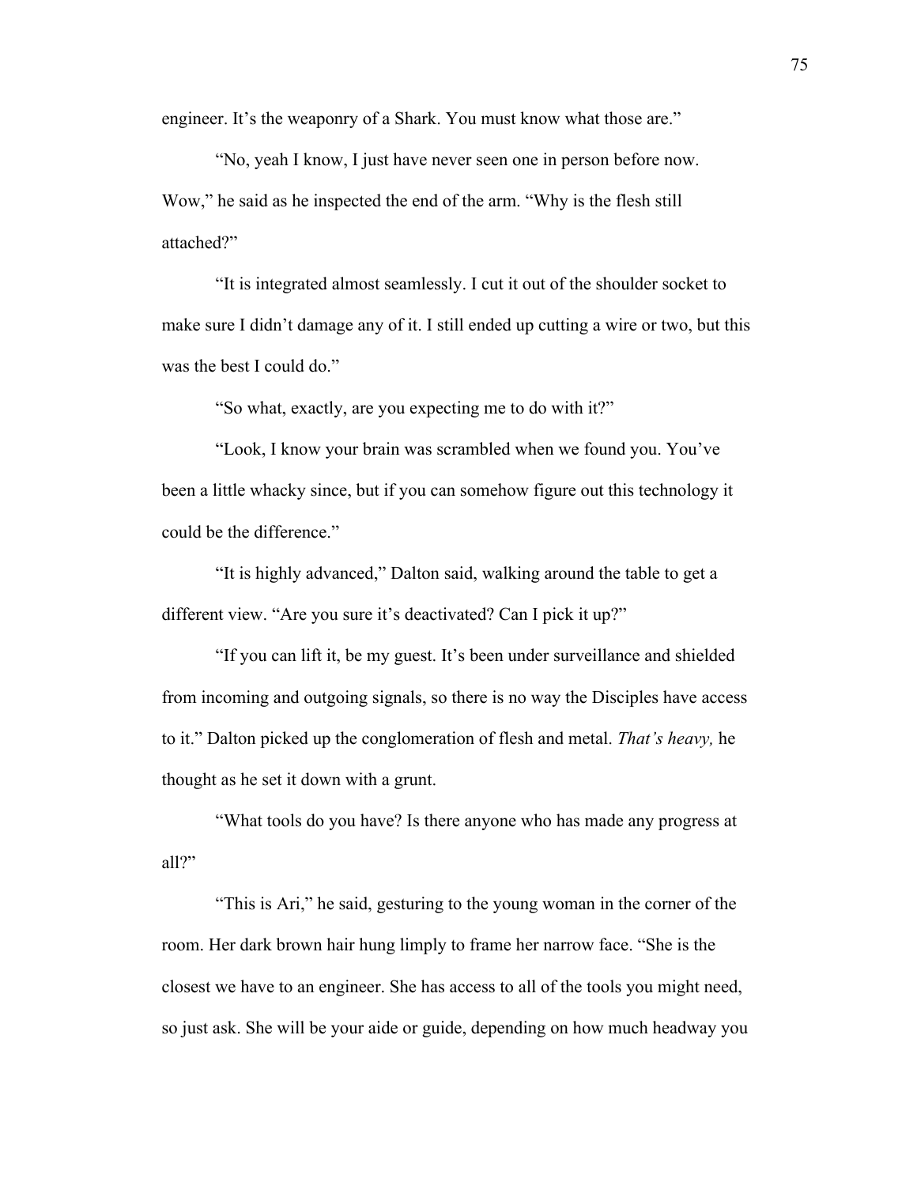engineer. It's the weaponry of a Shark. You must know what those are."

"No, yeah I know, I just have never seen one in person before now. Wow," he said as he inspected the end of the arm. "Why is the flesh still attached?"

"It is integrated almost seamlessly. I cut it out of the shoulder socket to make sure I didn't damage any of it. I still ended up cutting a wire or two, but this was the best I could do."

"So what, exactly, are you expecting me to do with it?"

"Look, I know your brain was scrambled when we found you. You've been a little whacky since, but if you can somehow figure out this technology it could be the difference."

"It is highly advanced," Dalton said, walking around the table to get a different view. "Are you sure it's deactivated? Can I pick it up?"

"If you can lift it, be my guest. It's been under surveillance and shielded from incoming and outgoing signals, so there is no way the Disciples have access to it." Dalton picked up the conglomeration of flesh and metal. *That's heavy,* he thought as he set it down with a grunt.

"What tools do you have? Is there anyone who has made any progress at all?"

"This is Ari," he said, gesturing to the young woman in the corner of the room. Her dark brown hair hung limply to frame her narrow face. "She is the closest we have to an engineer. She has access to all of the tools you might need, so just ask. She will be your aide or guide, depending on how much headway you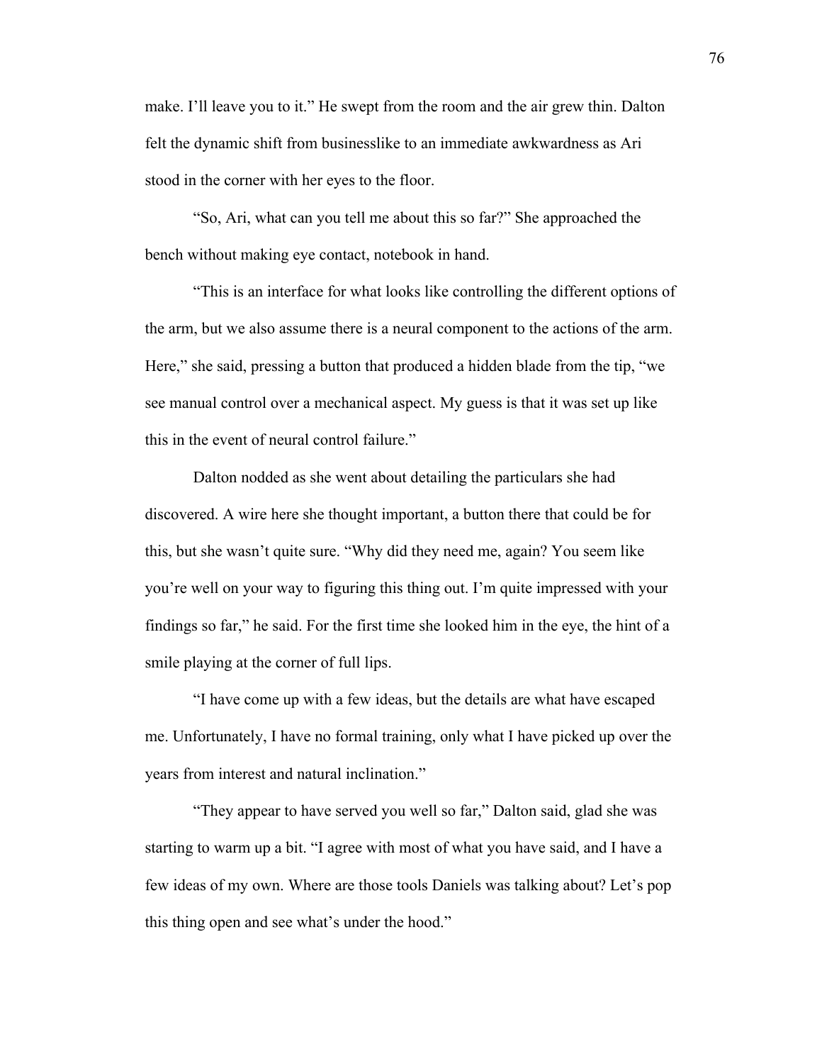make. I'll leave you to it." He swept from the room and the air grew thin. Dalton felt the dynamic shift from businesslike to an immediate awkwardness as Ari stood in the corner with her eyes to the floor.

"So, Ari, what can you tell me about this so far?" She approached the bench without making eye contact, notebook in hand.

"This is an interface for what looks like controlling the different options of the arm, but we also assume there is a neural component to the actions of the arm. Here," she said, pressing a button that produced a hidden blade from the tip, "we see manual control over a mechanical aspect. My guess is that it was set up like this in the event of neural control failure."

Dalton nodded as she went about detailing the particulars she had discovered. A wire here she thought important, a button there that could be for this, but she wasn't quite sure. "Why did they need me, again? You seem like you're well on your way to figuring this thing out. I'm quite impressed with your findings so far," he said. For the first time she looked him in the eye, the hint of a smile playing at the corner of full lips.

"I have come up with a few ideas, but the details are what have escaped me. Unfortunately, I have no formal training, only what I have picked up over the years from interest and natural inclination."

"They appear to have served you well so far," Dalton said, glad she was starting to warm up a bit. "I agree with most of what you have said, and I have a few ideas of my own. Where are those tools Daniels was talking about? Let's pop this thing open and see what's under the hood."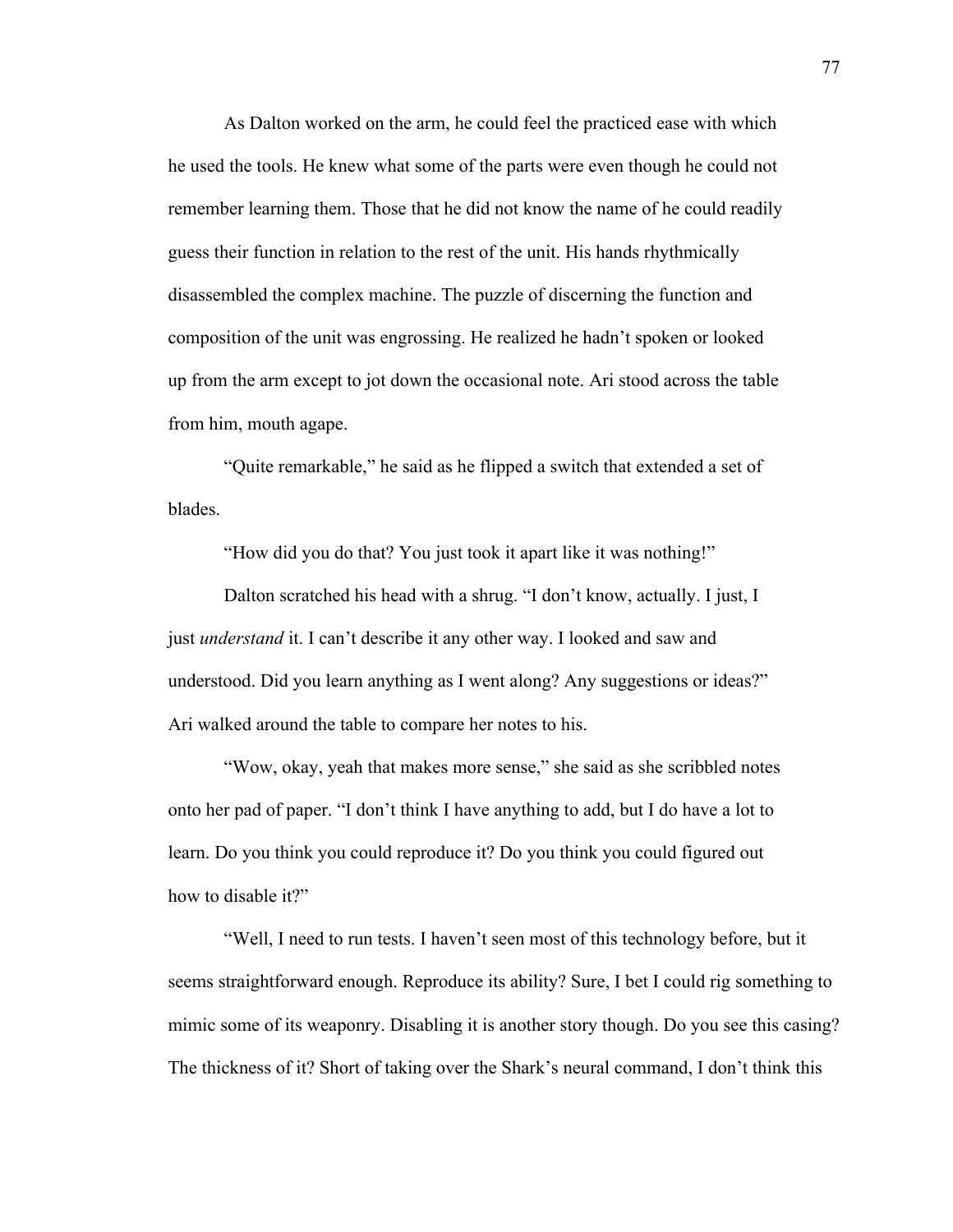As Dalton worked on the arm, he could feel the practiced ease with which he used the tools. He knew what some of the parts were even though he could not remember learning them. Those that he did not know the name of he could readily guess their function in relation to the rest of the unit. His hands rhythmically disassembled the complex machine. The puzzle of discerning the function and composition of the unit was engrossing. He realized he hadn't spoken or looked up from the arm except to jot down the occasional note. Ari stood across the table from him, mouth agape.

"Quite remarkable," he said as he flipped a switch that extended a set of blades.

"How did you do that? You just took it apart like it was nothing!"

Dalton scratched his head with a shrug. "I don't know, actually. I just, I just *understand* it. I can't describe it any other way. I looked and saw and understood. Did you learn anything as I went along? Any suggestions or ideas?" Ari walked around the table to compare her notes to his.

"Wow, okay, yeah that makes more sense," she said as she scribbled notes onto her pad of paper. "I don't think I have anything to add, but I do have a lot to learn. Do you think you could reproduce it? Do you think you could figured out how to disable it?"

"Well, I need to run tests. I haven't seen most of this technology before, but it seems straightforward enough. Reproduce its ability? Sure, I bet I could rig something to mimic some of its weaponry. Disabling it is another story though. Do you see this casing? The thickness of it? Short of taking over the Shark's neural command, I don't think this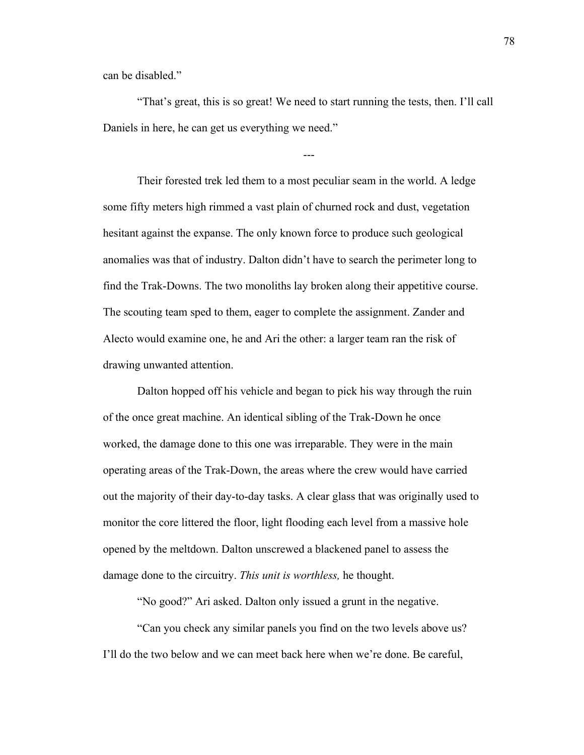can be disabled."

"That's great, this is so great! We need to start running the tests, then. I'll call Daniels in here, he can get us everything we need."

---

Their forested trek led them to a most peculiar seam in the world. A ledge some fifty meters high rimmed a vast plain of churned rock and dust, vegetation hesitant against the expanse. The only known force to produce such geological anomalies was that of industry. Dalton didn't have to search the perimeter long to find the Trak-Downs. The two monoliths lay broken along their appetitive course. The scouting team sped to them, eager to complete the assignment. Zander and Alecto would examine one, he and Ari the other: a larger team ran the risk of drawing unwanted attention.

Dalton hopped off his vehicle and began to pick his way through the ruin of the once great machine. An identical sibling of the Trak-Down he once worked, the damage done to this one was irreparable. They were in the main operating areas of the Trak-Down, the areas where the crew would have carried out the majority of their day-to-day tasks. A clear glass that was originally used to monitor the core littered the floor, light flooding each level from a massive hole opened by the meltdown. Dalton unscrewed a blackened panel to assess the damage done to the circuitry. *This unit is worthless,* he thought.

"No good?" Ari asked. Dalton only issued a grunt in the negative.

"Can you check any similar panels you find on the two levels above us? I'll do the two below and we can meet back here when we're done. Be careful,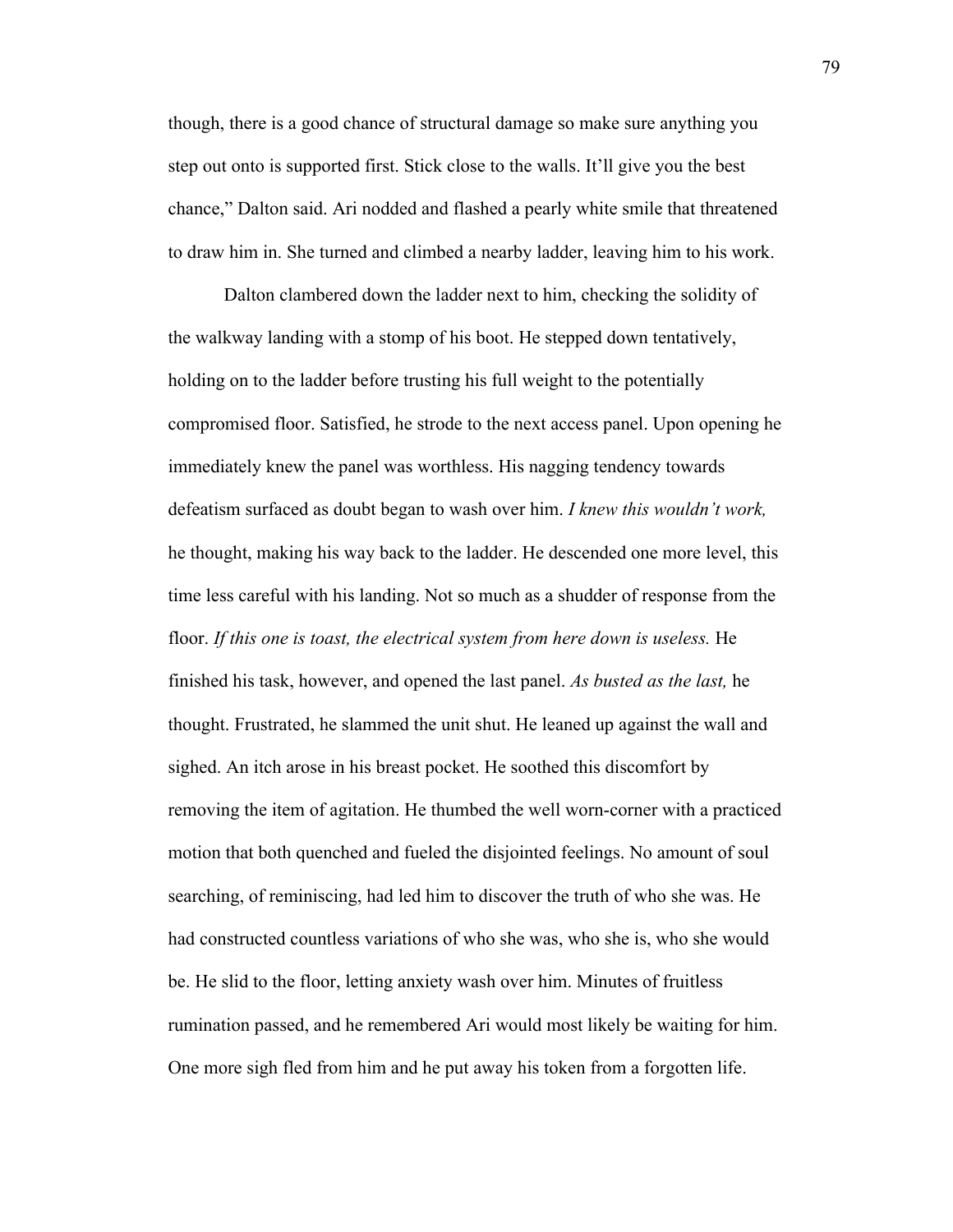though, there is a good chance of structural damage so make sure anything you step out onto is supported first. Stick close to the walls. It'll give you the best chance," Dalton said. Ari nodded and flashed a pearly white smile that threatened to draw him in. She turned and climbed a nearby ladder, leaving him to his work.

Dalton clambered down the ladder next to him, checking the solidity of the walkway landing with a stomp of his boot. He stepped down tentatively, holding on to the ladder before trusting his full weight to the potentially compromised floor. Satisfied, he strode to the next access panel. Upon opening he immediately knew the panel was worthless. His nagging tendency towards defeatism surfaced as doubt began to wash over him. *I knew this wouldn't work,* he thought, making his way back to the ladder. He descended one more level, this time less careful with his landing. Not so much as a shudder of response from the floor. *If this one is toast, the electrical system from here down is useless.* He finished his task, however, and opened the last panel. *As busted as the last,* he thought. Frustrated, he slammed the unit shut. He leaned up against the wall and sighed. An itch arose in his breast pocket. He soothed this discomfort by removing the item of agitation. He thumbed the well worn-corner with a practiced motion that both quenched and fueled the disjointed feelings. No amount of soul searching, of reminiscing, had led him to discover the truth of who she was. He had constructed countless variations of who she was, who she is, who she would be. He slid to the floor, letting anxiety wash over him. Minutes of fruitless rumination passed, and he remembered Ari would most likely be waiting for him. One more sigh fled from him and he put away his token from a forgotten life.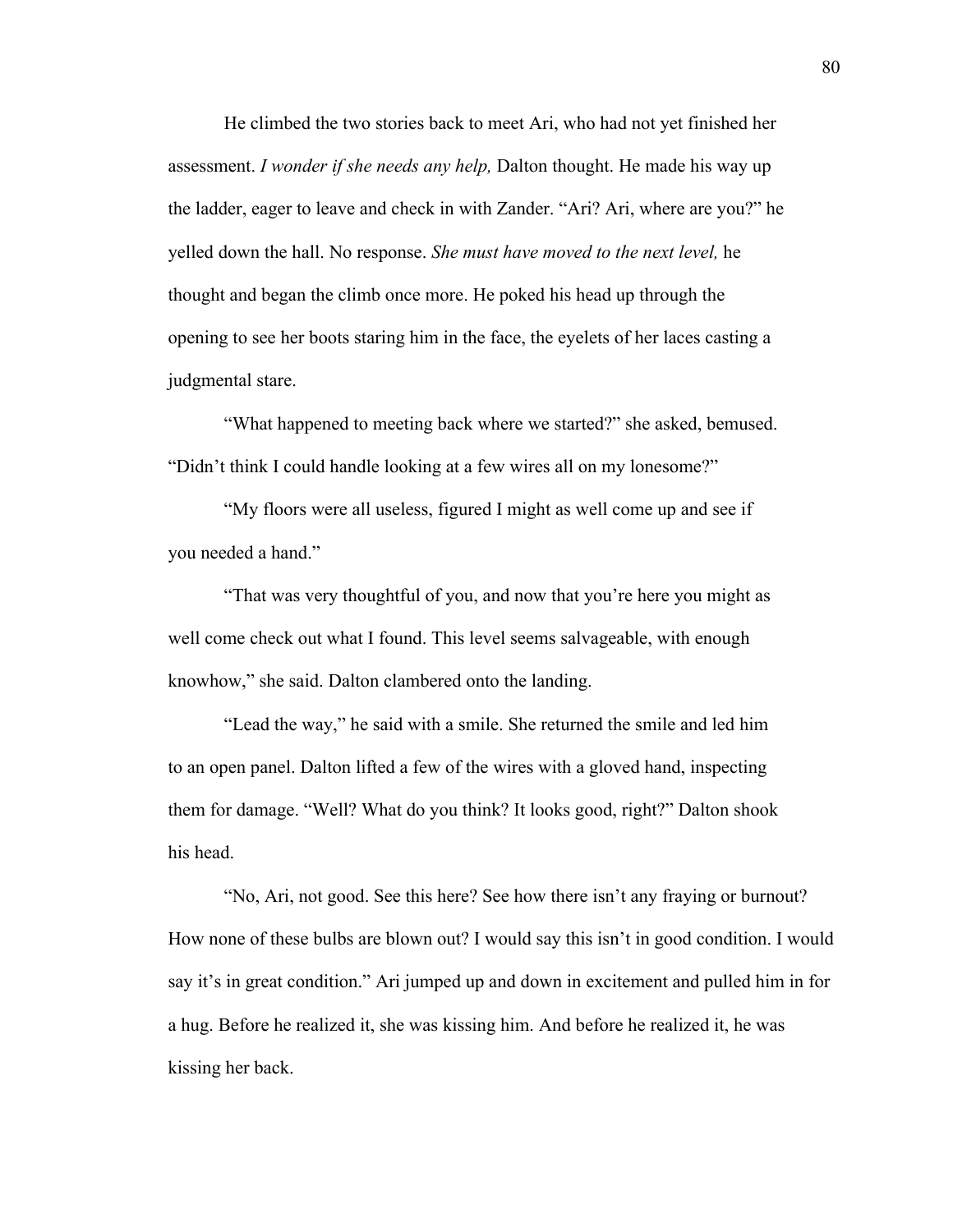He climbed the two stories back to meet Ari, who had not yet finished her assessment. *I wonder if she needs any help,* Dalton thought. He made his way up the ladder, eager to leave and check in with Zander. "Ari? Ari, where are you?" he yelled down the hall. No response. *She must have moved to the next level,* he thought and began the climb once more. He poked his head up through the opening to see her boots staring him in the face, the eyelets of her laces casting a judgmental stare.

"What happened to meeting back where we started?" she asked, bemused. "Didn't think I could handle looking at a few wires all on my lonesome?"

"My floors were all useless, figured I might as well come up and see if you needed a hand."

"That was very thoughtful of you, and now that you're here you might as well come check out what I found. This level seems salvageable, with enough knowhow," she said. Dalton clambered onto the landing.

"Lead the way," he said with a smile. She returned the smile and led him to an open panel. Dalton lifted a few of the wires with a gloved hand, inspecting them for damage. "Well? What do you think? It looks good, right?" Dalton shook his head.

"No, Ari, not good. See this here? See how there isn't any fraying or burnout? How none of these bulbs are blown out? I would say this isn't in good condition. I would say it's in great condition." Ari jumped up and down in excitement and pulled him in for a hug. Before he realized it, she was kissing him. And before he realized it, he was kissing her back.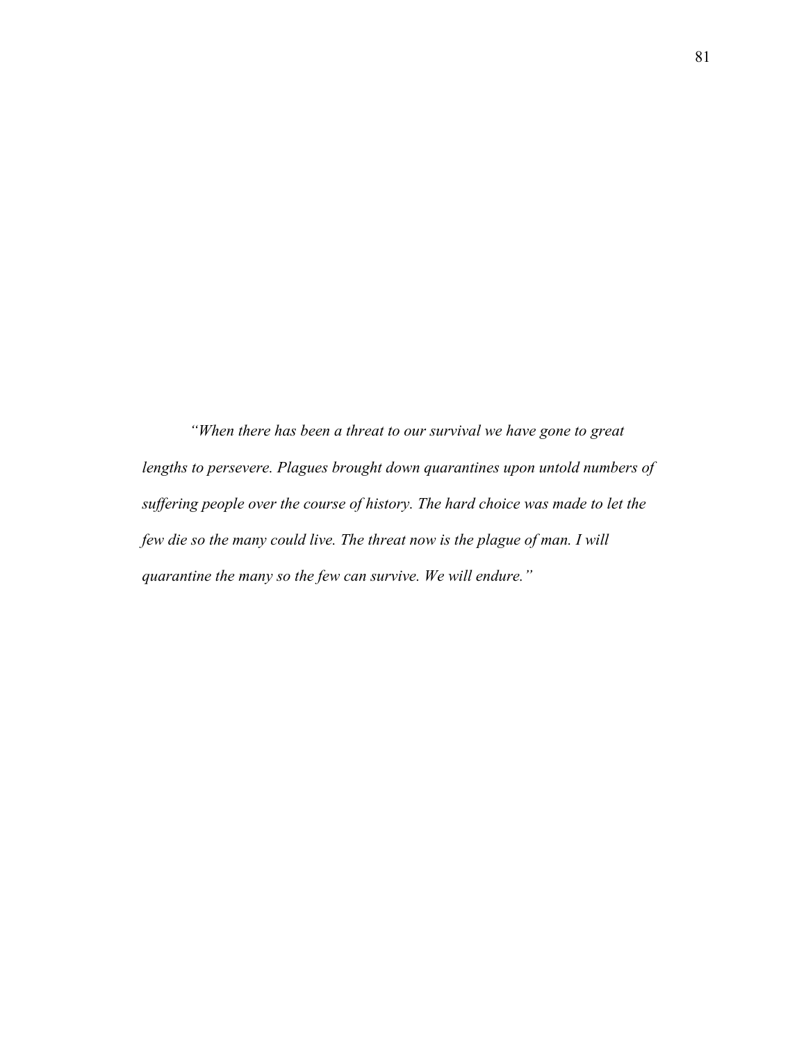*"When there has been a threat to our survival we have gone to great lengths to persevere. Plagues brought down quarantines upon untold numbers of suffering people over the course of history. The hard choice was made to let the few die so the many could live. The threat now is the plague of man. I will quarantine the many so the few can survive. We will endure."*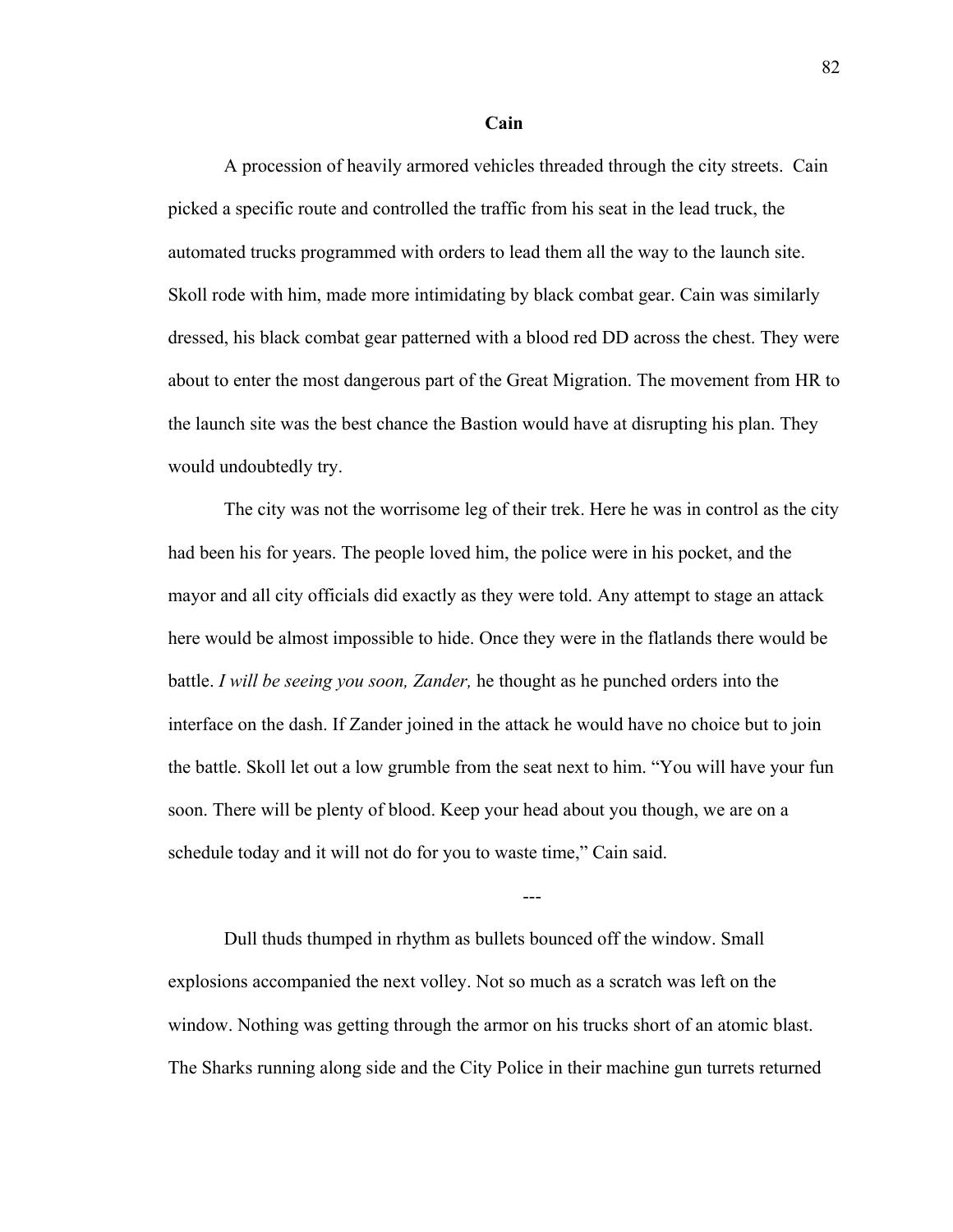**Cain**

A procession of heavily armored vehicles threaded through the city streets.  Cain picked a specific route and controlled the traffic from his seat in the lead truck, the automated trucks programmed with orders to lead them all the way to the launch site. Skoll rode with him, made more intimidating by black combat gear. Cain was similarly dressed, his black combat gear patterned with a blood red DD across the chest. They were about to enter the most dangerous part of the Great Migration. The movement from HR to the launch site was the best chance the Bastion would have at disrupting his plan. They would undoubtedly try.

The city was not the worrisome leg of their trek. Here he was in control as the city had been his for years. The people loved him, the police were in his pocket, and the mayor and all city officials did exactly as they were told. Any attempt to stage an attack here would be almost impossible to hide. Once they were in the flatlands there would be battle. *I will be seeing you soon, Zander,* he thought as he punched orders into the interface on the dash. If Zander joined in the attack he would have no choice but to join the battle. Skoll let out a low grumble from the seat next to him. "You will have your fun soon. There will be plenty of blood. Keep your head about you though, we are on a schedule today and it will not do for you to waste time," Cain said.

---

Dull thuds thumped in rhythm as bullets bounced off the window. Small explosions accompanied the next volley. Not so much as a scratch was left on the window. Nothing was getting through the armor on his trucks short of an atomic blast. The Sharks running along side and the City Police in their machine gun turrets returned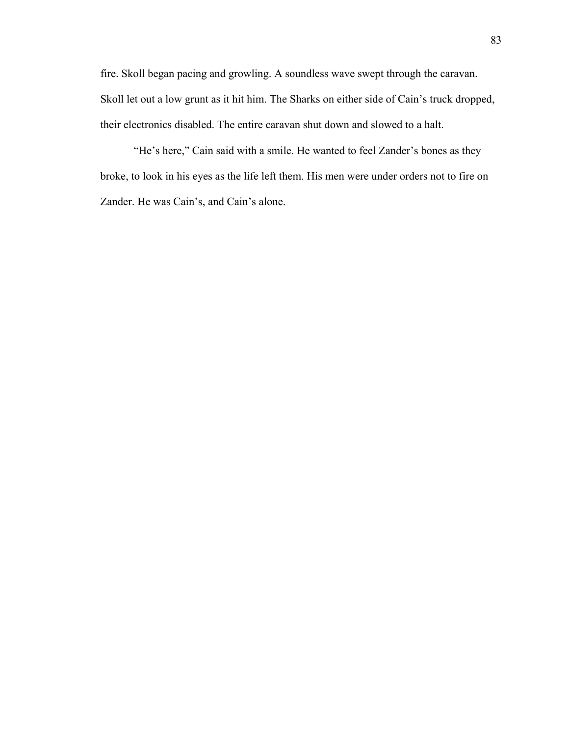fire. Skoll began pacing and growling. A soundless wave swept through the caravan. Skoll let out a low grunt as it hit him. The Sharks on either side of Cain's truck dropped, their electronics disabled. The entire caravan shut down and slowed to a halt.

"He's here," Cain said with a smile. He wanted to feel Zander's bones as they broke, to look in his eyes as the life left them. His men were under orders not to fire on Zander. He was Cain's, and Cain's alone.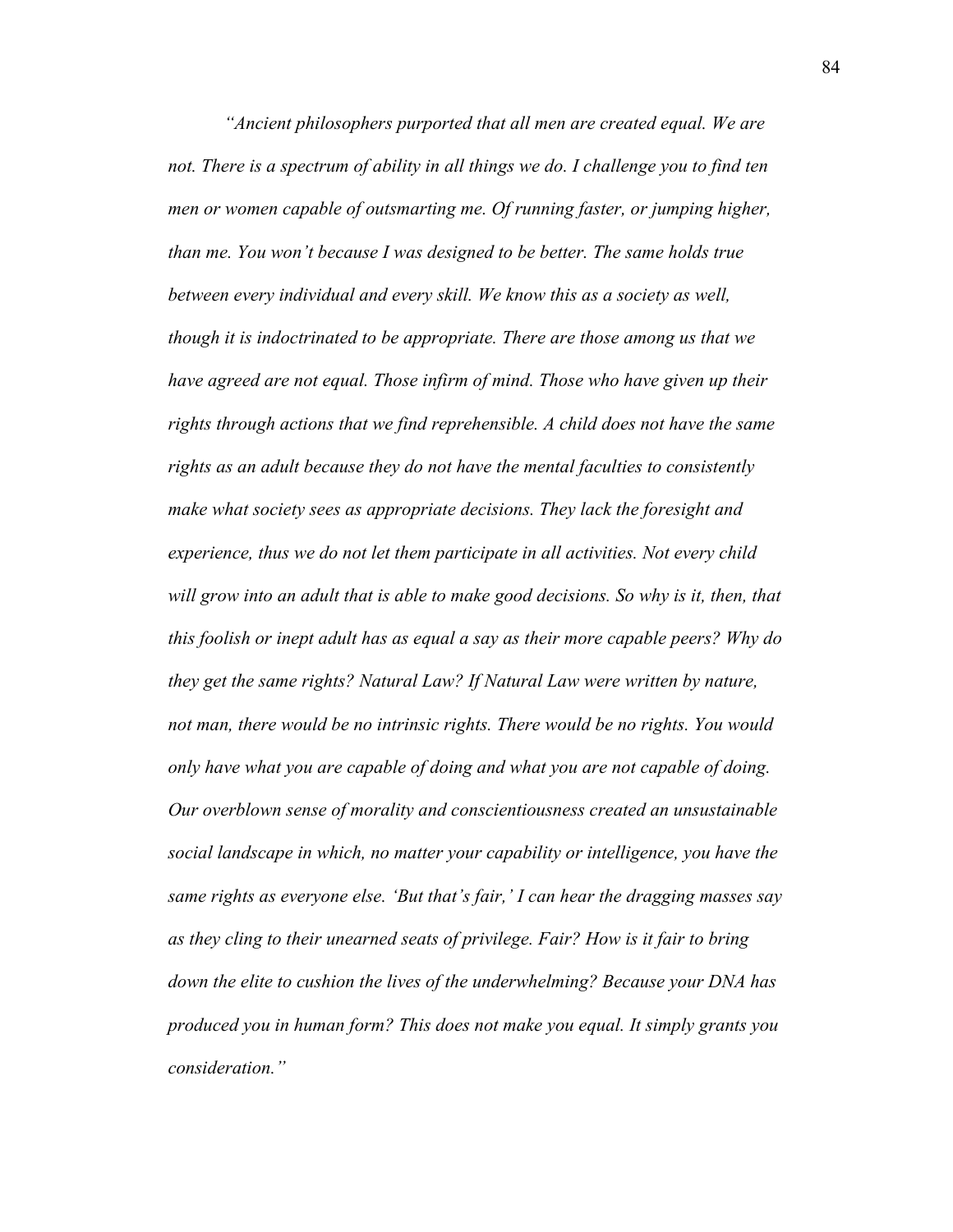*"Ancient philosophers purported that all men are created equal. We are not. There is a spectrum of ability in all things we do. I challenge you to find ten men or women capable of outsmarting me. Of running faster, or jumping higher, than me. You won't because I was designed to be better. The same holds true between every individual and every skill. We know this as a society as well, though it is indoctrinated to be appropriate. There are those among us that we have agreed are not equal. Those infirm of mind. Those who have given up their rights through actions that we find reprehensible. A child does not have the same rights as an adult because they do not have the mental faculties to consistently make what society sees as appropriate decisions. They lack the foresight and experience, thus we do not let them participate in all activities. Not every child will grow into an adult that is able to make good decisions. So why is it, then, that this foolish or inept adult has as equal a say as their more capable peers? Why do they get the same rights? Natural Law? If Natural Law were written by nature, not man, there would be no intrinsic rights. There would be no rights. You would only have what you are capable of doing and what you are not capable of doing. Our overblown sense of morality and conscientiousness created an unsustainable social landscape in which, no matter your capability or intelligence, you have the same rights as everyone else. 'But that's fair,' I can hear the dragging masses say as they cling to their unearned seats of privilege. Fair? How is it fair to bring down the elite to cushion the lives of the underwhelming? Because your DNA has produced you in human form? This does not make you equal. It simply grants you consideration."*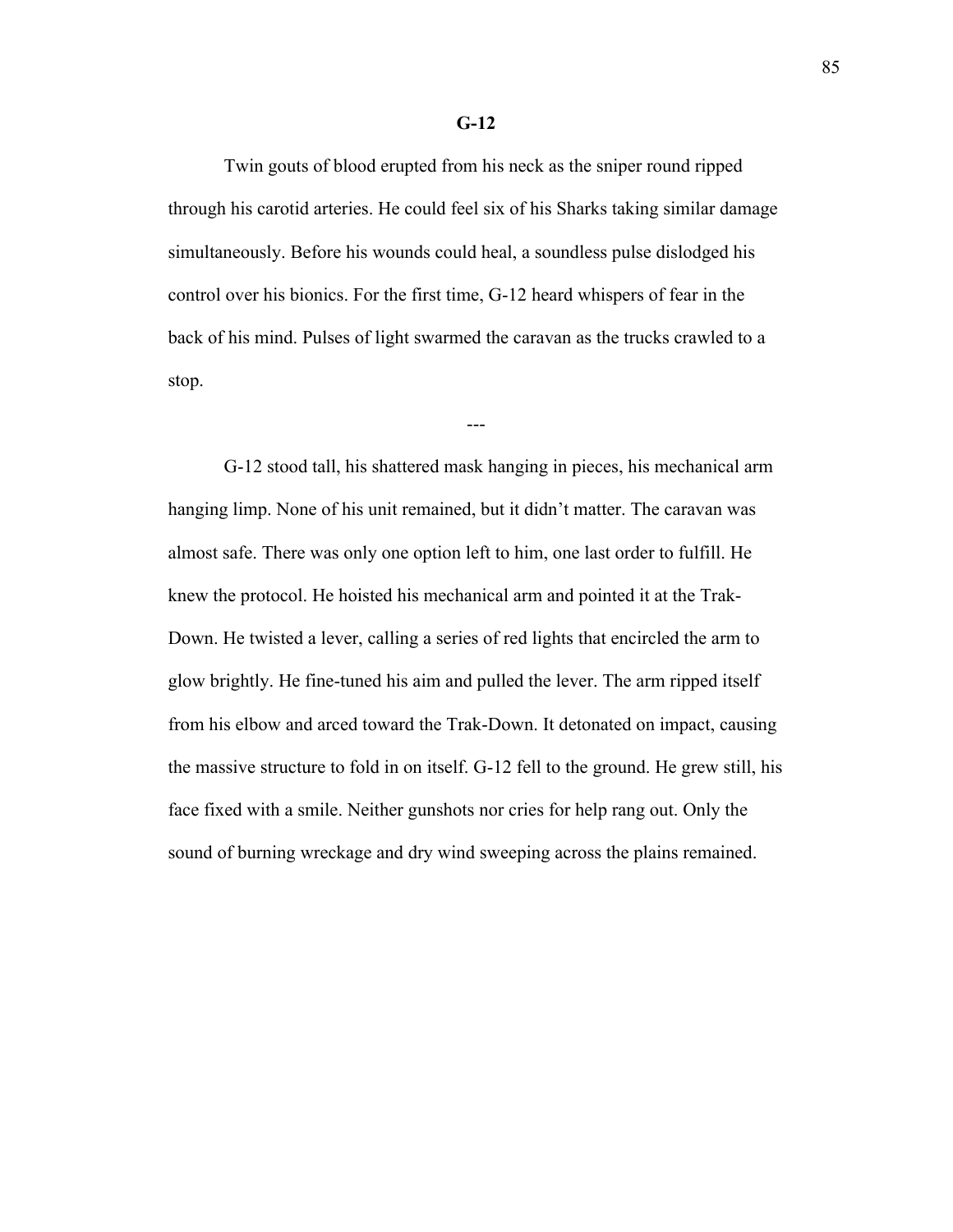**G-12**

Twin gouts of blood erupted from his neck as the sniper round ripped through his carotid arteries. He could feel six of his Sharks taking similar damage simultaneously. Before his wounds could heal, a soundless pulse dislodged his control over his bionics. For the first time, G-12 heard whispers of fear in the back of his mind. Pulses of light swarmed the caravan as the trucks crawled to a stop.

---

G-12 stood tall, his shattered mask hanging in pieces, his mechanical arm hanging limp. None of his unit remained, but it didn't matter. The caravan was almost safe. There was only one option left to him, one last order to fulfill. He knew the protocol. He hoisted his mechanical arm and pointed it at the Trak-Down. He twisted a lever, calling a series of red lights that encircled the arm to glow brightly. He fine-tuned his aim and pulled the lever. The arm ripped itself from his elbow and arced toward the Trak-Down. It detonated on impact, causing the massive structure to fold in on itself. G-12 fell to the ground. He grew still, his face fixed with a smile. Neither gunshots nor cries for help rang out. Only the sound of burning wreckage and dry wind sweeping across the plains remained.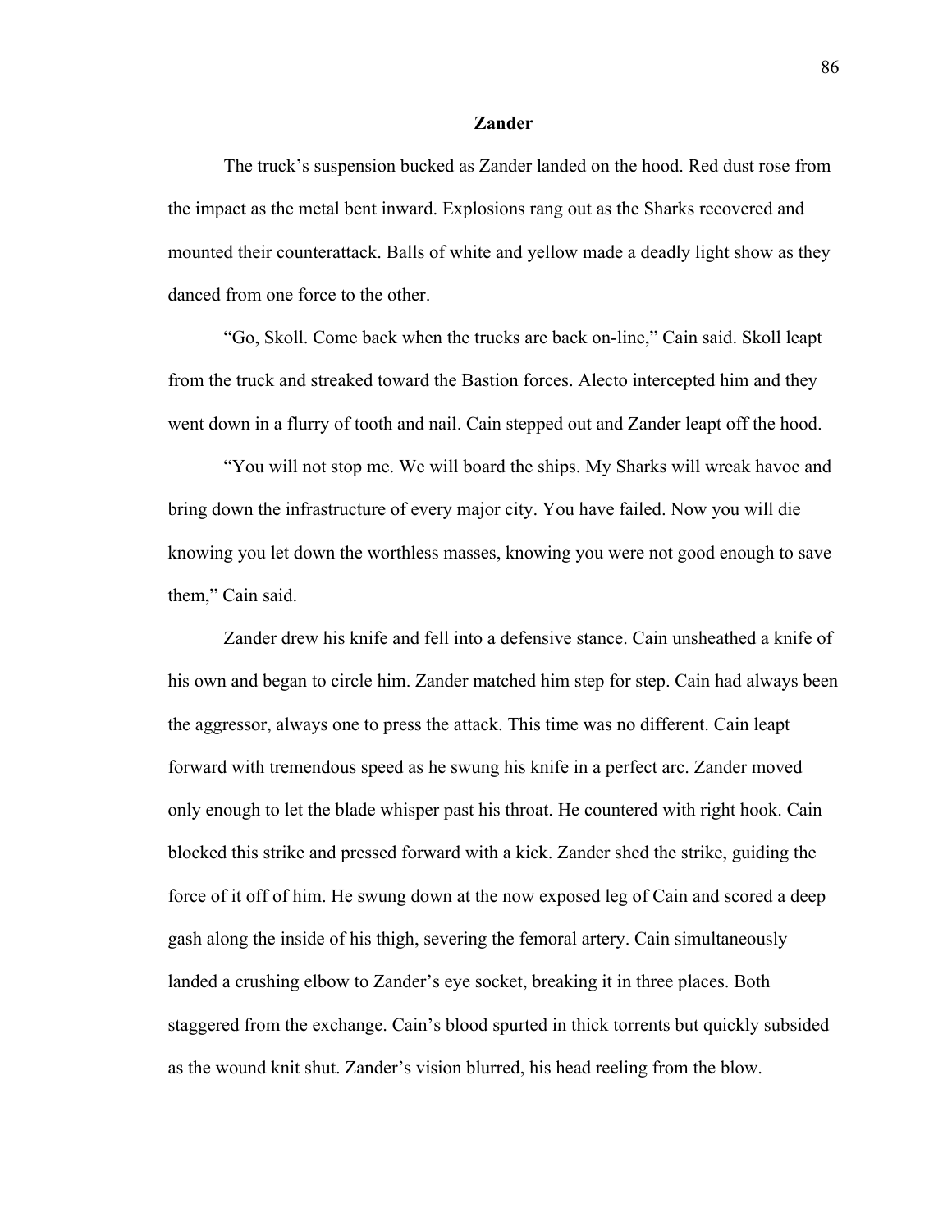**Zander**

The truck's suspension bucked as Zander landed on the hood. Red dust rose from the impact as the metal bent inward. Explosions rang out as the Sharks recovered and mounted their counterattack. Balls of white and yellow made a deadly light show as they danced from one force to the other.

"Go, Skoll. Come back when the trucks are back on-line," Cain said. Skoll leapt from the truck and streaked toward the Bastion forces. Alecto intercepted him and they went down in a flurry of tooth and nail. Cain stepped out and Zander leapt off the hood.

"You will not stop me. We will board the ships. My Sharks will wreak havoc and bring down the infrastructure of every major city. You have failed. Now you will die knowing you let down the worthless masses, knowing you were not good enough to save them," Cain said.

Zander drew his knife and fell into a defensive stance. Cain unsheathed a knife of his own and began to circle him. Zander matched him step for step. Cain had always been the aggressor, always one to press the attack. This time was no different. Cain leapt forward with tremendous speed as he swung his knife in a perfect arc. Zander moved only enough to let the blade whisper past his throat. He countered with right hook. Cain blocked this strike and pressed forward with a kick. Zander shed the strike, guiding the force of it off of him. He swung down at the now exposed leg of Cain and scored a deep gash along the inside of his thigh, severing the femoral artery. Cain simultaneously landed a crushing elbow to Zander's eye socket, breaking it in three places. Both staggered from the exchange. Cain's blood spurted in thick torrents but quickly subsided as the wound knit shut. Zander's vision blurred, his head reeling from the blow.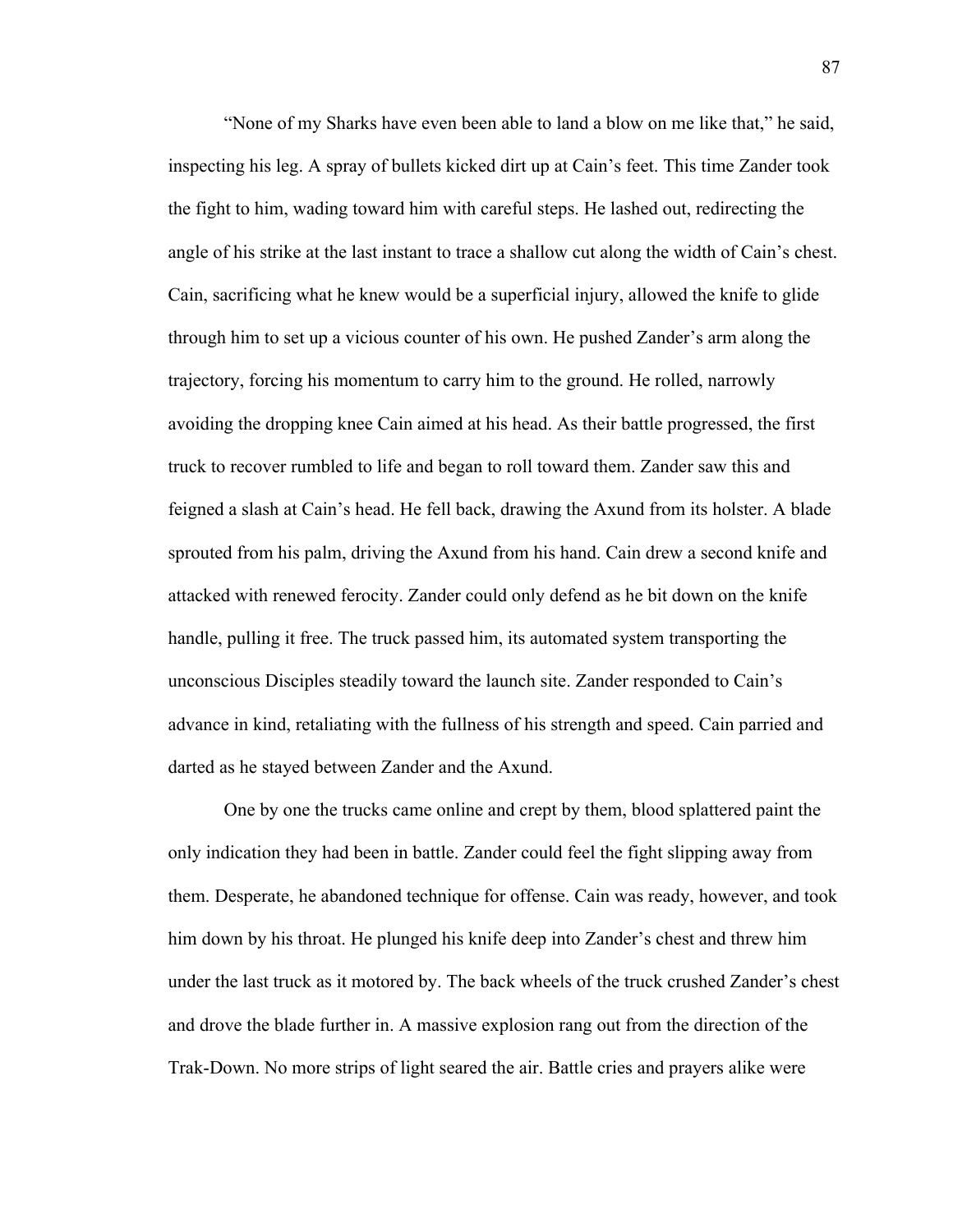“None of my Sharks have even been able to land a blow on me like that,” he said, inspecting his leg. A spray of bullets kicked dirt up at Cain’s feet. This time Zander took the fight to him, wading toward him with careful steps. He lashed out, redirecting the angle of his strike at the last instant to trace a shallow cut along the width of Cain’s chest. Cain, sacrificing what he knew would be a superficial injury, allowed the knife to glide through him to set up a vicious counter of his own. He pushed Zander’s arm along the trajectory, forcing his momentum to carry him to the ground. He rolled, narrowly avoiding the dropping knee Cain aimed at his head. As their battle progressed, the first truck to recover rumbled to life and began to roll toward them. Zander saw this and feigned a slash at Cain’s head. He fell back, drawing the Axund from its holster. A blade sprouted from his palm, driving the Axund from his hand. Cain drew a second knife and attacked with renewed ferocity. Zander could only defend as he bit down on the knife handle, pulling it free. The truck passed him, its automated system transporting the unconscious Disciples steadily toward the launch site. Zander responded to Cain’s advance in kind, retaliating with the fullness of his strength and speed. Cain parried and darted as he stayed between Zander and the Axund.

One by one the trucks came online and crept by them, blood splattered paint the only indication they had been in battle. Zander could feel the fight slipping away from them. Desperate, he abandoned technique for offense. Cain was ready, however, and took him down by his throat. He plunged his knife deep into Zander’s chest and threw him under the last truck as it motored by. The back wheels of the truck crushed Zander’s chest and drove the blade further in. A massive explosion rang out from the direction of the Trak-Down. No more strips of light seared the air. Battle cries and prayers alike were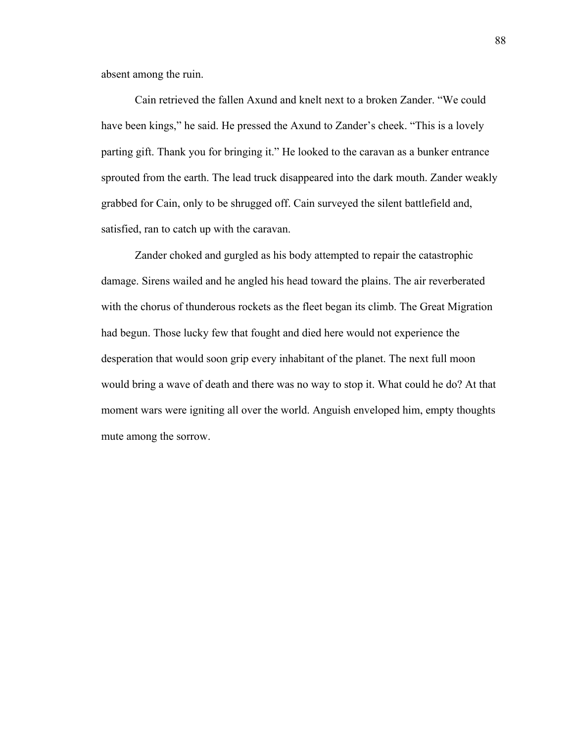absent among the ruin.

Cain retrieved the fallen Axund and knelt next to a broken Zander. “We could have been kings,” he said. He pressed the Axund to Zander’s cheek. “This is a lovely parting gift. Thank you for bringing it.” He looked to the caravan as a bunker entrance sprouted from the earth. The lead truck disappeared into the dark mouth. Zander weakly grabbed for Cain, only to be shrugged off. Cain surveyed the silent battlefield and, satisfied, ran to catch up with the caravan.

Zander choked and gurgled as his body attempted to repair the catastrophic damage. Sirens wailed and he angled his head toward the plains. The air reverberated with the chorus of thunderous rockets as the fleet began its climb. The Great Migration had begun. Those lucky few that fought and died here would not experience the desperation that would soon grip every inhabitant of the planet. The next full moon would bring a wave of death and there was no way to stop it. What could he do? At that moment wars were igniting all over the world. Anguish enveloped him, empty thoughts mute among the sorrow.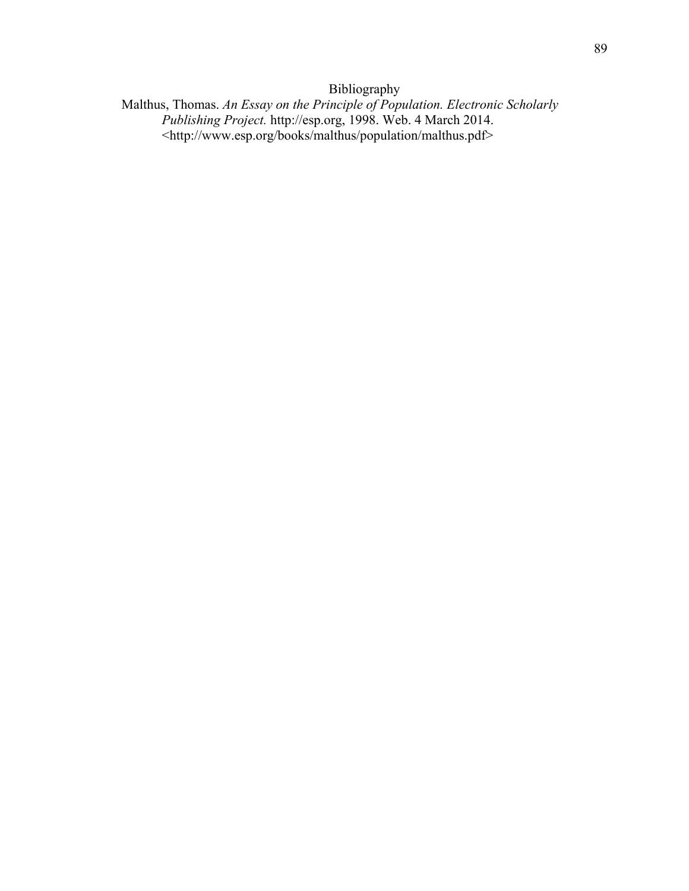# Bibliography

Malthus, Thomas. *An Essay on the Principle of Population. Electronic Scholarly Publishing Project.* http://esp.org, 1998. Web. 4 March 2014. <http://www.esp.org/books/malthus/population/malthus.pdf>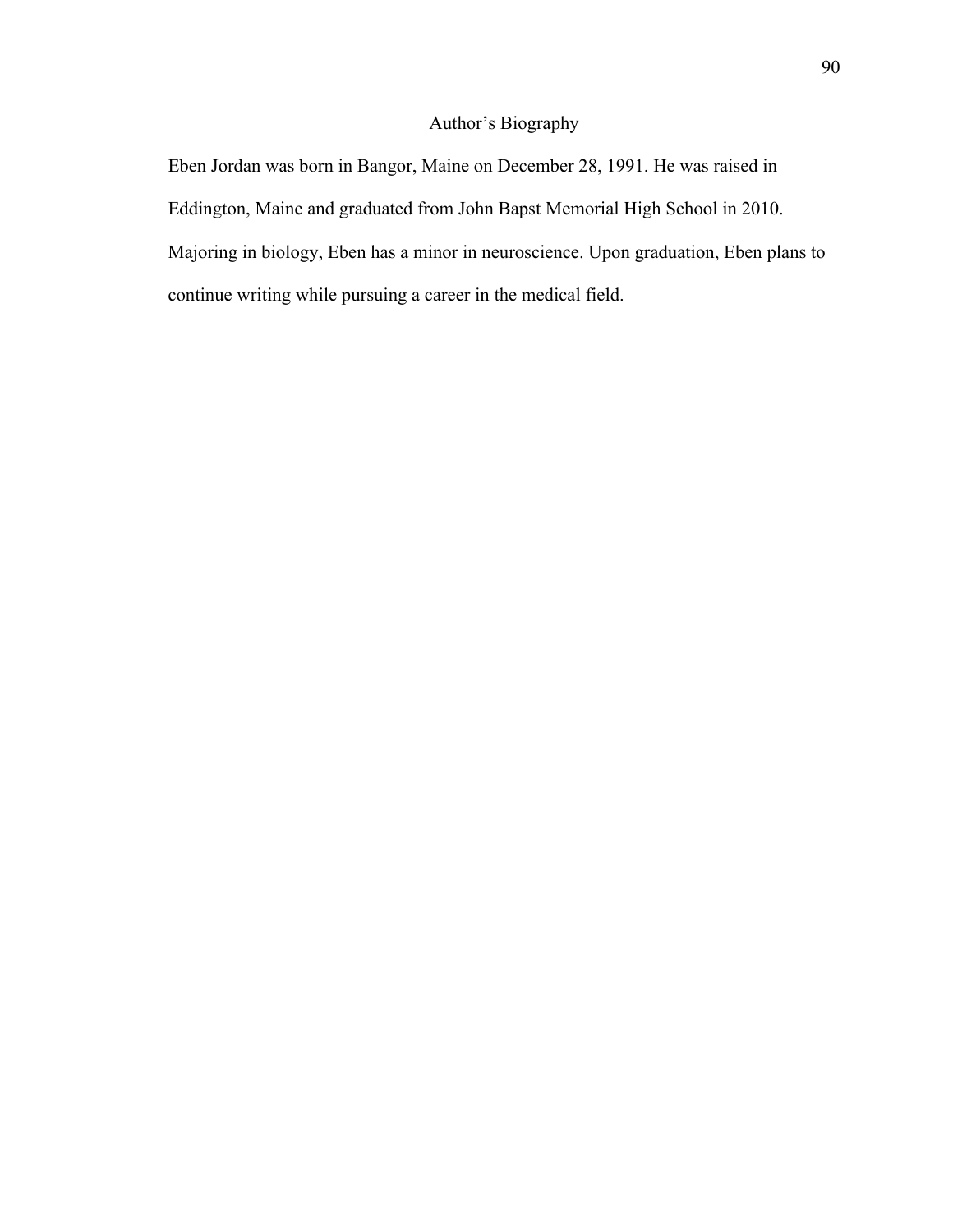# Author's Biography

Eben Jordan was born in Bangor, Maine on December 28, 1991. He was raised in Eddington, Maine and graduated from John Bapst Memorial High School in 2010. Majoring in biology, Eben has a minor in neuroscience. Upon graduation, Eben plans to continue writing while pursuing a career in the medical field.